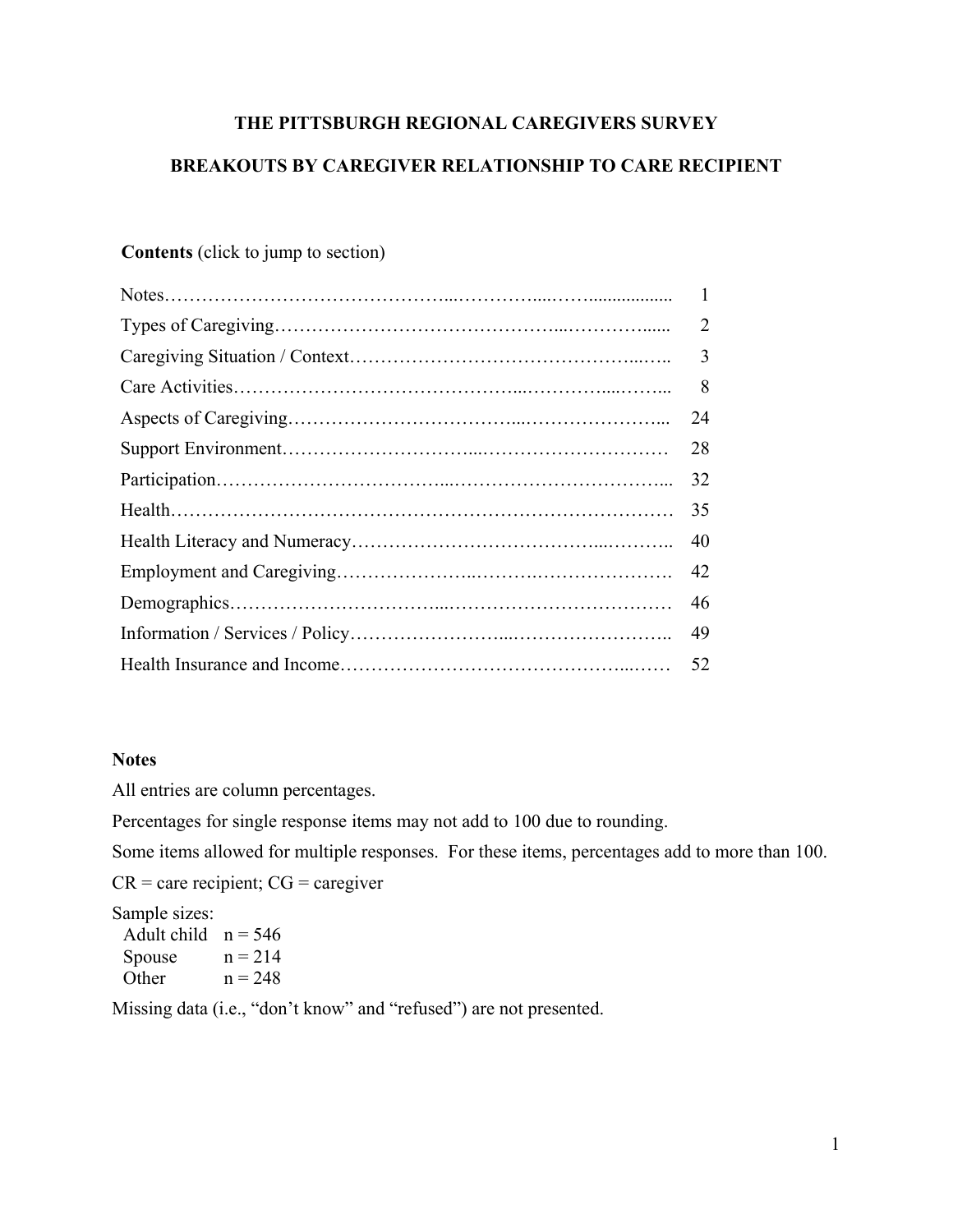# THE PITTSBURGH REGIONAL CAREGIVERS SURVEY

## BREAKOUTS BY CAREGIVER RELATIONSHIP TO CARE RECIPIENT

**Contents** (click to jump to section)

| Section | Page |
|---|---|
| Notes | 1 |
| Types of Caregiving | 2 |
| Caregiving Situation / Context | 3 |
| Care Activities | 8 |
| Aspects of Caregiving | 24 |
| Support Environment | 28 |
| Participation | 32 |
| Health | 35 |
| Health Literacy and Numeracy | 40 |
| Employment and Caregiving | 42 |
| Demographics | 46 |
| Information / Services / Policy | 49 |
| Health Insurance and Income | 52 |

### Notes

All entries are column percentages.

Percentages for single response items may not add to 100 due to rounding.

Some items allowed for multiple responses. For these items, percentages add to more than 100.

CR = care recipient; CG = caregiver

Sample sizes:

| | |
|---|---|
| Adult child | n = 546 |
| Spouse | n = 214 |
| Other | n = 248 |

Missing data (i.e., "don't know" and "refused") are not presented.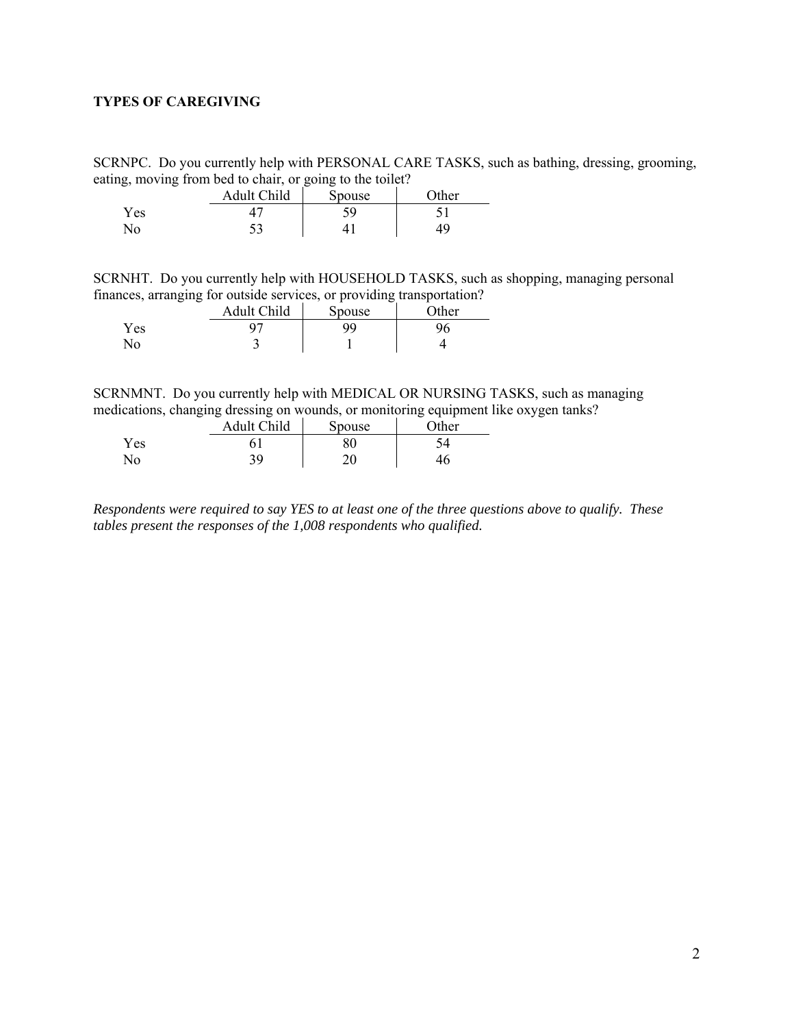**TYPES OF CAREGIVING**

SCRNPC. Do you currently help with PERSONAL CARE TASKS, such as bathing, dressing, grooming, eating, moving from bed to chair, or going to the toilet?

| | Adult Child | Spouse | Other |
|---|---|---|---|
| Yes | 47 | 59 | 51 |
| No | 53 | 41 | 49 |

SCRNHT. Do you currently help with HOUSEHOLD TASKS, such as shopping, managing personal finances, arranging for outside services, or providing transportation?

| | Adult Child | Spouse | Other |
|---|---|---|---|
| Yes | 97 | 99 | 96 |
| No | 3 | 1 | 4 |

SCRNMNT. Do you currently help with MEDICAL OR NURSING TASKS, such as managing medications, changing dressing on wounds, or monitoring equipment like oxygen tanks?

| | Adult Child | Spouse | Other |
|---|---|---|---|
| Yes | 61 | 80 | 54 |
| No | 39 | 20 | 46 |

*Respondents were required to say YES to at least one of the three questions above to qualify. These tables present the responses of the 1,008 respondents who qualified.*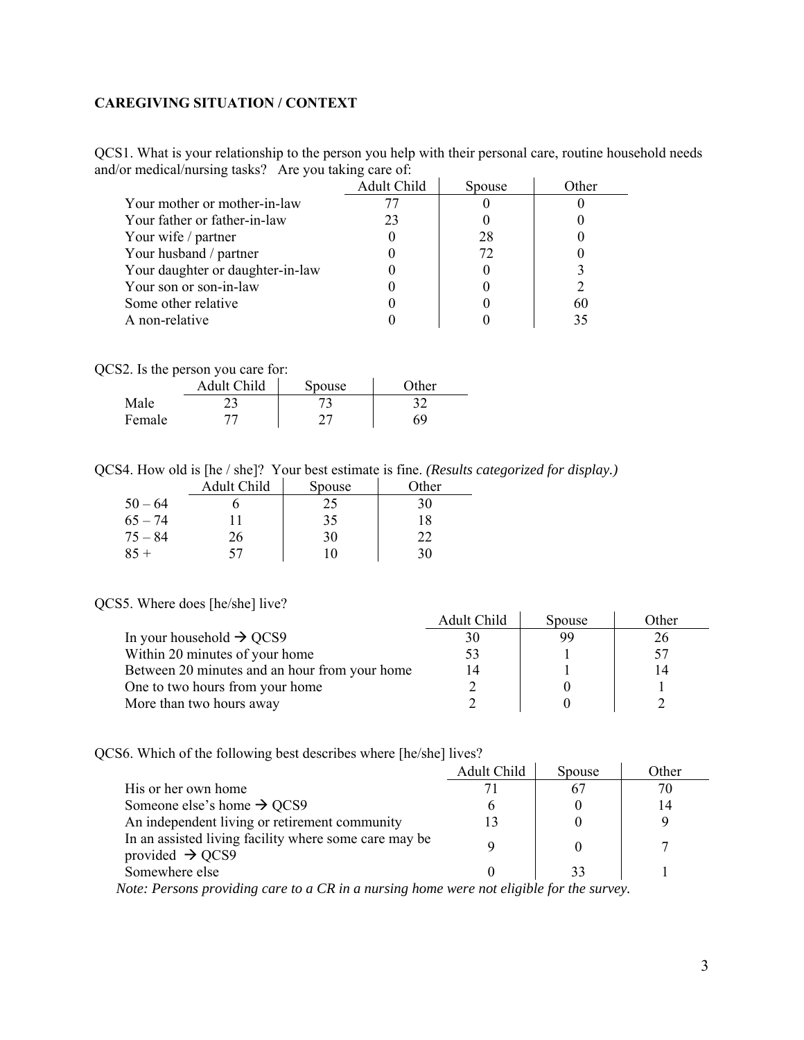**CAREGIVING SITUATION / CONTEXT**

QCS1. What is your relationship to the person you help with their personal care, routine household needs and/or medical/nursing tasks? Are you taking care of:

| | Adult Child | Spouse | Other |
|---|---|---|---|
| Your mother or mother-in-law | 77 | 0 | 0 |
| Your father or father-in-law | 23 | 0 | 0 |
| Your wife / partner | 0 | 28 | 0 |
| Your husband / partner | 0 | 72 | 0 |
| Your daughter or daughter-in-law | 0 | 0 | 3 |
| Your son or son-in-law | 0 | 0 | 2 |
| Some other relative | 0 | 0 | 60 |
| A non-relative | 0 | 0 | 35 |

QCS2. Is the person you care for:

| | Adult Child | Spouse | Other |
|---|---|---|---|
| Male | 23 | 73 | 32 |
| Female | 77 | 27 | 69 |

QCS4. How old is [he / she]? Your best estimate is fine. *(Results categorized for display.)*

| | Adult Child | Spouse | Other |
|---|---|---|---|
| 50 – 64 | 6 | 25 | 30 |
| 65 – 74 | 11 | 35 | 18 |
| 75 – 84 | 26 | 30 | 22 |
| 85 + | 57 | 10 | 30 |

QCS5. Where does [he/she] live?

| | Adult Child | Spouse | Other |
|---|---|---|---|
| In your household → QCS9 | 30 | 99 | 26 |
| Within 20 minutes of your home | 53 | 1 | 57 |
| Between 20 minutes and an hour from your home | 14 | 1 | 14 |
| One to two hours from your home | 2 | 0 | 1 |
| More than two hours away | 2 | 0 | 2 |

QCS6. Which of the following best describes where [he/she] lives?

| | Adult Child | Spouse | Other |
|---|---|---|---|
| His or her own home | 71 | 67 | 70 |
| Someone else's home → QCS9 | 6 | 0 | 14 |
| An independent living or retirement community | 13 | 0 | 9 |
| In an assisted living facility where some care may be provided → QCS9 | 9 | 0 | 7 |
| Somewhere else | 0 | 33 | 1 |

*Note: Persons providing care to a CR in a nursing home were not eligible for the survey.*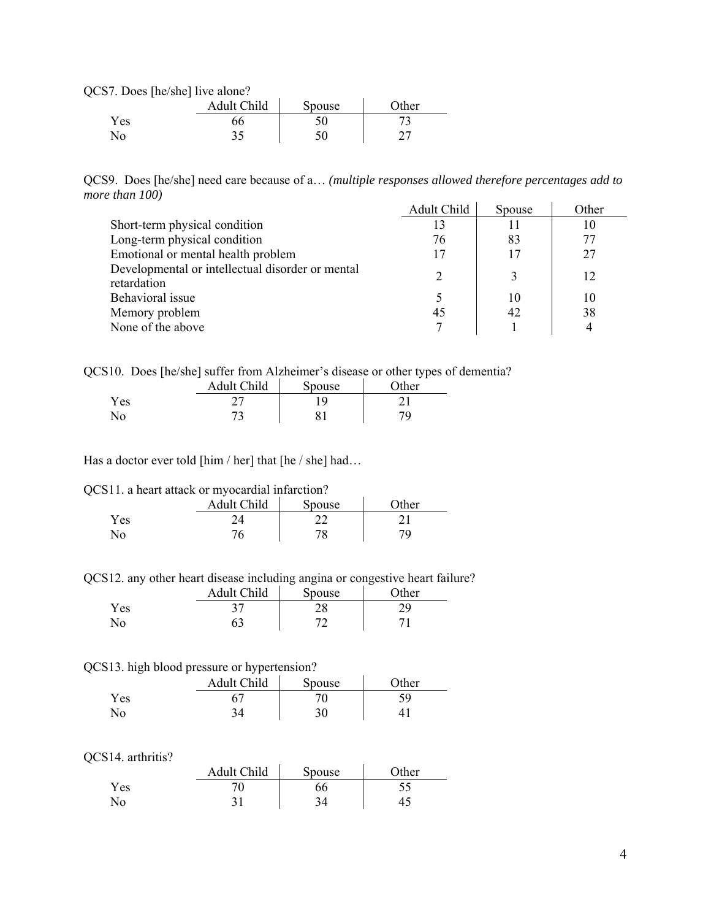QCS7. Does [he/she] live alone?

| | Adult Child | Spouse | Other |
|---|---|---|---|
| Yes | 66 | 50 | 73 |
| No | 35 | 50 | 27 |

QCS9. Does [he/she] need care because of a… *(multiple responses allowed therefore percentages add to more than 100)*

| | Adult Child | Spouse | Other |
|---|---|---|---|
| Short-term physical condition | 13 | 11 | 10 |
| Long-term physical condition | 76 | 83 | 77 |
| Emotional or mental health problem | 17 | 17 | 27 |
| Developmental or intellectual disorder or mental retardation | 2 | 3 | 12 |
| Behavioral issue | 5 | 10 | 10 |
| Memory problem | 45 | 42 | 38 |
| None of the above | 7 | 1 | 4 |

QCS10. Does [he/she] suffer from Alzheimer's disease or other types of dementia?

| | Adult Child | Spouse | Other |
|---|---|---|---|
| Yes | 27 | 19 | 21 |
| No | 73 | 81 | 79 |

Has a doctor ever told [him / her] that [he / she] had…

QCS11. a heart attack or myocardial infarction?

| | Adult Child | Spouse | Other |
|---|---|---|---|
| Yes | 24 | 22 | 21 |
| No | 76 | 78 | 79 |

QCS12. any other heart disease including angina or congestive heart failure?

| | Adult Child | Spouse | Other |
|---|---|---|---|
| Yes | 37 | 28 | 29 |
| No | 63 | 72 | 71 |

QCS13. high blood pressure or hypertension?

| | Adult Child | Spouse | Other |
|---|---|---|---|
| Yes | 67 | 70 | 59 |
| No | 34 | 30 | 41 |

QCS14. arthritis?

| | Adult Child | Spouse | Other |
|---|---|---|---|
| Yes | 70 | 66 | 55 |
| No | 31 | 34 | 45 |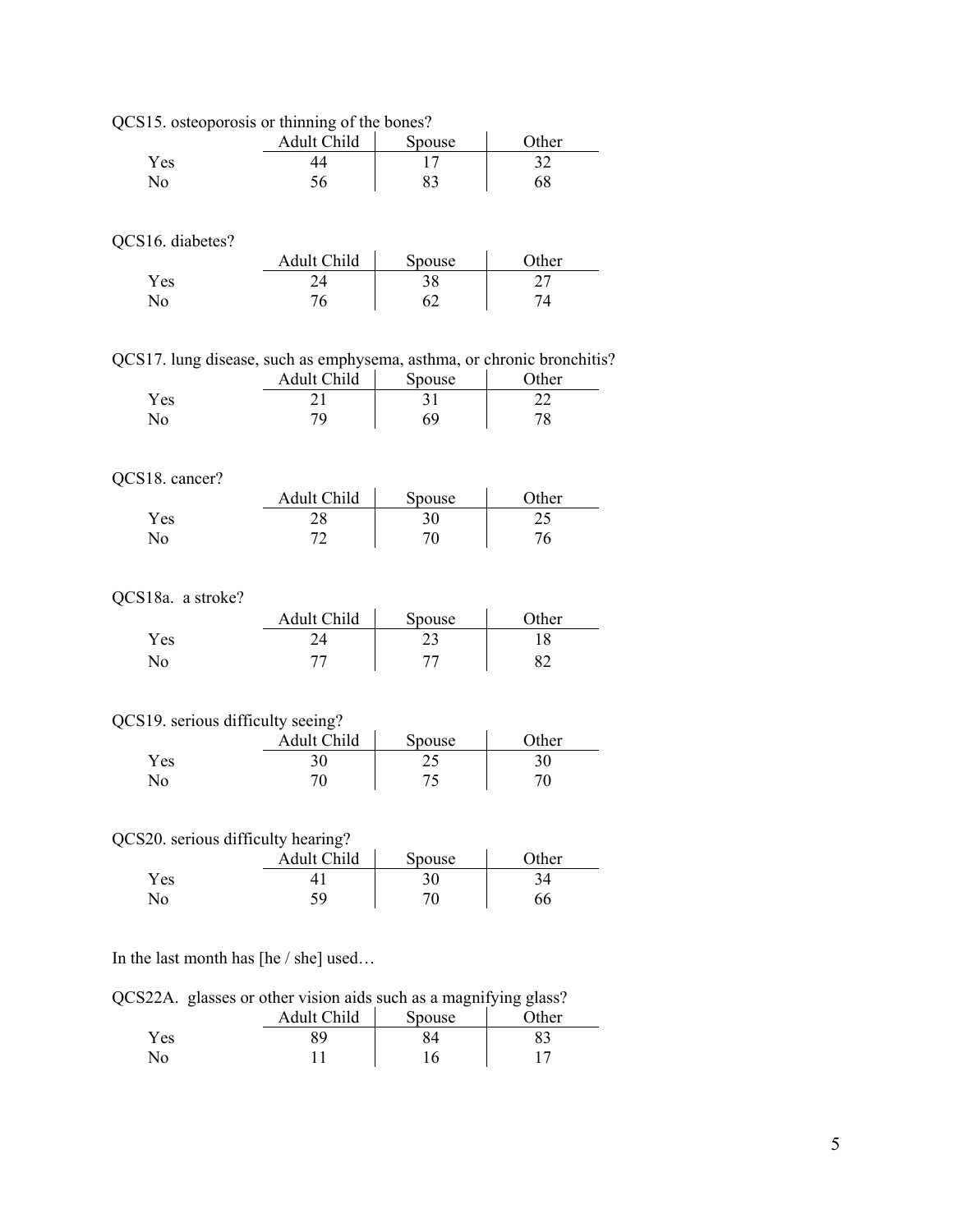QCS15. osteoporosis or thinning of the bones?

| | Adult Child | Spouse | Other |
|---|---|---|---|
| Yes | 44 | 17 | 32 |
| No | 56 | 83 | 68 |

QCS16. diabetes?

| | Adult Child | Spouse | Other |
|---|---|---|---|
| Yes | 24 | 38 | 27 |
| No | 76 | 62 | 74 |

QCS17. lung disease, such as emphysema, asthma, or chronic bronchitis?

| | Adult Child | Spouse | Other |
|---|---|---|---|
| Yes | 21 | 31 | 22 |
| No | 79 | 69 | 78 |

QCS18. cancer?

| | Adult Child | Spouse | Other |
|---|---|---|---|
| Yes | 28 | 30 | 25 |
| No | 72 | 70 | 76 |

QCS18a. a stroke?

| | Adult Child | Spouse | Other |
|---|---|---|---|
| Yes | 24 | 23 | 18 |
| No | 77 | 77 | 82 |

QCS19. serious difficulty seeing?

| | Adult Child | Spouse | Other |
|---|---|---|---|
| Yes | 30 | 25 | 30 |
| No | 70 | 75 | 70 |

QCS20. serious difficulty hearing?

| | Adult Child | Spouse | Other |
|---|---|---|---|
| Yes | 41 | 30 | 34 |
| No | 59 | 70 | 66 |

In the last month has [he / she] used…

QCS22A. glasses or other vision aids such as a magnifying glass?

| | Adult Child | Spouse | Other |
|---|---|---|---|
| Yes | 89 | 84 | 83 |
| No | 11 | 16 | 17 |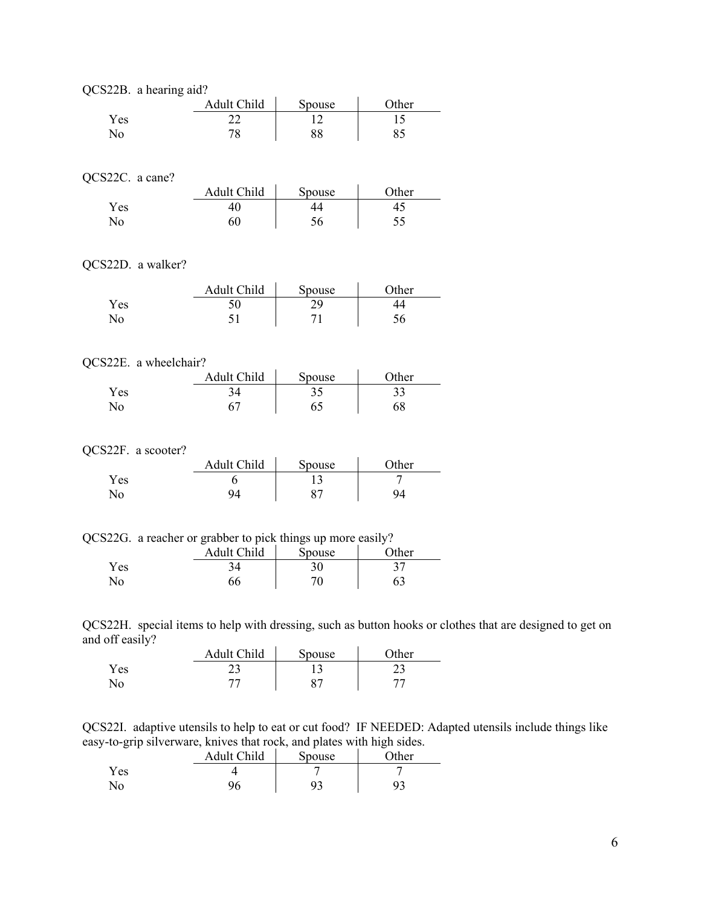QCS22B. a hearing aid?

| | Adult Child | Spouse | Other |
|---|---|---|---|
| Yes | 22 | 12 | 15 |
| No | 78 | 88 | 85 |

QCS22C. a cane?

| | Adult Child | Spouse | Other |
|---|---|---|---|
| Yes | 40 | 44 | 45 |
| No | 60 | 56 | 55 |

QCS22D. a walker?

| | Adult Child | Spouse | Other |
|---|---|---|---|
| Yes | 50 | 29 | 44 |
| No | 51 | 71 | 56 |

QCS22E. a wheelchair?

| | Adult Child | Spouse | Other |
|---|---|---|---|
| Yes | 34 | 35 | 33 |
| No | 67 | 65 | 68 |

QCS22F. a scooter?

| | Adult Child | Spouse | Other |
|---|---|---|---|
| Yes | 6 | 13 | 7 |
| No | 94 | 87 | 94 |

QCS22G. a reacher or grabber to pick things up more easily?

| | Adult Child | Spouse | Other |
|---|---|---|---|
| Yes | 34 | 30 | 37 |
| No | 66 | 70 | 63 |

QCS22H. special items to help with dressing, such as button hooks or clothes that are designed to get on and off easily?

| | Adult Child | Spouse | Other |
|---|---|---|---|
| Yes | 23 | 13 | 23 |
| No | 77 | 87 | 77 |

QCS22I. adaptive utensils to help to eat or cut food? IF NEEDED: Adapted utensils include things like easy-to-grip silverware, knives that rock, and plates with high sides.

| | Adult Child | Spouse | Other |
|---|---|---|---|
| Yes | 4 | 7 | 7 |
| No | 96 | 93 | 93 |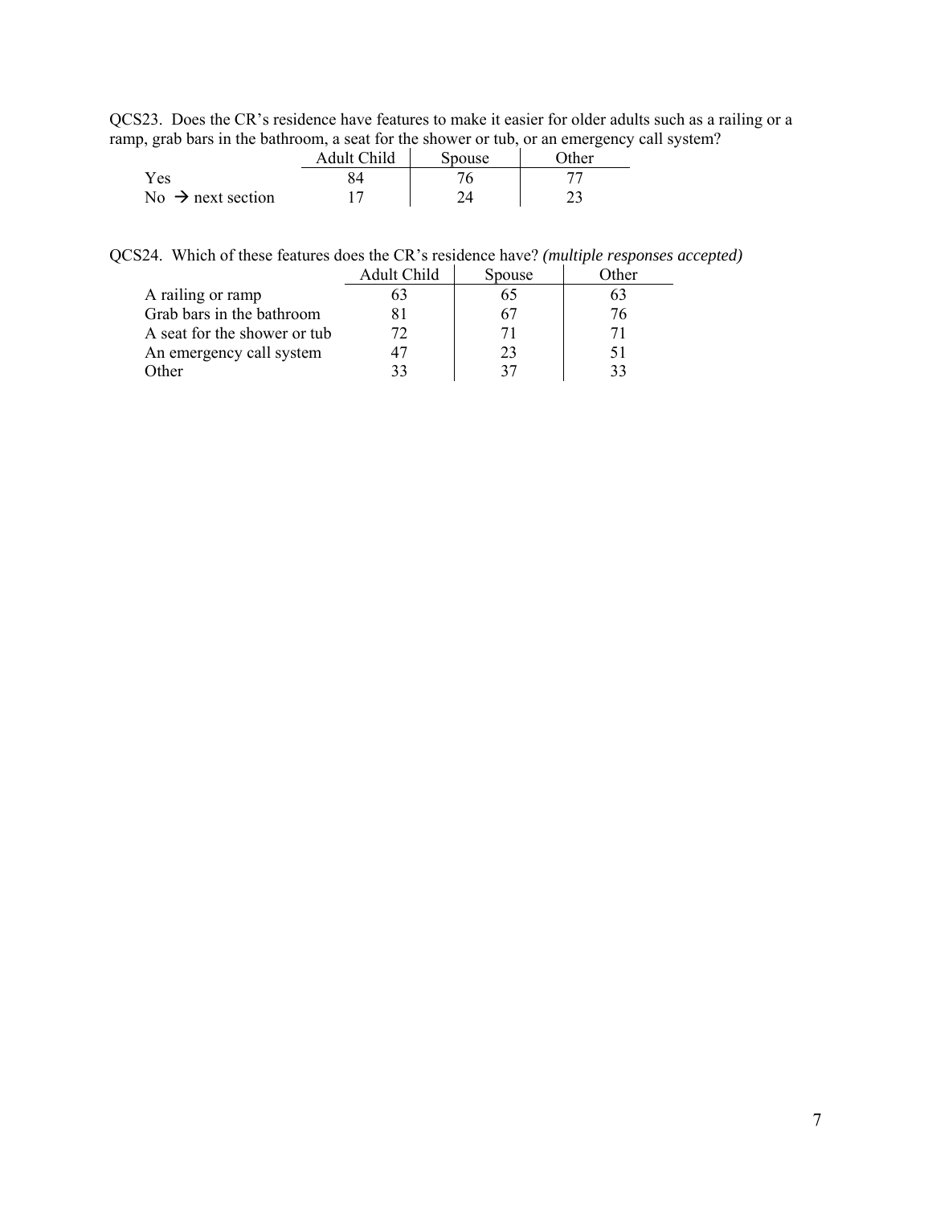QCS23. Does the CR's residence have features to make it easier for older adults such as a railing or a ramp, grab bars in the bathroom, a seat for the shower or tub, or an emergency call system?

| | Adult Child | Spouse | Other |
|---|---|---|---|
| Yes | 84 | 76 | 77 |
| No → next section | 17 | 24 | 23 |

QCS24. Which of these features does the CR's residence have? *(multiple responses accepted)*

| | Adult Child | Spouse | Other |
|---|---|---|---|
| A railing or ramp | 63 | 65 | 63 |
| Grab bars in the bathroom | 81 | 67 | 76 |
| A seat for the shower or tub | 72 | 71 | 71 |
| An emergency call system | 47 | 23 | 51 |
| Other | 33 | 37 | 33 |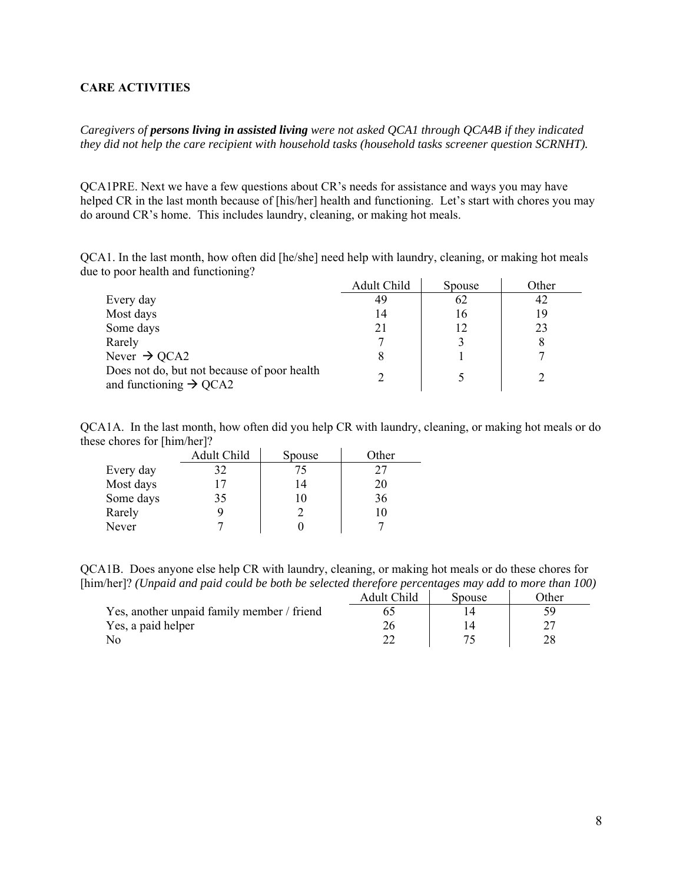**CARE ACTIVITIES**

*Caregivers of **persons living in assisted living** were not asked QCA1 through QCA4B if they indicated they did not help the care recipient with household tasks (household tasks screener question SCRNHT).*

QCA1PRE. Next we have a few questions about CR's needs for assistance and ways you may have helped CR in the last month because of [his/her] health and functioning. Let's start with chores you may do around CR's home. This includes laundry, cleaning, or making hot meals.

QCA1. In the last month, how often did [he/she] need help with laundry, cleaning, or making hot meals due to poor health and functioning?

| | Adult Child | Spouse | Other |
|---|---|---|---|
| Every day | 49 | 62 | 42 |
| Most days | 14 | 16 | 19 |
| Some days | 21 | 12 | 23 |
| Rarely | 7 | 3 | 8 |
| Never → QCA2 | 8 | 1 | 7 |
| Does not do, but not because of poor health and functioning → QCA2 | 2 | 5 | 2 |

QCA1A. In the last month, how often did you help CR with laundry, cleaning, or making hot meals or do these chores for [him/her]?

| | Adult Child | Spouse | Other |
|---|---|---|---|
| Every day | 32 | 75 | 27 |
| Most days | 17 | 14 | 20 |
| Some days | 35 | 10 | 36 |
| Rarely | 9 | 2 | 10 |
| Never | 7 | 0 | 7 |

QCA1B. Does anyone else help CR with laundry, cleaning, or making hot meals or do these chores for [him/her]? *(Unpaid and paid could be both be selected therefore percentages may add to more than 100)*

| | Adult Child | Spouse | Other |
|---|---|---|---|
| Yes, another unpaid family member / friend | 65 | 14 | 59 |
| Yes, a paid helper | 26 | 14 | 27 |
| No | 22 | 75 | 28 |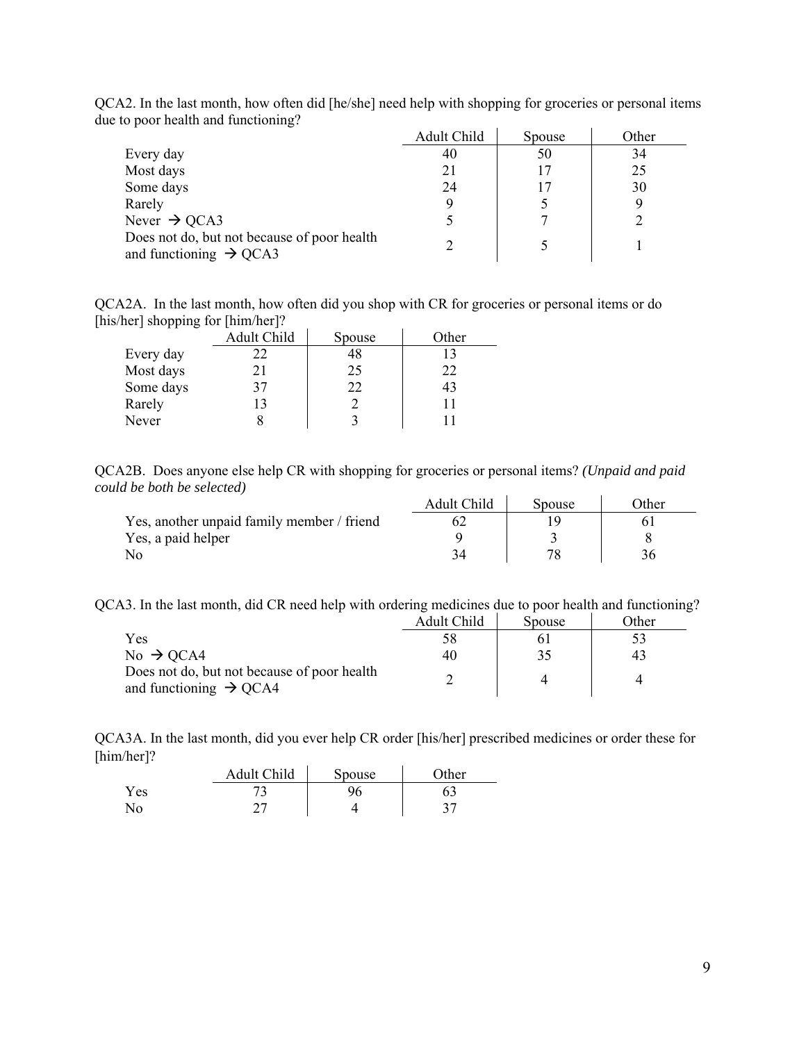QCA2. In the last month, how often did [he/she] need help with shopping for groceries or personal items due to poor health and functioning?

| | Adult Child | Spouse | Other |
|---|---|---|---|
| Every day | 40 | 50 | 34 |
| Most days | 21 | 17 | 25 |
| Some days | 24 | 17 | 30 |
| Rarely | 9 | 5 | 9 |
| Never → QCA3 | 5 | 7 | 2 |
| Does not do, but not because of poor health and functioning → QCA3 | 2 | 5 | 1 |

QCA2A. In the last month, how often did you shop with CR for groceries or personal items or do [his/her] shopping for [him/her]?

| | Adult Child | Spouse | Other |
|---|---|---|---|
| Every day | 22 | 48 | 13 |
| Most days | 21 | 25 | 22 |
| Some days | 37 | 22 | 43 |
| Rarely | 13 | 2 | 11 |
| Never | 8 | 3 | 11 |

QCA2B. Does anyone else help CR with shopping for groceries or personal items? *(Unpaid and paid could be both be selected)*

| | Adult Child | Spouse | Other |
|---|---|---|---|
| Yes, another unpaid family member / friend | 62 | 19 | 61 |
| Yes, a paid helper | 9 | 3 | 8 |
| No | 34 | 78 | 36 |

QCA3. In the last month, did CR need help with ordering medicines due to poor health and functioning?

| | Adult Child | Spouse | Other |
|---|---|---|---|
| Yes | 58 | 61 | 53 |
| No → QCA4 | 40 | 35 | 43 |
| Does not do, but not because of poor health and functioning → QCA4 | 2 | 4 | 4 |

QCA3A. In the last month, did you ever help CR order [his/her] prescribed medicines or order these for [him/her]?

| | Adult Child | Spouse | Other |
|---|---|---|---|
| Yes | 73 | 96 | 63 |
| No | 27 | 4 | 37 |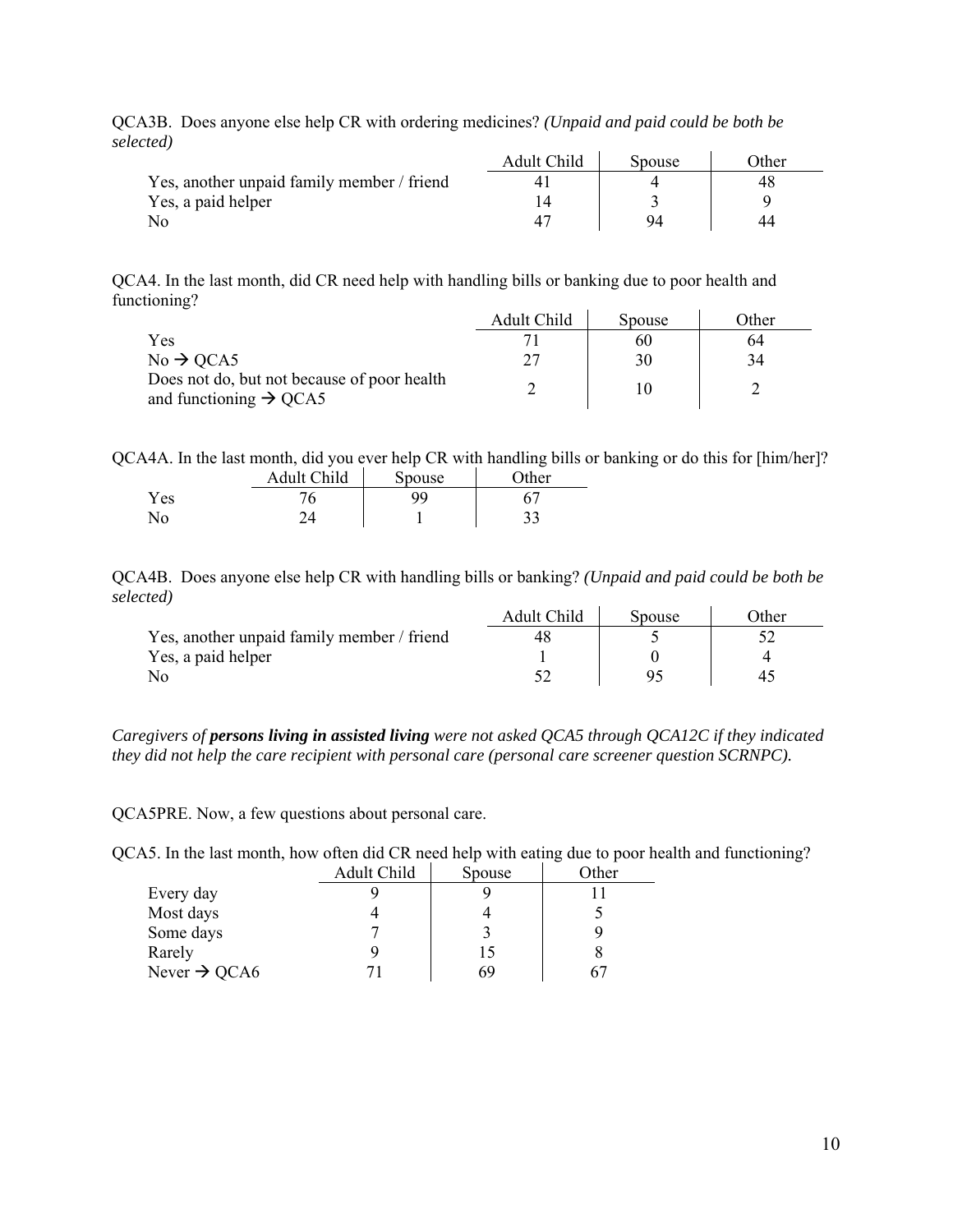QCA3B. Does anyone else help CR with ordering medicines? *(Unpaid and paid could be both be selected)*

| | Adult Child | Spouse | Other |
|---|---|---|---|
| Yes, another unpaid family member / friend | 41 | 4 | 48 |
| Yes, a paid helper | 14 | 3 | 9 |
| No | 47 | 94 | 44 |

QCA4. In the last month, did CR need help with handling bills or banking due to poor health and functioning?

| | Adult Child | Spouse | Other |
|---|---|---|---|
| Yes | 71 | 60 | 64 |
| No → QCA5 | 27 | 30 | 34 |
| Does not do, but not because of poor health and functioning → QCA5 | 2 | 10 | 2 |

QCA4A. In the last month, did you ever help CR with handling bills or banking or do this for [him/her]?

| | Adult Child | Spouse | Other |
|---|---|---|---|
| Yes | 76 | 99 | 67 |
| No | 24 | 1 | 33 |

QCA4B. Does anyone else help CR with handling bills or banking? *(Unpaid and paid could be both be selected)*

| | Adult Child | Spouse | Other |
|---|---|---|---|
| Yes, another unpaid family member / friend | 48 | 5 | 52 |
| Yes, a paid helper | 1 | 0 | 4 |
| No | 52 | 95 | 45 |

*Caregivers of **persons living in assisted living** were not asked QCA5 through QCA12C if they indicated they did not help the care recipient with personal care (personal care screener question SCRNPC).*

QCA5PRE. Now, a few questions about personal care.

QCA5. In the last month, how often did CR need help with eating due to poor health and functioning?

| | Adult Child | Spouse | Other |
|---|---|---|---|
| Every day | 9 | 9 | 11 |
| Most days | 4 | 4 | 5 |
| Some days | 7 | 3 | 9 |
| Rarely | 9 | 15 | 8 |
| Never → QCA6 | 71 | 69 | 67 |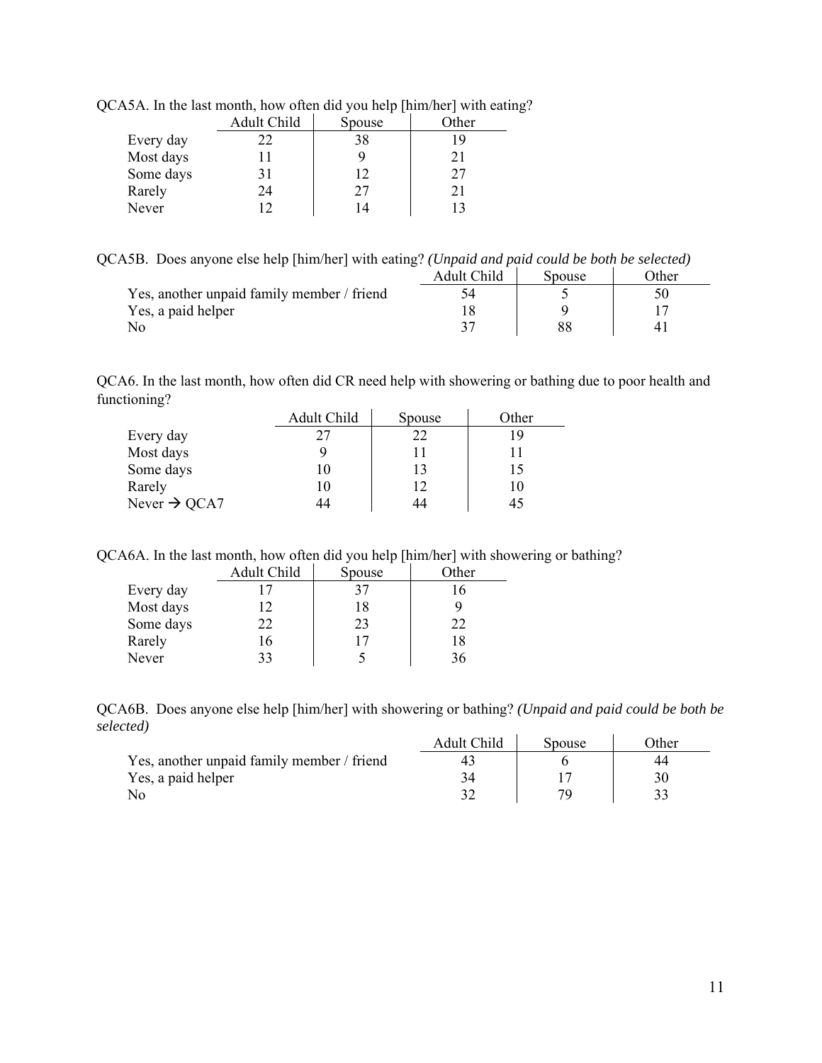QCA5A. In the last month, how often did you help [him/her] with eating?

| | Adult Child | Spouse | Other |
|---|---|---|---|
| Every day | 22 | 38 | 19 |
| Most days | 11 | 9 | 21 |
| Some days | 31 | 12 | 27 |
| Rarely | 24 | 27 | 21 |
| Never | 12 | 14 | 13 |

QCA5B. Does anyone else help [him/her] with eating? *(Unpaid and paid could be both be selected)*

| | Adult Child | Spouse | Other |
|---|---|---|---|
| Yes, another unpaid family member / friend | 54 | 5 | 50 |
| Yes, a paid helper | 18 | 9 | 17 |
| No | 37 | 88 | 41 |

QCA6. In the last month, how often did CR need help with showering or bathing due to poor health and functioning?

| | Adult Child | Spouse | Other |
|---|---|---|---|
| Every day | 27 | 22 | 19 |
| Most days | 9 | 11 | 11 |
| Some days | 10 | 13 | 15 |
| Rarely | 10 | 12 | 10 |
| Never → QCA7 | 44 | 44 | 45 |

QCA6A. In the last month, how often did you help [him/her] with showering or bathing?

| | Adult Child | Spouse | Other |
|---|---|---|---|
| Every day | 17 | 37 | 16 |
| Most days | 12 | 18 | 9 |
| Some days | 22 | 23 | 22 |
| Rarely | 16 | 17 | 18 |
| Never | 33 | 5 | 36 |

QCA6B. Does anyone else help [him/her] with showering or bathing? *(Unpaid and paid could be both be selected)*

| | Adult Child | Spouse | Other |
|---|---|---|---|
| Yes, another unpaid family member / friend | 43 | 6 | 44 |
| Yes, a paid helper | 34 | 17 | 30 |
| No | 32 | 79 | 33 |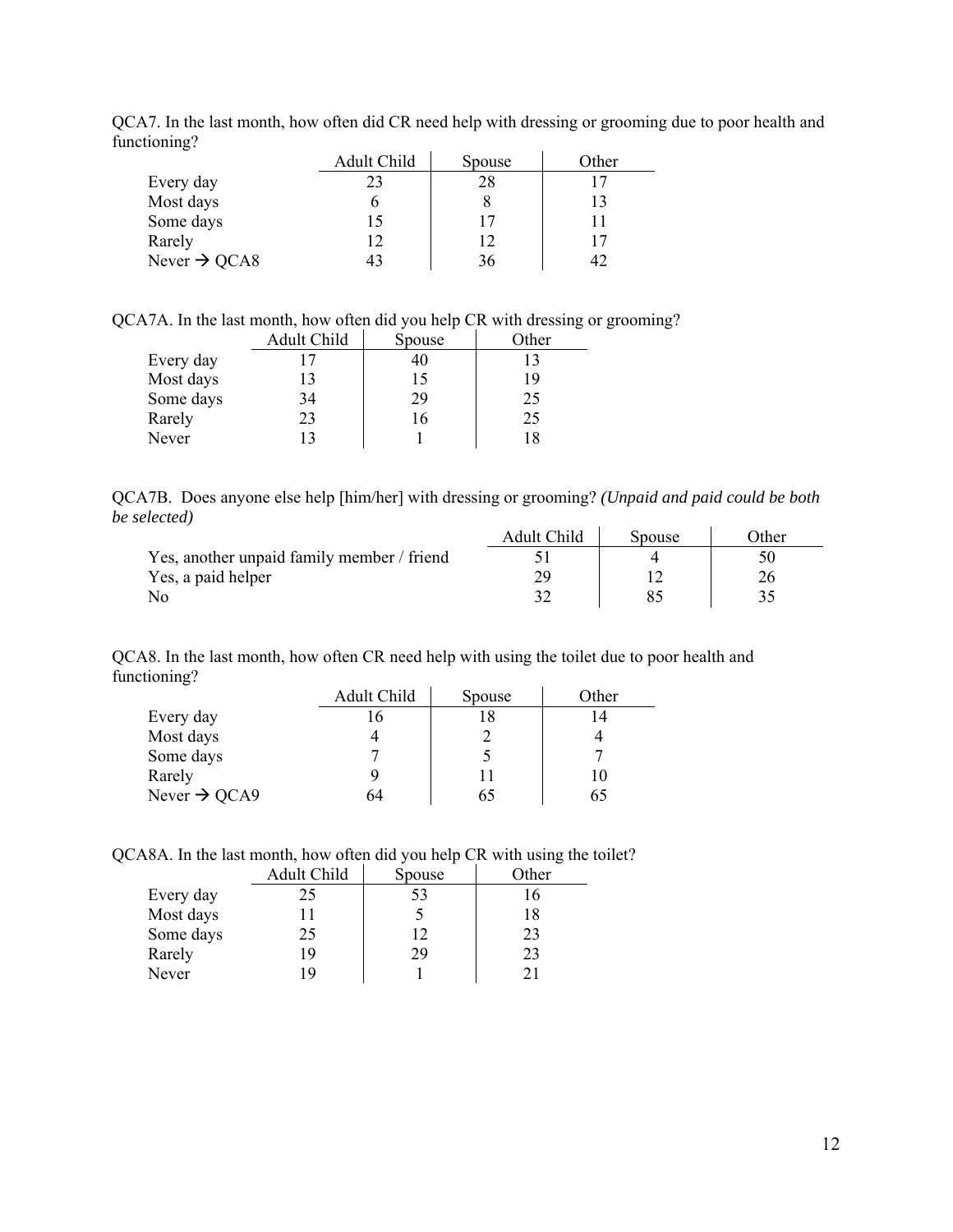QCA7. In the last month, how often did CR need help with dressing or grooming due to poor health and functioning?

| | Adult Child | Spouse | Other |
|---|---|---|---|
| Every day | 23 | 28 | 17 |
| Most days | 6 | 8 | 13 |
| Some days | 15 | 17 | 11 |
| Rarely | 12 | 12 | 17 |
| Never → QCA8 | 43 | 36 | 42 |

QCA7A. In the last month, how often did you help CR with dressing or grooming?

| | Adult Child | Spouse | Other |
|---|---|---|---|
| Every day | 17 | 40 | 13 |
| Most days | 13 | 15 | 19 |
| Some days | 34 | 29 | 25 |
| Rarely | 23 | 16 | 25 |
| Never | 13 | 1 | 18 |

QCA7B. Does anyone else help [him/her] with dressing or grooming? *(Unpaid and paid could be both be selected)*

| | Adult Child | Spouse | Other |
|---|---|---|---|
| Yes, another unpaid family member / friend | 51 | 4 | 50 |
| Yes, a paid helper | 29 | 12 | 26 |
| No | 32 | 85 | 35 |

QCA8. In the last month, how often CR need help with using the toilet due to poor health and functioning?

| | Adult Child | Spouse | Other |
|---|---|---|---|
| Every day | 16 | 18 | 14 |
| Most days | 4 | 2 | 4 |
| Some days | 7 | 5 | 7 |
| Rarely | 9 | 11 | 10 |
| Never → QCA9 | 64 | 65 | 65 |

QCA8A. In the last month, how often did you help CR with using the toilet?

| | Adult Child | Spouse | Other |
|---|---|---|---|
| Every day | 25 | 53 | 16 |
| Most days | 11 | 5 | 18 |
| Some days | 25 | 12 | 23 |
| Rarely | 19 | 29 | 23 |
| Never | 19 | 1 | 21 |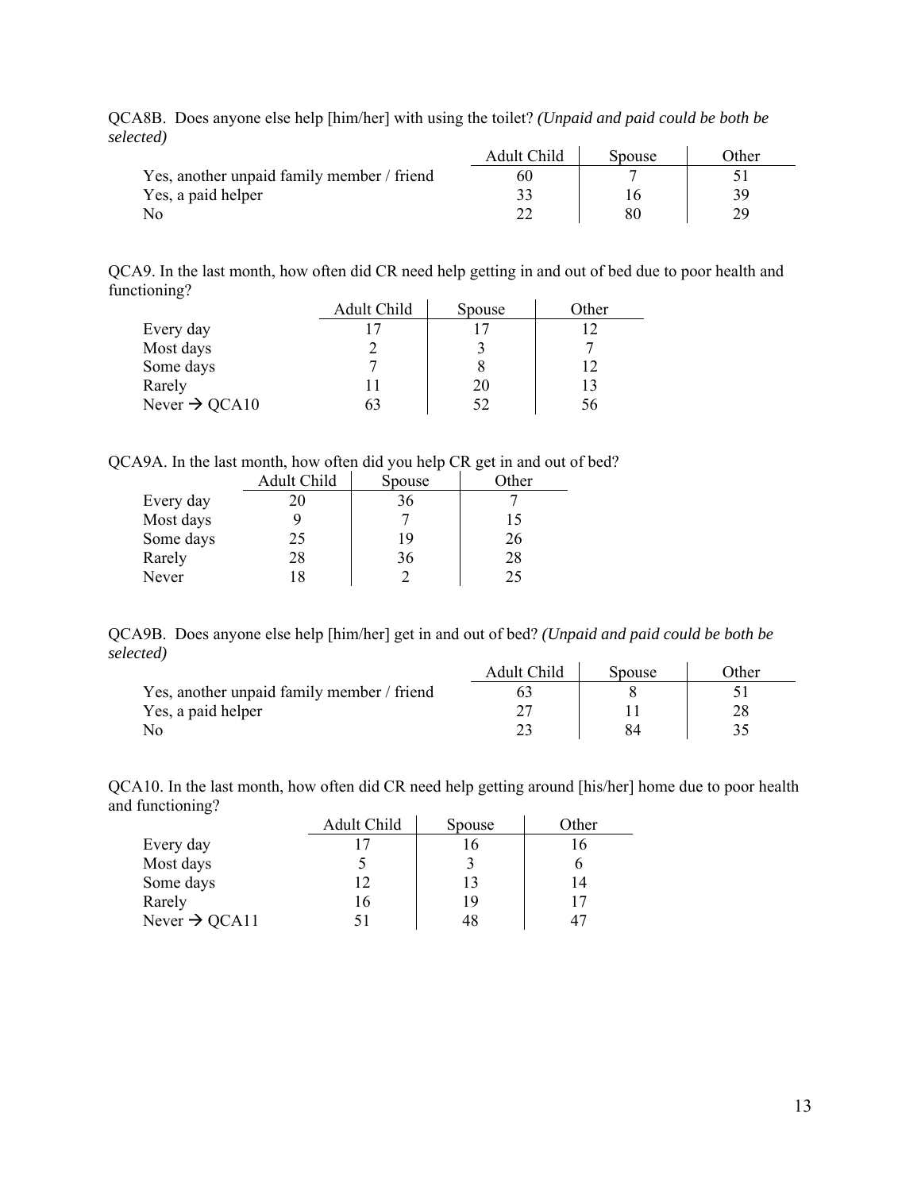QCA8B. Does anyone else help [him/her] with using the toilet? *(Unpaid and paid could be both be selected)*

| | Adult Child | Spouse | Other |
|---|---|---|---|
| Yes, another unpaid family member / friend | 60 | 7 | 51 |
| Yes, a paid helper | 33 | 16 | 39 |
| No | 22 | 80 | 29 |

QCA9. In the last month, how often did CR need help getting in and out of bed due to poor health and functioning?

| | Adult Child | Spouse | Other |
|---|---|---|---|
| Every day | 17 | 17 | 12 |
| Most days | 2 | 3 | 7 |
| Some days | 7 | 8 | 12 |
| Rarely | 11 | 20 | 13 |
| Never → QCA10 | 63 | 52 | 56 |

QCA9A. In the last month, how often did you help CR get in and out of bed?

| | Adult Child | Spouse | Other |
|---|---|---|---|
| Every day | 20 | 36 | 7 |
| Most days | 9 | 7 | 15 |
| Some days | 25 | 19 | 26 |
| Rarely | 28 | 36 | 28 |
| Never | 18 | 2 | 25 |

QCA9B. Does anyone else help [him/her] get in and out of bed? *(Unpaid and paid could be both be selected)*

| | Adult Child | Spouse | Other |
|---|---|---|---|
| Yes, another unpaid family member / friend | 63 | 8 | 51 |
| Yes, a paid helper | 27 | 11 | 28 |
| No | 23 | 84 | 35 |

QCA10. In the last month, how often did CR need help getting around [his/her] home due to poor health and functioning?

| | Adult Child | Spouse | Other |
|---|---|---|---|
| Every day | 17 | 16 | 16 |
| Most days | 5 | 3 | 6 |
| Some days | 12 | 13 | 14 |
| Rarely | 16 | 19 | 17 |
| Never → QCA11 | 51 | 48 | 47 |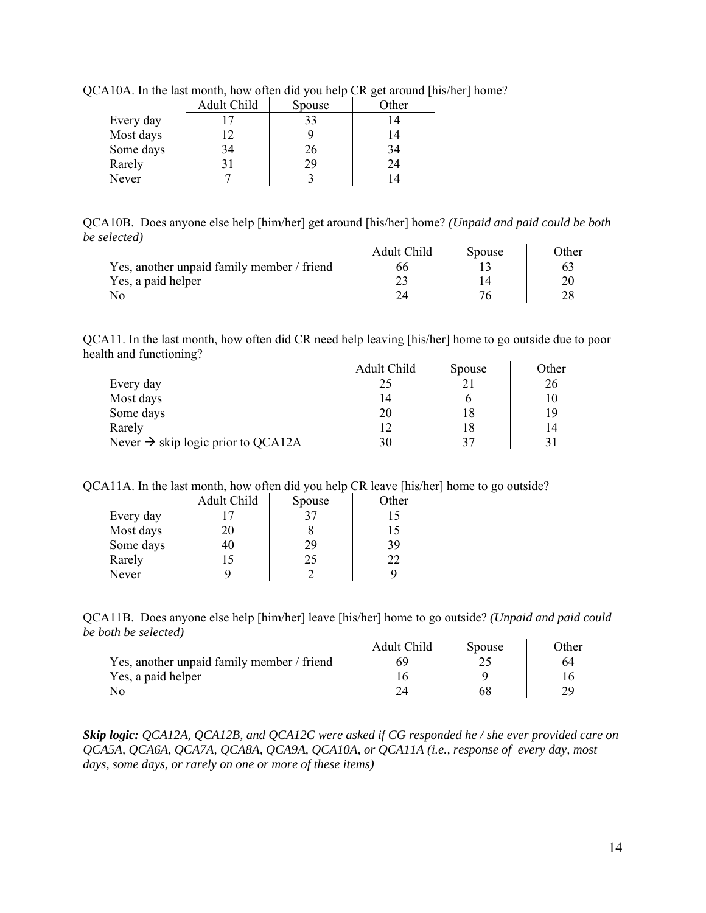QCA10A. In the last month, how often did you help CR get around [his/her] home?

| | Adult Child | Spouse | Other |
|---|---|---|---|
| Every day | 17 | 33 | 14 |
| Most days | 12 | 9 | 14 |
| Some days | 34 | 26 | 34 |
| Rarely | 31 | 29 | 24 |
| Never | 7 | 3 | 14 |

QCA10B. Does anyone else help [him/her] get around [his/her] home? *(Unpaid and paid could be both be selected)*

| | Adult Child | Spouse | Other |
|---|---|---|---|
| Yes, another unpaid family member / friend | 66 | 13 | 63 |
| Yes, a paid helper | 23 | 14 | 20 |
| No | 24 | 76 | 28 |

QCA11. In the last month, how often did CR need help leaving [his/her] home to go outside due to poor health and functioning?

| | Adult Child | Spouse | Other |
|---|---|---|---|
| Every day | 25 | 21 | 26 |
| Most days | 14 | 6 | 10 |
| Some days | 20 | 18 | 19 |
| Rarely | 12 | 18 | 14 |
| Never → skip logic prior to QCA12A | 30 | 37 | 31 |

QCA11A. In the last month, how often did you help CR leave [his/her] home to go outside?

| | Adult Child | Spouse | Other |
|---|---|---|---|
| Every day | 17 | 37 | 15 |
| Most days | 20 | 8 | 15 |
| Some days | 40 | 29 | 39 |
| Rarely | 15 | 25 | 22 |
| Never | 9 | 2 | 9 |

QCA11B. Does anyone else help [him/her] leave [his/her] home to go outside? *(Unpaid and paid could be both be selected)*

| | Adult Child | Spouse | Other |
|---|---|---|---|
| Yes, another unpaid family member / friend | 69 | 25 | 64 |
| Yes, a paid helper | 16 | 9 | 16 |
| No | 24 | 68 | 29 |

***Skip logic:*** *QCA12A, QCA12B, and QCA12C were asked if CG responded he / she ever provided care on QCA5A, QCA6A, QCA7A, QCA8A, QCA9A, QCA10A, or QCA11A (i.e., response of every day, most days, some days, or rarely on one or more of these items)*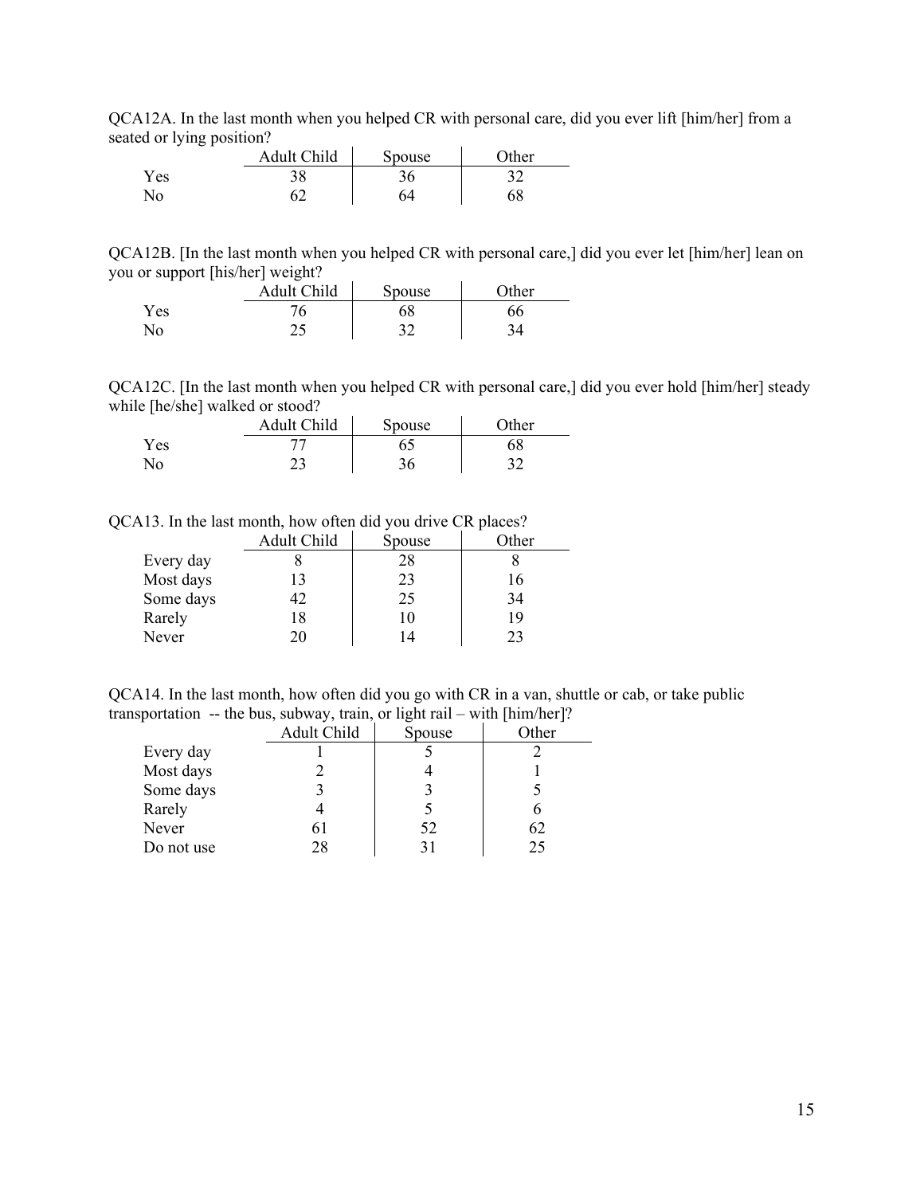QCA12A. In the last month when you helped CR with personal care, did you ever lift [him/her] from a seated or lying position?

| | Adult Child | Spouse | Other |
|---|---|---|---|
| Yes | 38 | 36 | 32 |
| No | 62 | 64 | 68 |

QCA12B. [In the last month when you helped CR with personal care,] did you ever let [him/her] lean on you or support [his/her] weight?

| | Adult Child | Spouse | Other |
|---|---|---|---|
| Yes | 76 | 68 | 66 |
| No | 25 | 32 | 34 |

QCA12C. [In the last month when you helped CR with personal care,] did you ever hold [him/her] steady while [he/she] walked or stood?

| | Adult Child | Spouse | Other |
|---|---|---|---|
| Yes | 77 | 65 | 68 |
| No | 23 | 36 | 32 |

QCA13. In the last month, how often did you drive CR places?

| | Adult Child | Spouse | Other |
|---|---|---|---|
| Every day | 8 | 28 | 8 |
| Most days | 13 | 23 | 16 |
| Some days | 42 | 25 | 34 |
| Rarely | 18 | 10 | 19 |
| Never | 20 | 14 | 23 |

QCA14. In the last month, how often did you go with CR in a van, shuttle or cab, or take public transportation -- the bus, subway, train, or light rail – with [him/her]?

| | Adult Child | Spouse | Other |
|---|---|---|---|
| Every day | 1 | 5 | 2 |
| Most days | 2 | 4 | 1 |
| Some days | 3 | 3 | 5 |
| Rarely | 4 | 5 | 6 |
| Never | 61 | 52 | 62 |
| Do not use | 28 | 31 | 25 |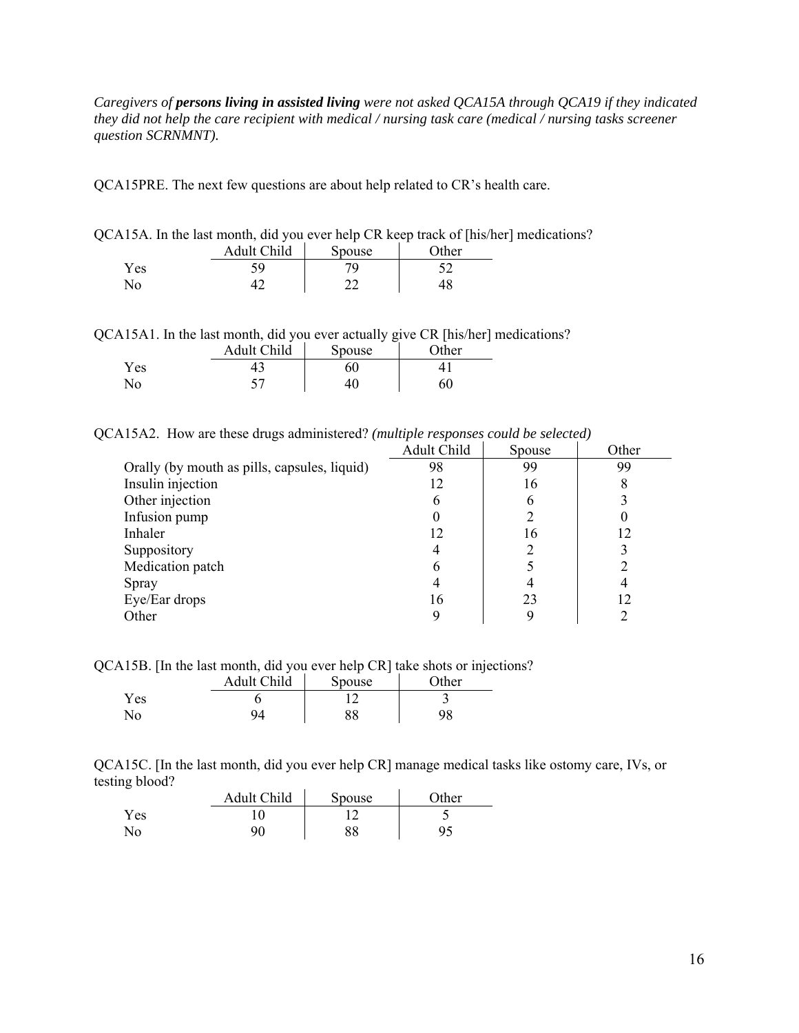*Caregivers of **persons living in assisted living** were not asked QCA15A through QCA19 if they indicated they did not help the care recipient with medical / nursing task care (medical / nursing tasks screener question SCRNMNT).*

QCA15PRE. The next few questions are about help related to CR's health care.

QCA15A. In the last month, did you ever help CR keep track of [his/her] medications?

| | Adult Child | Spouse | Other |
|---|---|---|---|
| Yes | 59 | 79 | 52 |
| No | 42 | 22 | 48 |

QCA15A1. In the last month, did you ever actually give CR [his/her] medications?

| | Adult Child | Spouse | Other |
|---|---|---|---|
| Yes | 43 | 60 | 41 |
| No | 57 | 40 | 60 |

QCA15A2. How are these drugs administered? *(multiple responses could be selected)*

| | Adult Child | Spouse | Other |
|---|---|---|---|
| Orally (by mouth as pills, capsules, liquid) | 98 | 99 | 99 |
| Insulin injection | 12 | 16 | 8 |
| Other injection | 6 | 6 | 3 |
| Infusion pump | 0 | 2 | 0 |
| Inhaler | 12 | 16 | 12 |
| Suppository | 4 | 2 | 3 |
| Medication patch | 6 | 5 | 2 |
| Spray | 4 | 4 | 4 |
| Eye/Ear drops | 16 | 23 | 12 |
| Other | 9 | 9 | 2 |

QCA15B. [In the last month, did you ever help CR] take shots or injections?

| | Adult Child | Spouse | Other |
|---|---|---|---|
| Yes | 6 | 12 | 3 |
| No | 94 | 88 | 98 |

QCA15C. [In the last month, did you ever help CR] manage medical tasks like ostomy care, IVs, or testing blood?

| | Adult Child | Spouse | Other |
|---|---|---|---|
| Yes | 10 | 12 | 5 |
| No | 90 | 88 | 95 |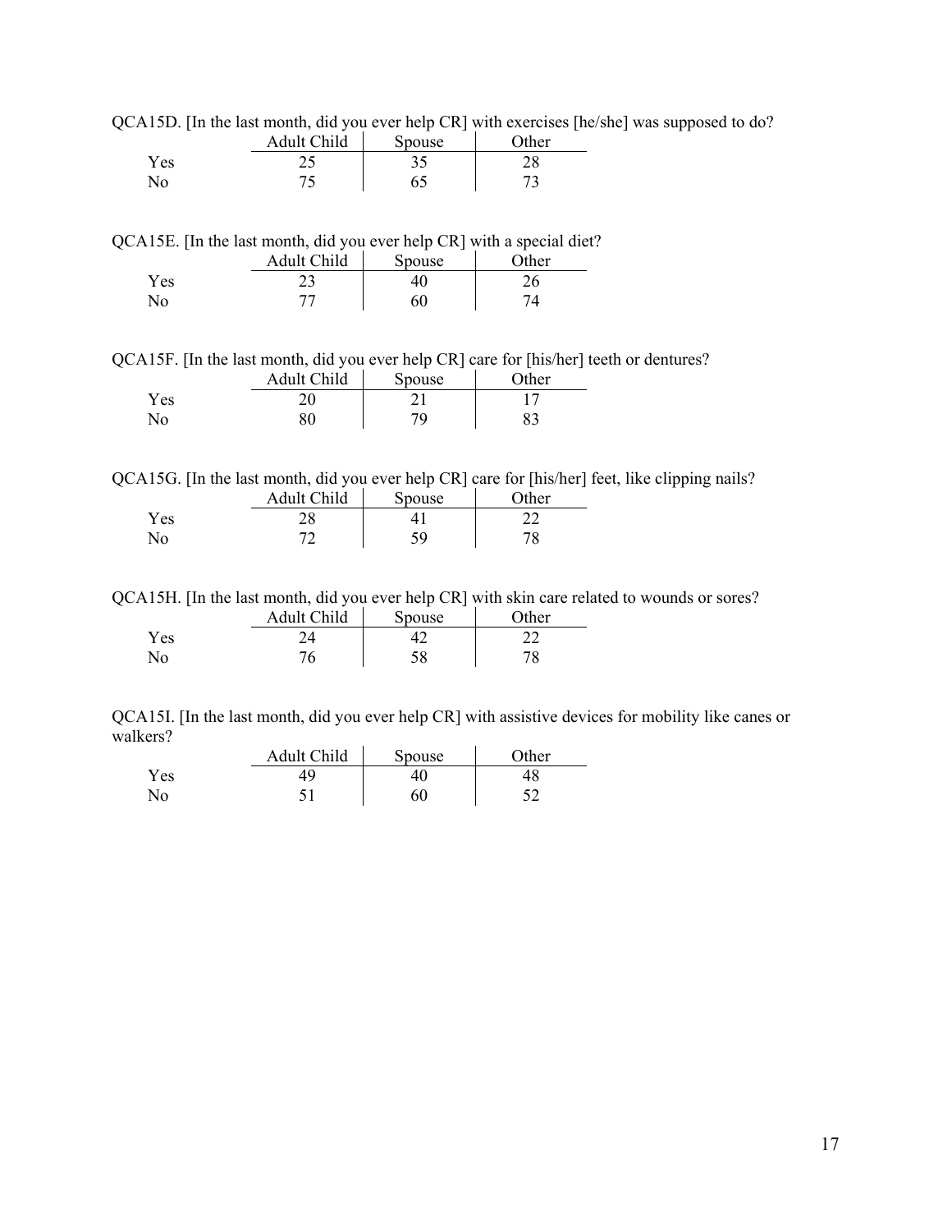QCA15D. [In the last month, did you ever help CR] with exercises [he/she] was supposed to do?

| | Adult Child | Spouse | Other |
|---|---|---|---|
| Yes | 25 | 35 | 28 |
| No | 75 | 65 | 73 |

QCA15E. [In the last month, did you ever help CR] with a special diet?

| | Adult Child | Spouse | Other |
|---|---|---|---|
| Yes | 23 | 40 | 26 |
| No | 77 | 60 | 74 |

QCA15F. [In the last month, did you ever help CR] care for [his/her] teeth or dentures?

| | Adult Child | Spouse | Other |
|---|---|---|---|
| Yes | 20 | 21 | 17 |
| No | 80 | 79 | 83 |

QCA15G. [In the last month, did you ever help CR] care for [his/her] feet, like clipping nails?

| | Adult Child | Spouse | Other |
|---|---|---|---|
| Yes | 28 | 41 | 22 |
| No | 72 | 59 | 78 |

QCA15H. [In the last month, did you ever help CR] with skin care related to wounds or sores?

| | Adult Child | Spouse | Other |
|---|---|---|---|
| Yes | 24 | 42 | 22 |
| No | 76 | 58 | 78 |

QCA15I. [In the last month, did you ever help CR] with assistive devices for mobility like canes or walkers?

| | Adult Child | Spouse | Other |
|---|---|---|---|
| Yes | 49 | 40 | 48 |
| No | 51 | 60 | 52 |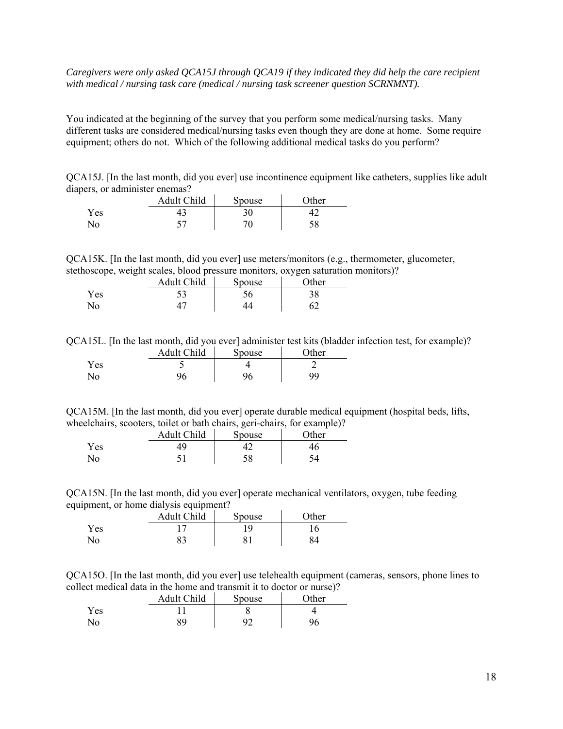*Caregivers were only asked QCA15J through QCA19 if they indicated they did help the care recipient with medical / nursing task care (medical / nursing task screener question SCRNMNT).*

You indicated at the beginning of the survey that you perform some medical/nursing tasks. Many different tasks are considered medical/nursing tasks even though they are done at home. Some require equipment; others do not. Which of the following additional medical tasks do you perform?

QCA15J. [In the last month, did you ever] use incontinence equipment like catheters, supplies like adult diapers, or administer enemas?

| | Adult Child | Spouse | Other |
|---|---|---|---|
| Yes | 43 | 30 | 42 |
| No | 57 | 70 | 58 |

QCA15K. [In the last month, did you ever] use meters/monitors (e.g., thermometer, glucometer, stethoscope, weight scales, blood pressure monitors, oxygen saturation monitors)?

| | Adult Child | Spouse | Other |
|---|---|---|---|
| Yes | 53 | 56 | 38 |
| No | 47 | 44 | 62 |

QCA15L. [In the last month, did you ever] administer test kits (bladder infection test, for example)?

| | Adult Child | Spouse | Other |
|---|---|---|---|
| Yes | 5 | 4 | 2 |
| No | 96 | 96 | 99 |

QCA15M. [In the last month, did you ever] operate durable medical equipment (hospital beds, lifts, wheelchairs, scooters, toilet or bath chairs, geri-chairs, for example)?

| | Adult Child | Spouse | Other |
|---|---|---|---|
| Yes | 49 | 42 | 46 |
| No | 51 | 58 | 54 |

QCA15N. [In the last month, did you ever] operate mechanical ventilators, oxygen, tube feeding equipment, or home dialysis equipment?

| | Adult Child | Spouse | Other |
|---|---|---|---|
| Yes | 17 | 19 | 16 |
| No | 83 | 81 | 84 |

QCA15O. [In the last month, did you ever] use telehealth equipment (cameras, sensors, phone lines to collect medical data in the home and transmit it to doctor or nurse)?

| | Adult Child | Spouse | Other |
|---|---|---|---|
| Yes | 11 | 8 | 4 |
| No | 89 | 92 | 96 |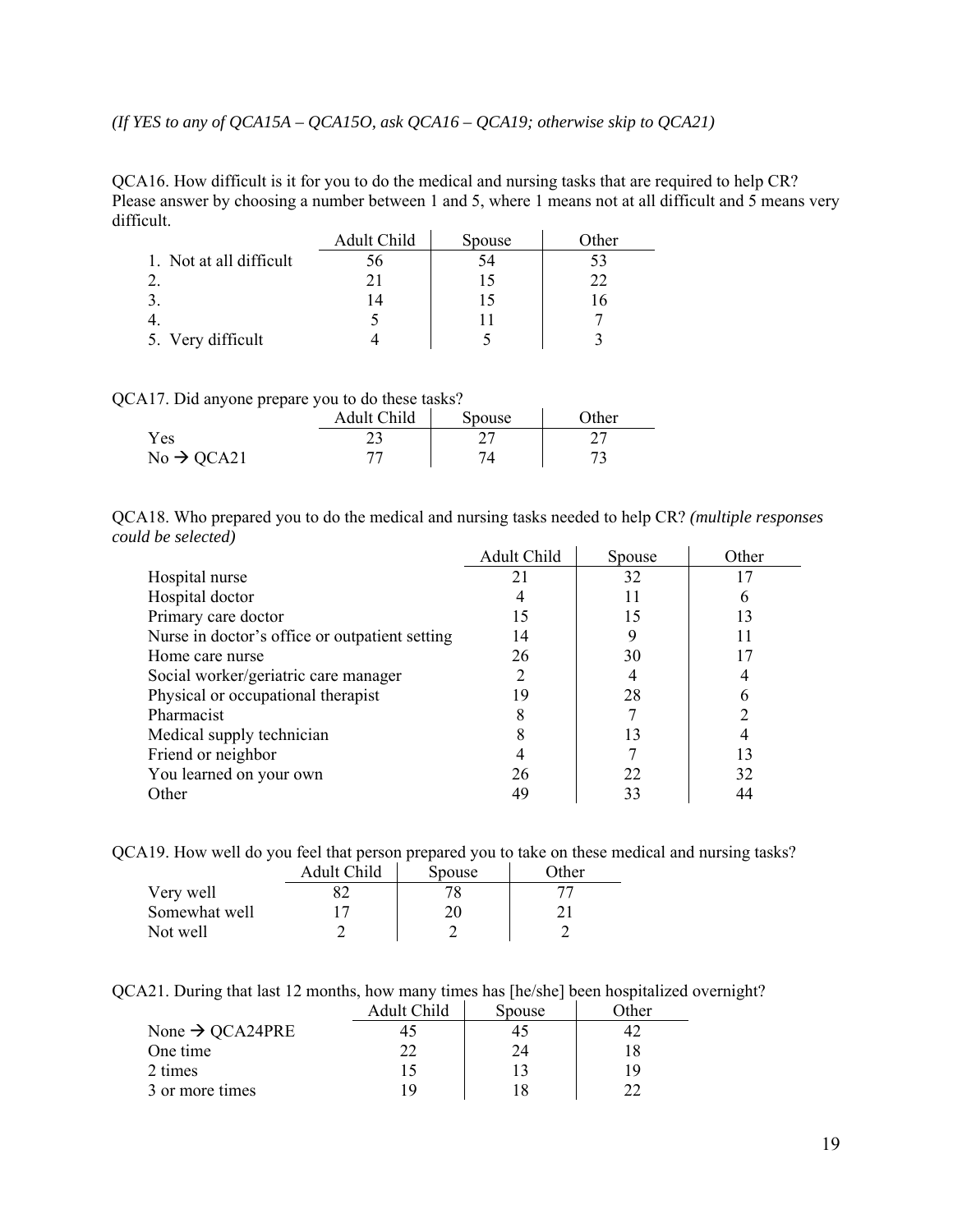*(If YES to any of QCA15A – QCA15O, ask QCA16 – QCA19; otherwise skip to QCA21)*

QCA16. How difficult is it for you to do the medical and nursing tasks that are required to help CR? Please answer by choosing a number between 1 and 5, where 1 means not at all difficult and 5 means very difficult.

| | Adult Child | Spouse | Other |
|---|---|---|---|
| 1. Not at all difficult | 56 | 54 | 53 |
| 2. | 21 | 15 | 22 |
| 3. | 14 | 15 | 16 |
| 4. | 5 | 11 | 7 |
| 5. Very difficult | 4 | 5 | 3 |

QCA17. Did anyone prepare you to do these tasks?

| | Adult Child | Spouse | Other |
|---|---|---|---|
| Yes | 23 | 27 | 27 |
| No → QCA21 | 77 | 74 | 73 |

QCA18. Who prepared you to do the medical and nursing tasks needed to help CR? *(multiple responses could be selected)*

| | Adult Child | Spouse | Other |
|---|---|---|---|
| Hospital nurse | 21 | 32 | 17 |
| Hospital doctor | 4 | 11 | 6 |
| Primary care doctor | 15 | 15 | 13 |
| Nurse in doctor's office or outpatient setting | 14 | 9 | 11 |
| Home care nurse | 26 | 30 | 17 |
| Social worker/geriatric care manager | 2 | 4 | 4 |
| Physical or occupational therapist | 19 | 28 | 6 |
| Pharmacist | 8 | 7 | 2 |
| Medical supply technician | 8 | 13 | 4 |
| Friend or neighbor | 4 | 7 | 13 |
| You learned on your own | 26 | 22 | 32 |
| Other | 49 | 33 | 44 |

QCA19. How well do you feel that person prepared you to take on these medical and nursing tasks?

| | Adult Child | Spouse | Other |
|---|---|---|---|
| Very well | 82 | 78 | 77 |
| Somewhat well | 17 | 20 | 21 |
| Not well | 2 | 2 | 2 |

QCA21. During that last 12 months, how many times has [he/she] been hospitalized overnight?

| | Adult Child | Spouse | Other |
|---|---|---|---|
| None → QCA24PRE | 45 | 45 | 42 |
| One time | 22 | 24 | 18 |
| 2 times | 15 | 13 | 19 |
| 3 or more times | 19 | 18 | 22 |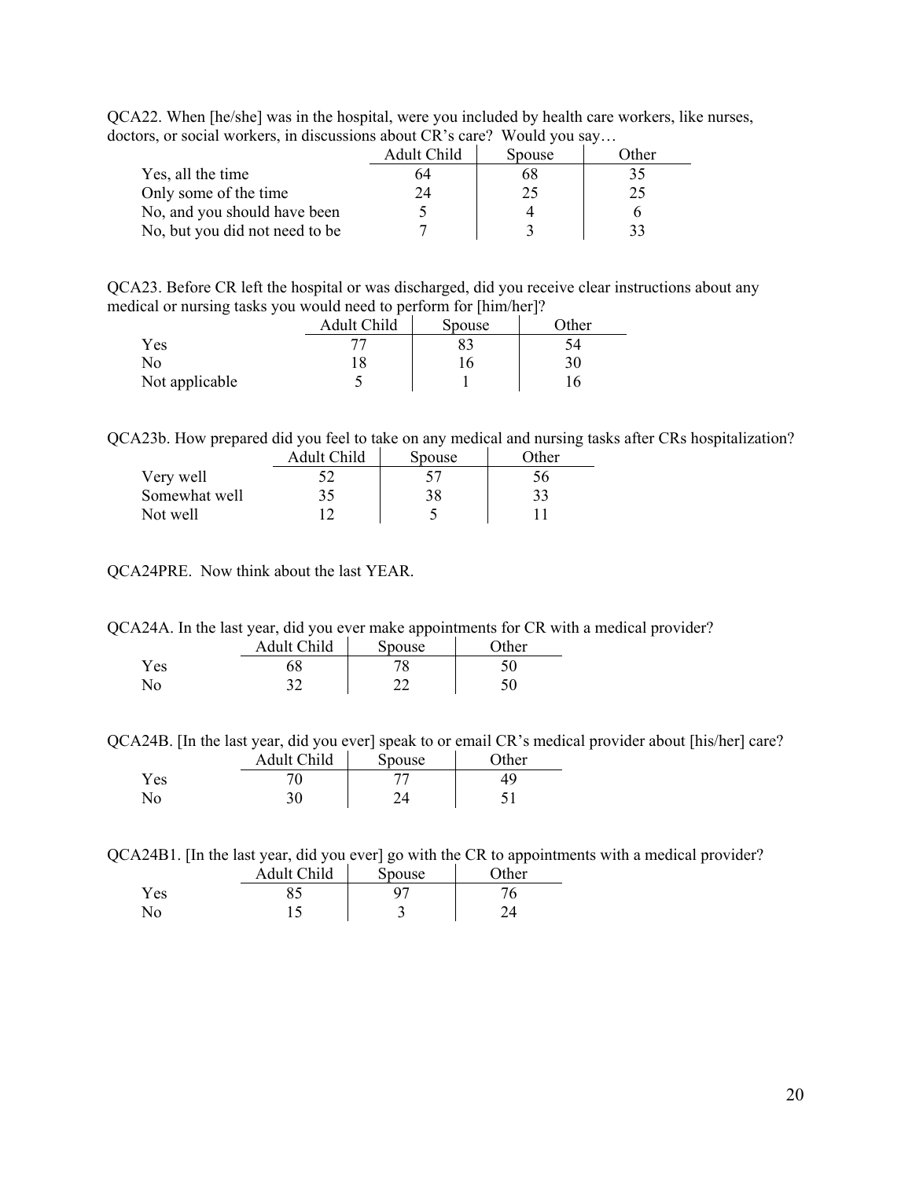QCA22. When [he/she] was in the hospital, were you included by health care workers, like nurses, doctors, or social workers, in discussions about CR's care? Would you say…

| | Adult Child | Spouse | Other |
|---|---|---|---|
| Yes, all the time | 64 | 68 | 35 |
| Only some of the time | 24 | 25 | 25 |
| No, and you should have been | 5 | 4 | 6 |
| No, but you did not need to be | 7 | 3 | 33 |

QCA23. Before CR left the hospital or was discharged, did you receive clear instructions about any medical or nursing tasks you would need to perform for [him/her]?

| | Adult Child | Spouse | Other |
|---|---|---|---|
| Yes | 77 | 83 | 54 |
| No | 18 | 16 | 30 |
| Not applicable | 5 | 1 | 16 |

QCA23b. How prepared did you feel to take on any medical and nursing tasks after CRs hospitalization?

| | Adult Child | Spouse | Other |
|---|---|---|---|
| Very well | 52 | 57 | 56 |
| Somewhat well | 35 | 38 | 33 |
| Not well | 12 | 5 | 11 |

QCA24PRE. Now think about the last YEAR.

QCA24A. In the last year, did you ever make appointments for CR with a medical provider?

| | Adult Child | Spouse | Other |
|---|---|---|---|
| Yes | 68 | 78 | 50 |
| No | 32 | 22 | 50 |

QCA24B. [In the last year, did you ever] speak to or email CR's medical provider about [his/her] care?

| | Adult Child | Spouse | Other |
|---|---|---|---|
| Yes | 70 | 77 | 49 |
| No | 30 | 24 | 51 |

QCA24B1. [In the last year, did you ever] go with the CR to appointments with a medical provider?

| | Adult Child | Spouse | Other |
|---|---|---|---|
| Yes | 85 | 97 | 76 |
| No | 15 | 3 | 24 |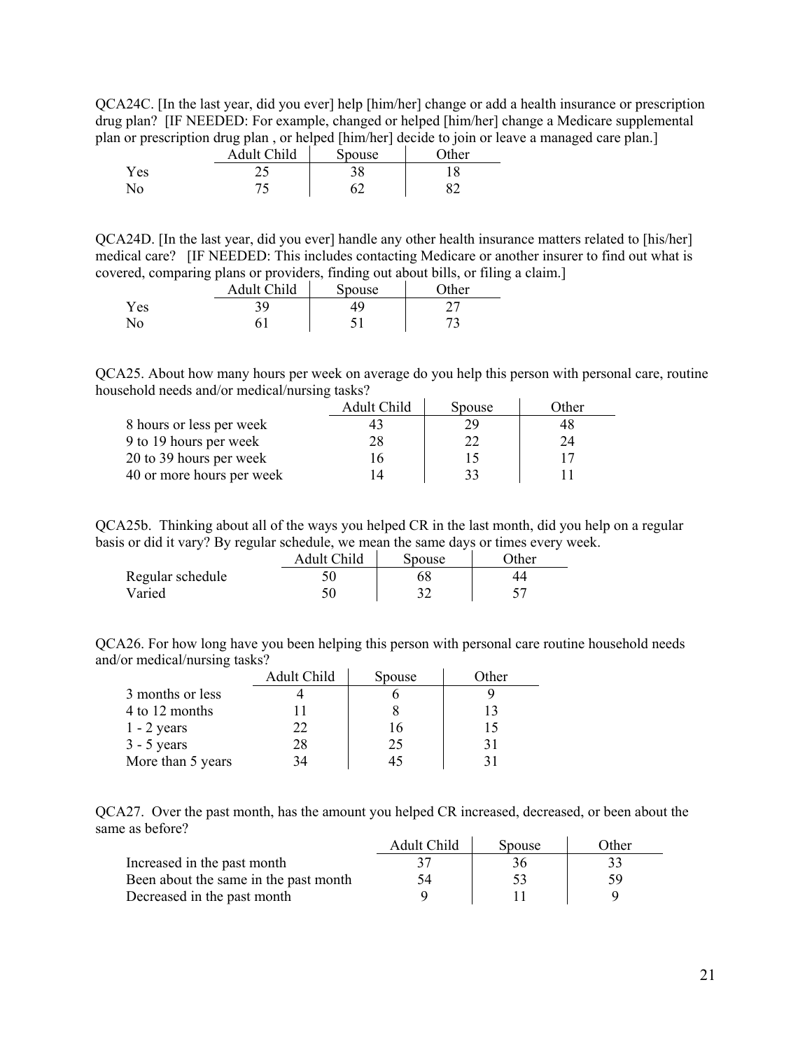QCA24C. [In the last year, did you ever] help [him/her] change or add a health insurance or prescription drug plan? [IF NEEDED: For example, changed or helped [him/her] change a Medicare supplemental plan or prescription drug plan , or helped [him/her] decide to join or leave a managed care plan.]

| | Adult Child | Spouse | Other |
|---|---|---|---|
| Yes | 25 | 38 | 18 |
| No | 75 | 62 | 82 |

QCA24D. [In the last year, did you ever] handle any other health insurance matters related to [his/her] medical care? [IF NEEDED: This includes contacting Medicare or another insurer to find out what is covered, comparing plans or providers, finding out about bills, or filing a claim.]

| | Adult Child | Spouse | Other |
|---|---|---|---|
| Yes | 39 | 49 | 27 |
| No | 61 | 51 | 73 |

QCA25. About how many hours per week on average do you help this person with personal care, routine household needs and/or medical/nursing tasks?

| | Adult Child | Spouse | Other |
|---|---|---|---|
| 8 hours or less per week | 43 | 29 | 48 |
| 9 to 19 hours per week | 28 | 22 | 24 |
| 20 to 39 hours per week | 16 | 15 | 17 |
| 40 or more hours per week | 14 | 33 | 11 |

QCA25b. Thinking about all of the ways you helped CR in the last month, did you help on a regular basis or did it vary? By regular schedule, we mean the same days or times every week.

| | Adult Child | Spouse | Other |
|---|---|---|---|
| Regular schedule | 50 | 68 | 44 |
| Varied | 50 | 32 | 57 |

QCA26. For how long have you been helping this person with personal care routine household needs and/or medical/nursing tasks?

| | Adult Child | Spouse | Other |
|---|---|---|---|
| 3 months or less | 4 | 6 | 9 |
| 4 to 12 months | 11 | 8 | 13 |
| 1 - 2 years | 22 | 16 | 15 |
| 3 - 5 years | 28 | 25 | 31 |
| More than 5 years | 34 | 45 | 31 |

QCA27. Over the past month, has the amount you helped CR increased, decreased, or been about the same as before?

| | Adult Child | Spouse | Other |
|---|---|---|---|
| Increased in the past month | 37 | 36 | 33 |
| Been about the same in the past month | 54 | 53 | 59 |
| Decreased in the past month | 9 | 11 | 9 |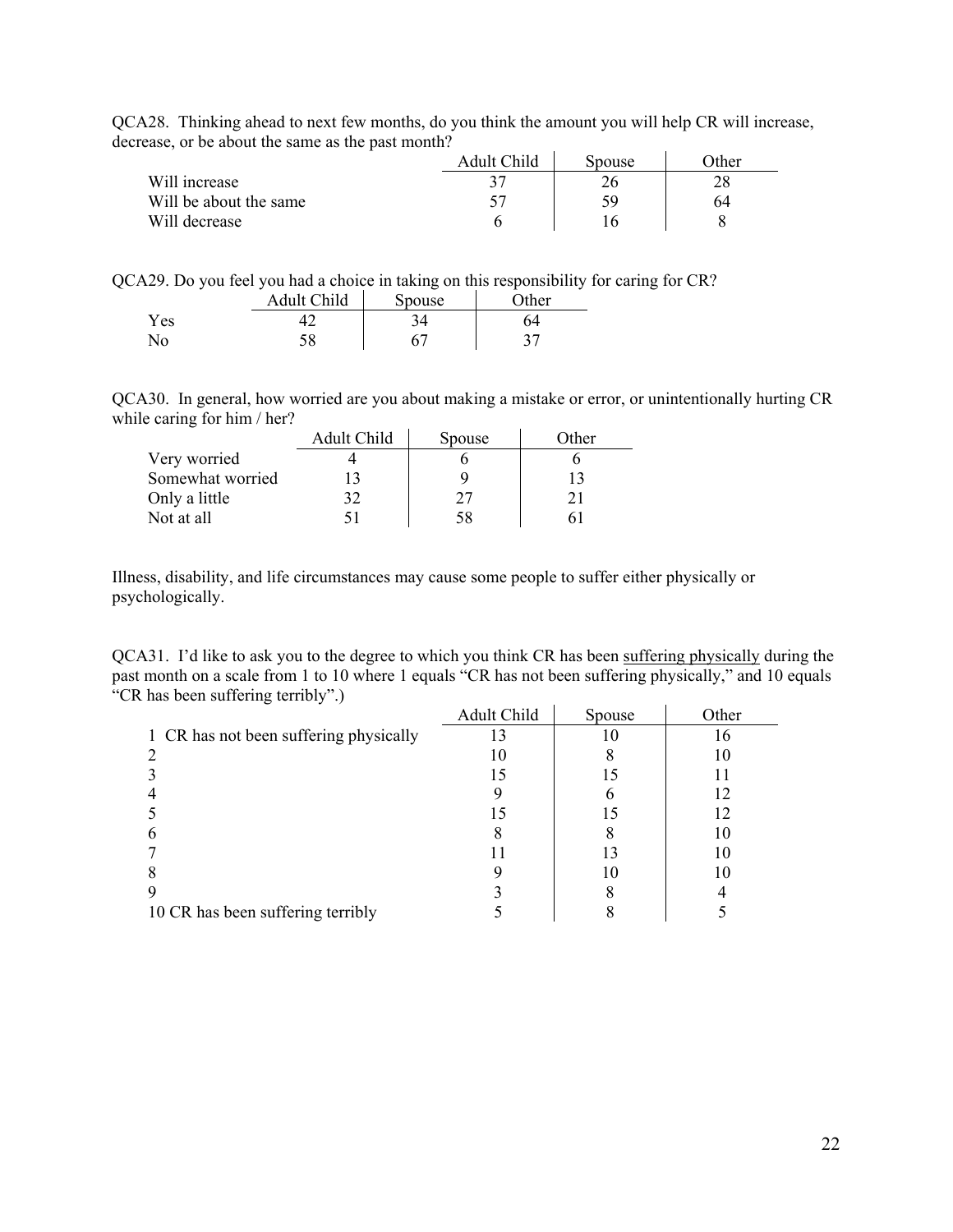QCA28. Thinking ahead to next few months, do you think the amount you will help CR will increase, decrease, or be about the same as the past month?

| | Adult Child | Spouse | Other |
|---|---|---|---|
| Will increase | 37 | 26 | 28 |
| Will be about the same | 57 | 59 | 64 |
| Will decrease | 6 | 16 | 8 |

QCA29. Do you feel you had a choice in taking on this responsibility for caring for CR?

| | Adult Child | Spouse | Other |
|---|---|---|---|
| Yes | 42 | 34 | 64 |
| No | 58 | 67 | 37 |

QCA30. In general, how worried are you about making a mistake or error, or unintentionally hurting CR while caring for him / her?

| | Adult Child | Spouse | Other |
|---|---|---|---|
| Very worried | 4 | 6 | 6 |
| Somewhat worried | 13 | 9 | 13 |
| Only a little | 32 | 27 | 21 |
| Not at all | 51 | 58 | 61 |

Illness, disability, and life circumstances may cause some people to suffer either physically or psychologically.

QCA31. I'd like to ask you to the degree to which you think CR has been <u>suffering physically</u> during the past month on a scale from 1 to 10 where 1 equals "CR has not been suffering physically," and 10 equals "CR has been suffering terribly".)

| | Adult Child | Spouse | Other |
|---|---|---|---|
| 1 CR has not been suffering physically | 13 | 10 | 16 |
| 2 | 10 | 8 | 10 |
| 3 | 15 | 15 | 11 |
| 4 | 9 | 6 | 12 |
| 5 | 15 | 15 | 12 |
| 6 | 8 | 8 | 10 |
| 7 | 11 | 13 | 10 |
| 8 | 9 | 10 | 10 |
| 9 | 3 | 8 | 4 |
| 10 CR has been suffering terribly | 5 | 8 | 5 |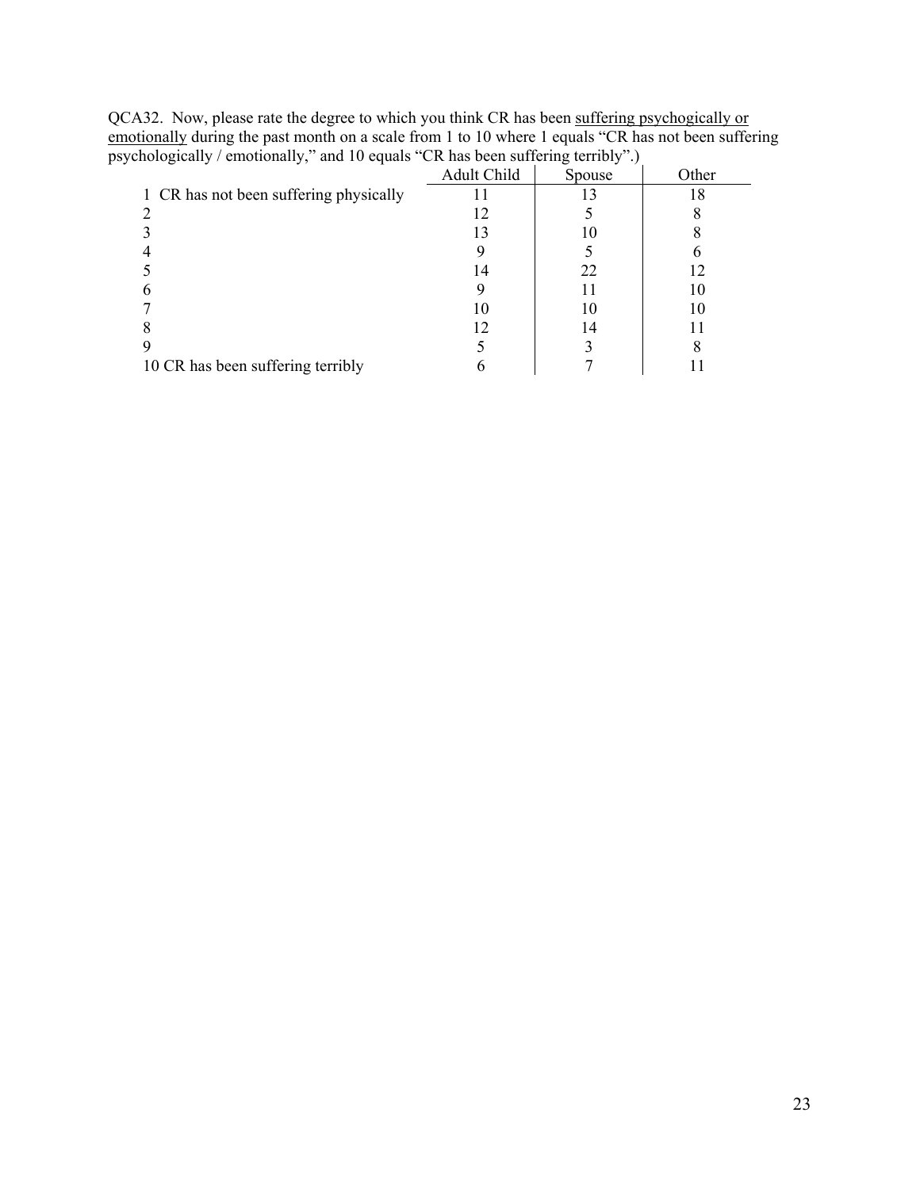QCA32. Now, please rate the degree to which you think CR has been <u>suffering psychogically or emotionally</u> during the past month on a scale from 1 to 10 where 1 equals "CR has not been suffering psychologically / emotionally," and 10 equals "CR has been suffering terribly".)

| | Adult Child | Spouse | Other |
|---|---|---|---|
| 1 CR has not been suffering physically | 11 | 13 | 18 |
| 2 | 12 | 5 | 8 |
| 3 | 13 | 10 | 8 |
| 4 | 9 | 5 | 6 |
| 5 | 14 | 22 | 12 |
| 6 | 9 | 11 | 10 |
| 7 | 10 | 10 | 10 |
| 8 | 12 | 14 | 11 |
| 9 | 5 | 3 | 8 |
| 10 CR has been suffering terribly | 6 | 7 | 11 |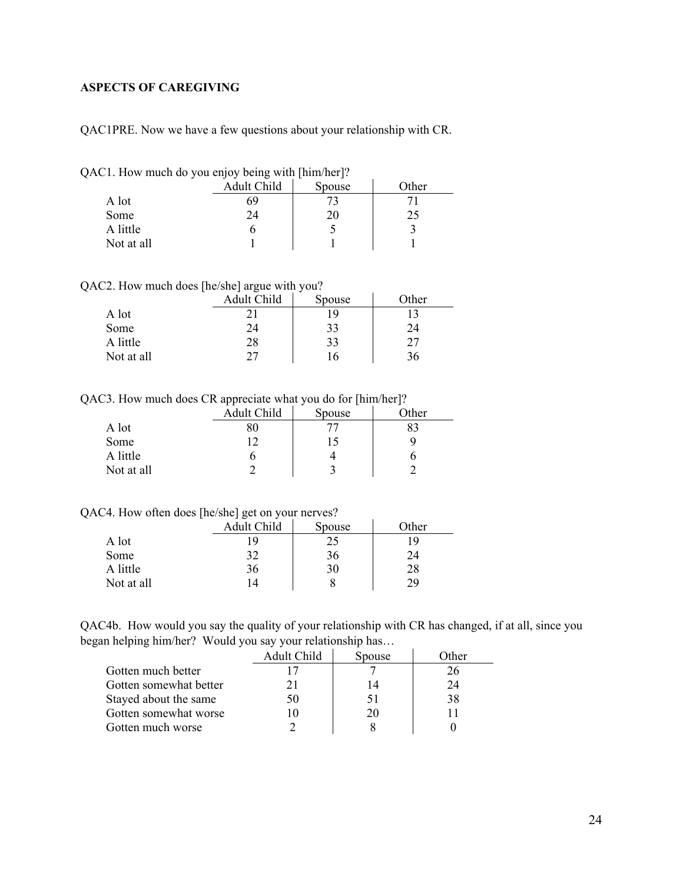**ASPECTS OF CAREGIVING**

QAC1PRE. Now we have a few questions about your relationship with CR.

QAC1. How much do you enjoy being with [him/her]?

| | Adult Child | Spouse | Other |
|---|---|---|---|
| A lot | 69 | 73 | 71 |
| Some | 24 | 20 | 25 |
| A little | 6 | 5 | 3 |
| Not at all | 1 | 1 | 1 |

QAC2. How much does [he/she] argue with you?

| | Adult Child | Spouse | Other |
|---|---|---|---|
| A lot | 21 | 19 | 13 |
| Some | 24 | 33 | 24 |
| A little | 28 | 33 | 27 |
| Not at all | 27 | 16 | 36 |

QAC3. How much does CR appreciate what you do for [him/her]?

| | Adult Child | Spouse | Other |
|---|---|---|---|
| A lot | 80 | 77 | 83 |
| Some | 12 | 15 | 9 |
| A little | 6 | 4 | 6 |
| Not at all | 2 | 3 | 2 |

QAC4. How often does [he/she] get on your nerves?

| | Adult Child | Spouse | Other |
|---|---|---|---|
| A lot | 19 | 25 | 19 |
| Some | 32 | 36 | 24 |
| A little | 36 | 30 | 28 |
| Not at all | 14 | 8 | 29 |

QAC4b. How would you say the quality of your relationship with CR has changed, if at all, since you began helping him/her? Would you say your relationship has…

| | Adult Child | Spouse | Other |
|---|---|---|---|
| Gotten much better | 17 | 7 | 26 |
| Gotten somewhat better | 21 | 14 | 24 |
| Stayed about the same | 50 | 51 | 38 |
| Gotten somewhat worse | 10 | 20 | 11 |
| Gotten much worse | 2 | 8 | 0 |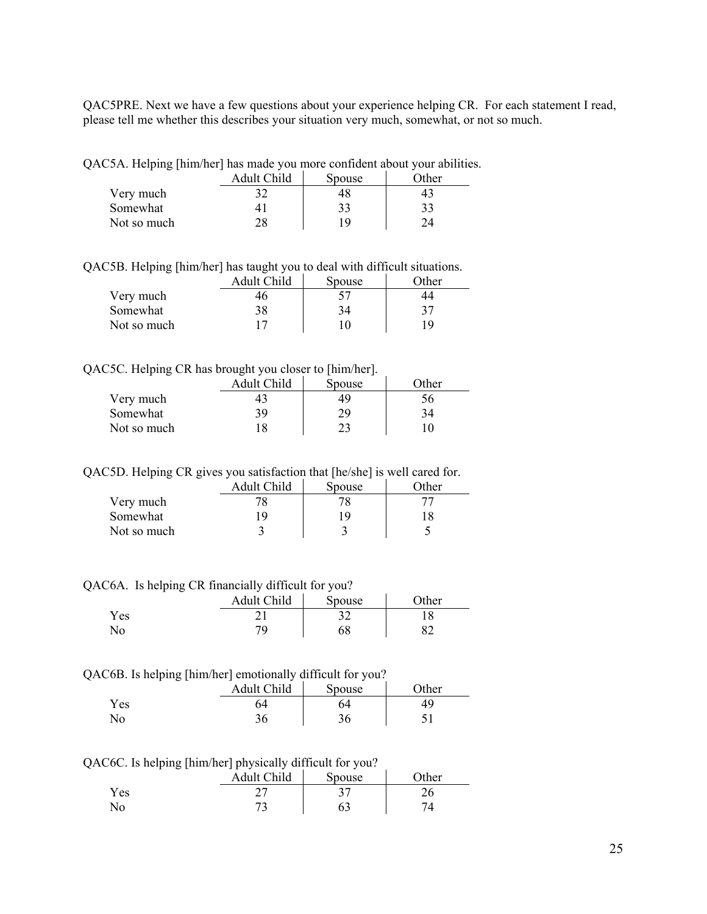QAC5PRE. Next we have a few questions about your experience helping CR. For each statement I read, please tell me whether this describes your situation very much, somewhat, or not so much.

QAC5A. Helping [him/her] has made you more confident about your abilities.

| | Adult Child | Spouse | Other |
|---|---|---|---|
| Very much | 32 | 48 | 43 |
| Somewhat | 41 | 33 | 33 |
| Not so much | 28 | 19 | 24 |

QAC5B. Helping [him/her] has taught you to deal with difficult situations.

| | Adult Child | Spouse | Other |
|---|---|---|---|
| Very much | 46 | 57 | 44 |
| Somewhat | 38 | 34 | 37 |
| Not so much | 17 | 10 | 19 |

QAC5C. Helping CR has brought you closer to [him/her].

| | Adult Child | Spouse | Other |
|---|---|---|---|
| Very much | 43 | 49 | 56 |
| Somewhat | 39 | 29 | 34 |
| Not so much | 18 | 23 | 10 |

QAC5D. Helping CR gives you satisfaction that [he/she] is well cared for.

| | Adult Child | Spouse | Other |
|---|---|---|---|
| Very much | 78 | 78 | 77 |
| Somewhat | 19 | 19 | 18 |
| Not so much | 3 | 3 | 5 |

QAC6A. Is helping CR financially difficult for you?

| | Adult Child | Spouse | Other |
|---|---|---|---|
| Yes | 21 | 32 | 18 |
| No | 79 | 68 | 82 |

QAC6B. Is helping [him/her] emotionally difficult for you?

| | Adult Child | Spouse | Other |
|---|---|---|---|
| Yes | 64 | 64 | 49 |
| No | 36 | 36 | 51 |

QAC6C. Is helping [him/her] physically difficult for you?

| | Adult Child | Spouse | Other |
|---|---|---|---|
| Yes | 27 | 37 | 26 |
| No | 73 | 63 | 74 |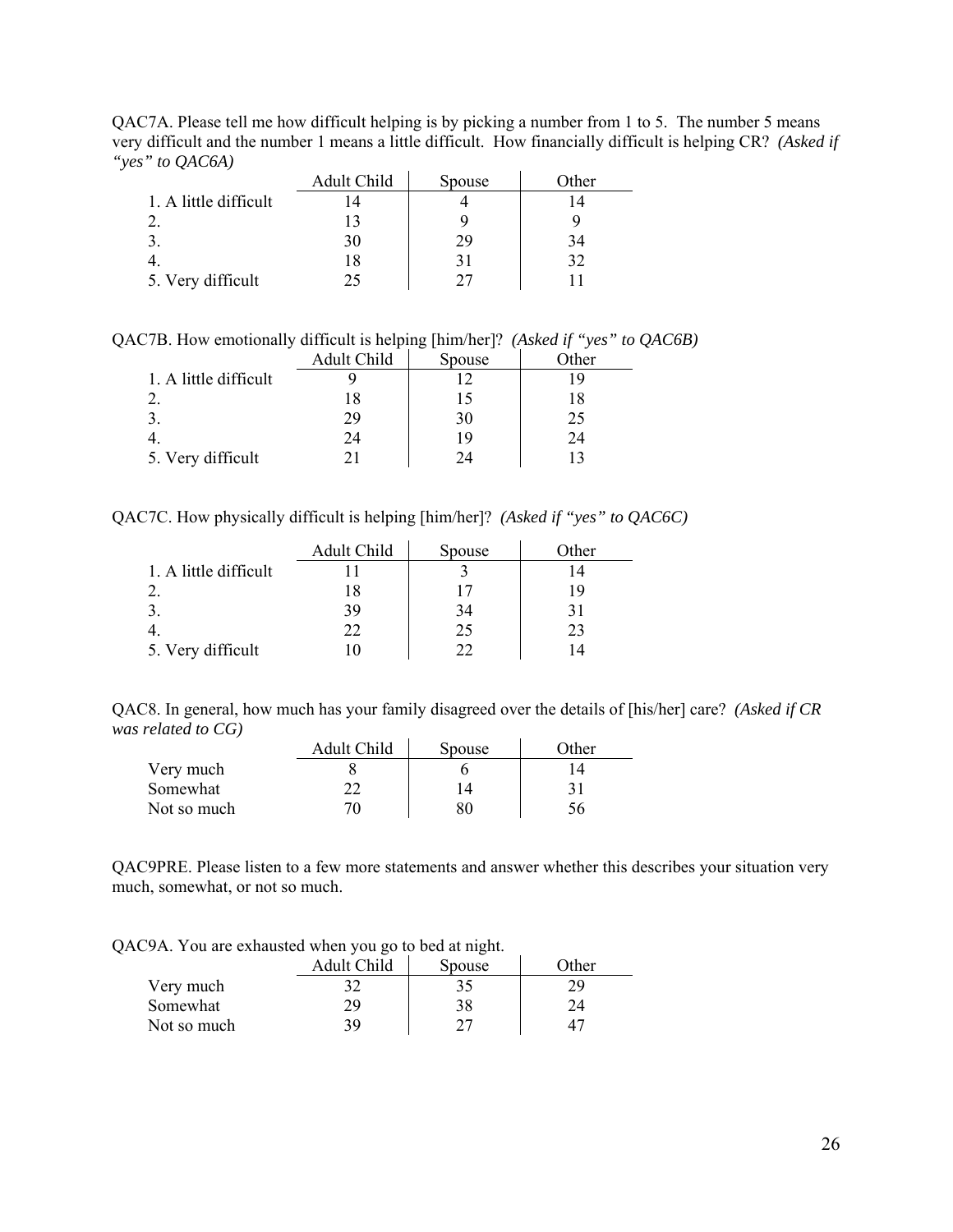QAC7A. Please tell me how difficult helping is by picking a number from 1 to 5. The number 5 means very difficult and the number 1 means a little difficult. How financially difficult is helping CR? *(Asked if "yes" to QAC6A)*

| | Adult Child | Spouse | Other |
|---|---|---|---|
| 1. A little difficult | 14 | 4 | 14 |
| 2. | 13 | 9 | 9 |
| 3. | 30 | 29 | 34 |
| 4. | 18 | 31 | 32 |
| 5. Very difficult | 25 | 27 | 11 |

QAC7B. How emotionally difficult is helping [him/her]? *(Asked if "yes" to QAC6B)*

| | Adult Child | Spouse | Other |
|---|---|---|---|
| 1. A little difficult | 9 | 12 | 19 |
| 2. | 18 | 15 | 18 |
| 3. | 29 | 30 | 25 |
| 4. | 24 | 19 | 24 |
| 5. Very difficult | 21 | 24 | 13 |

QAC7C. How physically difficult is helping [him/her]? *(Asked if "yes" to QAC6C)*

| | Adult Child | Spouse | Other |
|---|---|---|---|
| 1. A little difficult | 11 | 3 | 14 |
| 2. | 18 | 17 | 19 |
| 3. | 39 | 34 | 31 |
| 4. | 22 | 25 | 23 |
| 5. Very difficult | 10 | 22 | 14 |

QAC8. In general, how much has your family disagreed over the details of [his/her] care? *(Asked if CR was related to CG)*

| | Adult Child | Spouse | Other |
|---|---|---|---|
| Very much | 8 | 6 | 14 |
| Somewhat | 22 | 14 | 31 |
| Not so much | 70 | 80 | 56 |

QAC9PRE. Please listen to a few more statements and answer whether this describes your situation very much, somewhat, or not so much.

QAC9A. You are exhausted when you go to bed at night.

| | Adult Child | Spouse | Other |
|---|---|---|---|
| Very much | 32 | 35 | 29 |
| Somewhat | 29 | 38 | 24 |
| Not so much | 39 | 27 | 47 |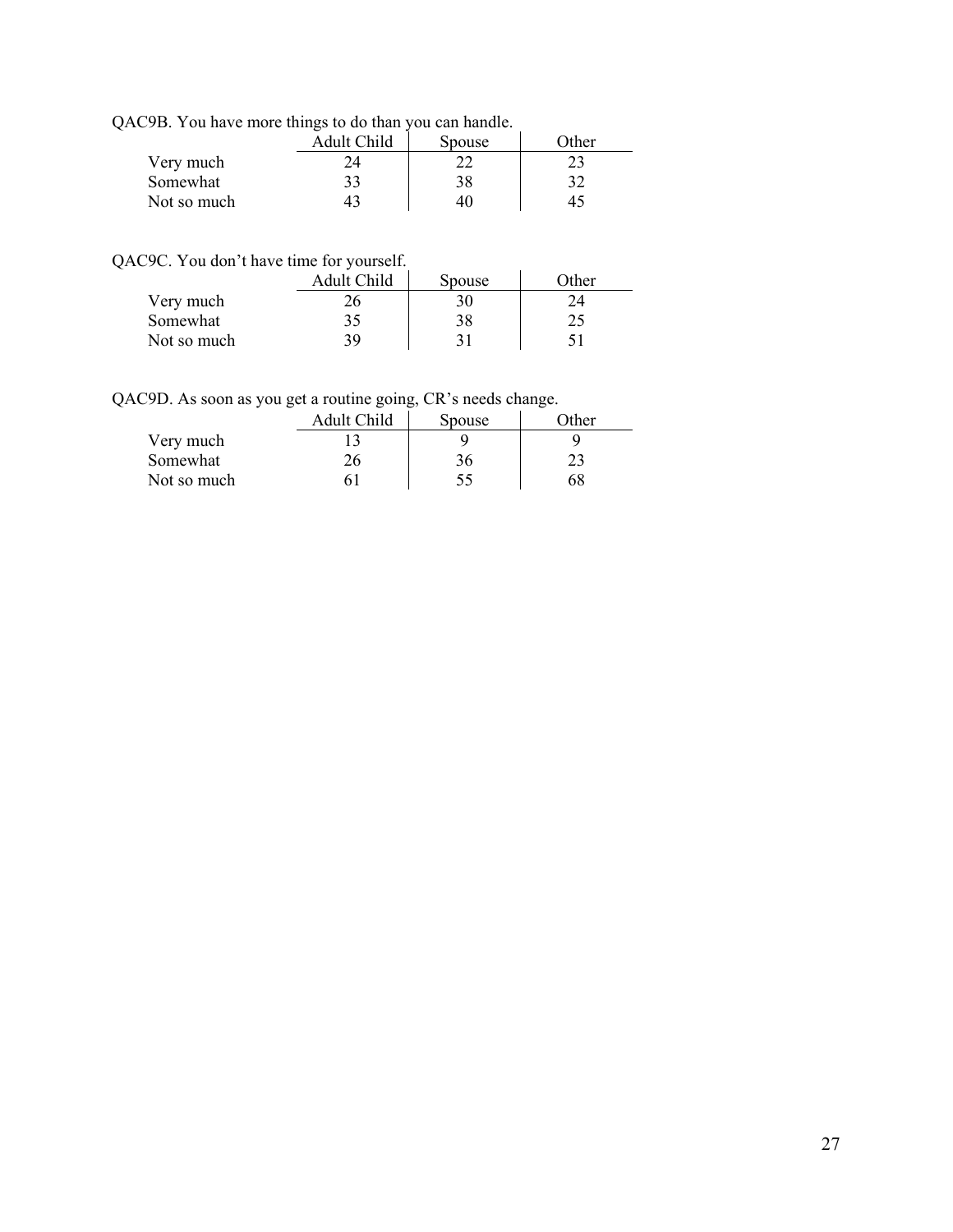QAC9B. You have more things to do than you can handle.

| | Adult Child | Spouse | Other |
|---|---|---|---|
| Very much | 24 | 22 | 23 |
| Somewhat | 33 | 38 | 32 |
| Not so much | 43 | 40 | 45 |

QAC9C. You don't have time for yourself.

| | Adult Child | Spouse | Other |
|---|---|---|---|
| Very much | 26 | 30 | 24 |
| Somewhat | 35 | 38 | 25 |
| Not so much | 39 | 31 | 51 |

QAC9D. As soon as you get a routine going, CR's needs change.

| | Adult Child | Spouse | Other |
|---|---|---|---|
| Very much | 13 | 9 | 9 |
| Somewhat | 26 | 36 | 23 |
| Not so much | 61 | 55 | 68 |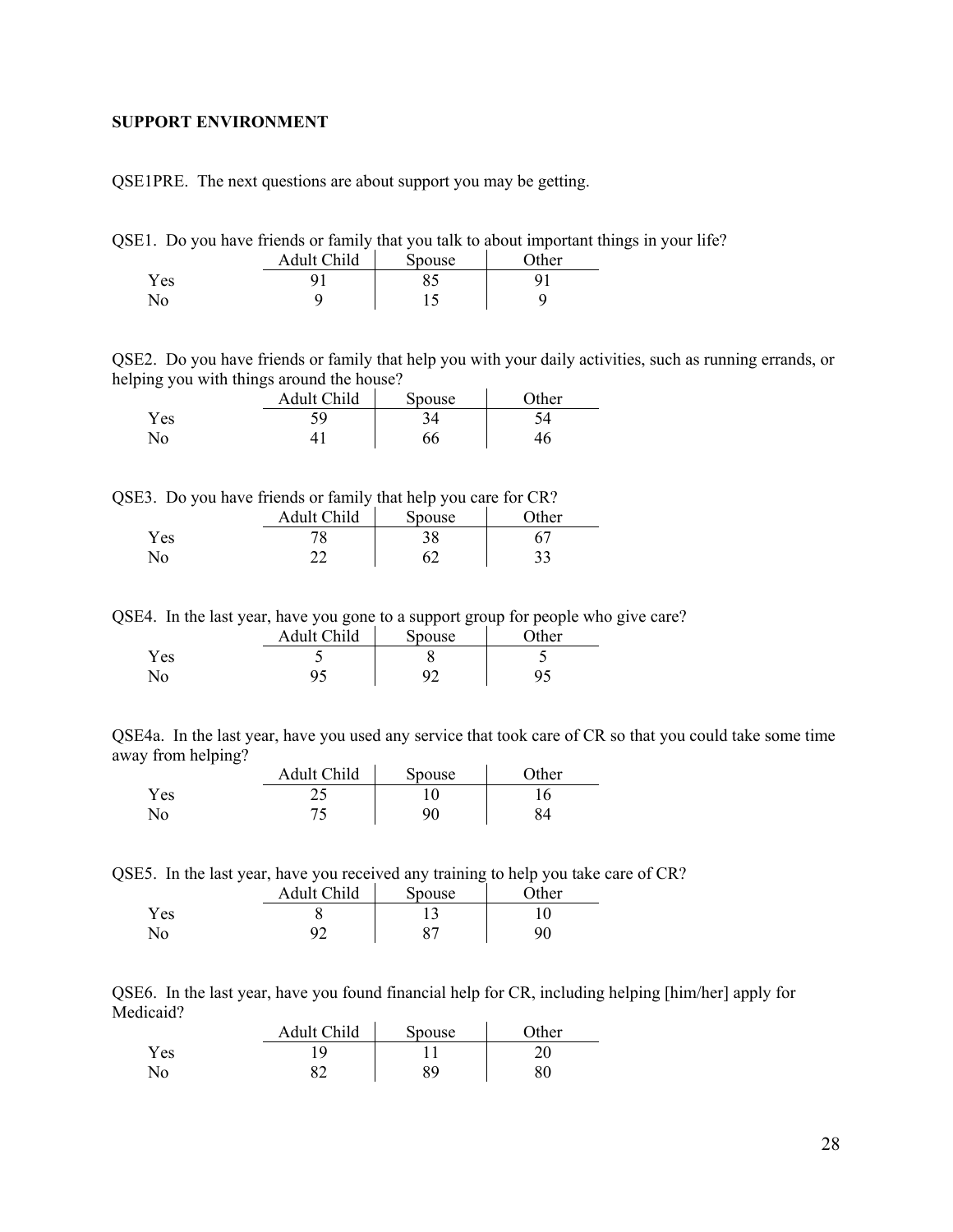**SUPPORT ENVIRONMENT**

QSE1PRE. The next questions are about support you may be getting.

QSE1. Do you have friends or family that you talk to about important things in your life?

| | Adult Child | Spouse | Other |
|---|---|---|---|
| Yes | 91 | 85 | 91 |
| No | 9 | 15 | 9 |

QSE2. Do you have friends or family that help you with your daily activities, such as running errands, or helping you with things around the house?

| | Adult Child | Spouse | Other |
|---|---|---|---|
| Yes | 59 | 34 | 54 |
| No | 41 | 66 | 46 |

QSE3. Do you have friends or family that help you care for CR?

| | Adult Child | Spouse | Other |
|---|---|---|---|
| Yes | 78 | 38 | 67 |
| No | 22 | 62 | 33 |

QSE4. In the last year, have you gone to a support group for people who give care?

| | Adult Child | Spouse | Other |
|---|---|---|---|
| Yes | 5 | 8 | 5 |
| No | 95 | 92 | 95 |

QSE4a. In the last year, have you used any service that took care of CR so that you could take some time away from helping?

| | Adult Child | Spouse | Other |
|---|---|---|---|
| Yes | 25 | 10 | 16 |
| No | 75 | 90 | 84 |

QSE5. In the last year, have you received any training to help you take care of CR?

| | Adult Child | Spouse | Other |
|---|---|---|---|
| Yes | 8 | 13 | 10 |
| No | 92 | 87 | 90 |

QSE6. In the last year, have you found financial help for CR, including helping [him/her] apply for Medicaid?

| | Adult Child | Spouse | Other |
|---|---|---|---|
| Yes | 19 | 11 | 20 |
| No | 82 | 89 | 80 |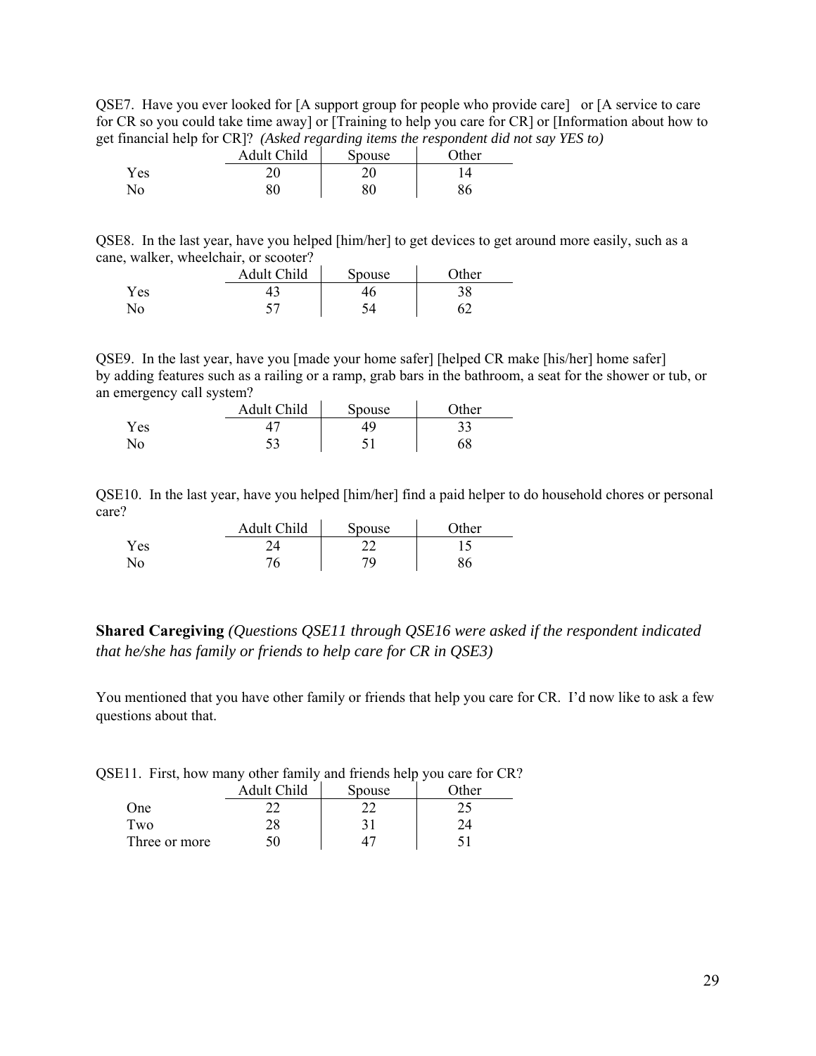QSE7. Have you ever looked for [A support group for people who provide care] or [A service to care for CR so you could take time away] or [Training to help you care for CR] or [Information about how to get financial help for CR]? *(Asked regarding items the respondent did not say YES to)*

| | Adult Child | Spouse | Other |
|---|---|---|---|
| Yes | 20 | 20 | 14 |
| No | 80 | 80 | 86 |

QSE8. In the last year, have you helped [him/her] to get devices to get around more easily, such as a cane, walker, wheelchair, or scooter?

| | Adult Child | Spouse | Other |
|---|---|---|---|
| Yes | 43 | 46 | 38 |
| No | 57 | 54 | 62 |

QSE9. In the last year, have you [made your home safer] [helped CR make [his/her] home safer] by adding features such as a railing or a ramp, grab bars in the bathroom, a seat for the shower or tub, or an emergency call system?

| | Adult Child | Spouse | Other |
|---|---|---|---|
| Yes | 47 | 49 | 33 |
| No | 53 | 51 | 68 |

QSE10. In the last year, have you helped [him/her] find a paid helper to do household chores or personal care?

| | Adult Child | Spouse | Other |
|---|---|---|---|
| Yes | 24 | 22 | 15 |
| No | 76 | 79 | 86 |

**Shared Caregiving** *(Questions QSE11 through QSE16 were asked if the respondent indicated that he/she has family or friends to help care for CR in QSE3)*

You mentioned that you have other family or friends that help you care for CR. I'd now like to ask a few questions about that.

QSE11. First, how many other family and friends help you care for CR?

| | Adult Child | Spouse | Other |
|---|---|---|---|
| One | 22 | 22 | 25 |
| Two | 28 | 31 | 24 |
| Three or more | 50 | 47 | 51 |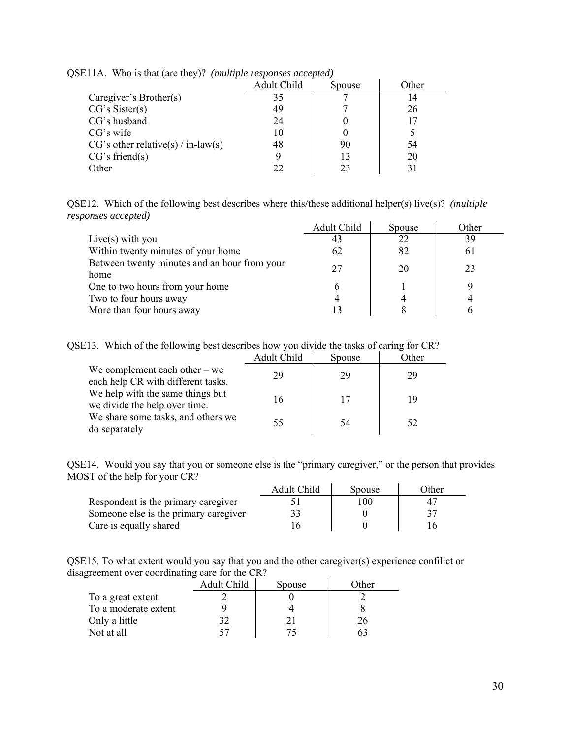QSE11A. Who is that (are they)? *(multiple responses accepted)*

| | Adult Child | Spouse | Other |
|---|---|---|---|
| Caregiver's Brother(s) | 35 | 7 | 14 |
| CG's Sister(s) | 49 | 7 | 26 |
| CG's husband | 24 | 0 | 17 |
| CG's wife | 10 | 0 | 5 |
| CG's other relative(s) / in-law(s) | 48 | 90 | 54 |
| CG's friend(s) | 9 | 13 | 20 |
| Other | 22 | 23 | 31 |

QSE12. Which of the following best describes where this/these additional helper(s) live(s)? *(multiple responses accepted)*

| | Adult Child | Spouse | Other |
|---|---|---|---|
| Live(s) with you | 43 | 22 | 39 |
| Within twenty minutes of your home | 62 | 82 | 61 |
| Between twenty minutes and an hour from your home | 27 | 20 | 23 |
| One to two hours from your home | 6 | 1 | 9 |
| Two to four hours away | 4 | 4 | 4 |
| More than four hours away | 13 | 8 | 6 |

QSE13. Which of the following best describes how you divide the tasks of caring for CR?

| | Adult Child | Spouse | Other |
|---|---|---|---|
| We complement each other – we each help CR with different tasks. | 29 | 29 | 29 |
| We help with the same things but we divide the help over time. | 16 | 17 | 19 |
| We share some tasks, and others we do separately | 55 | 54 | 52 |

QSE14. Would you say that you or someone else is the "primary caregiver," or the person that provides MOST of the help for your CR?

| | Adult Child | Spouse | Other |
|---|---|---|---|
| Respondent is the primary caregiver | 51 | 100 | 47 |
| Someone else is the primary caregiver | 33 | 0 | 37 |
| Care is equally shared | 16 | 0 | 16 |

QSE15. To what extent would you say that you and the other caregiver(s) experience confilict or disagreement over coordinating care for the CR?

| | Adult Child | Spouse | Other |
|---|---|---|---|
| To a great extent | 2 | 0 | 2 |
| To a moderate extent | 9 | 4 | 8 |
| Only a little | 32 | 21 | 26 |
| Not at all | 57 | 75 | 63 |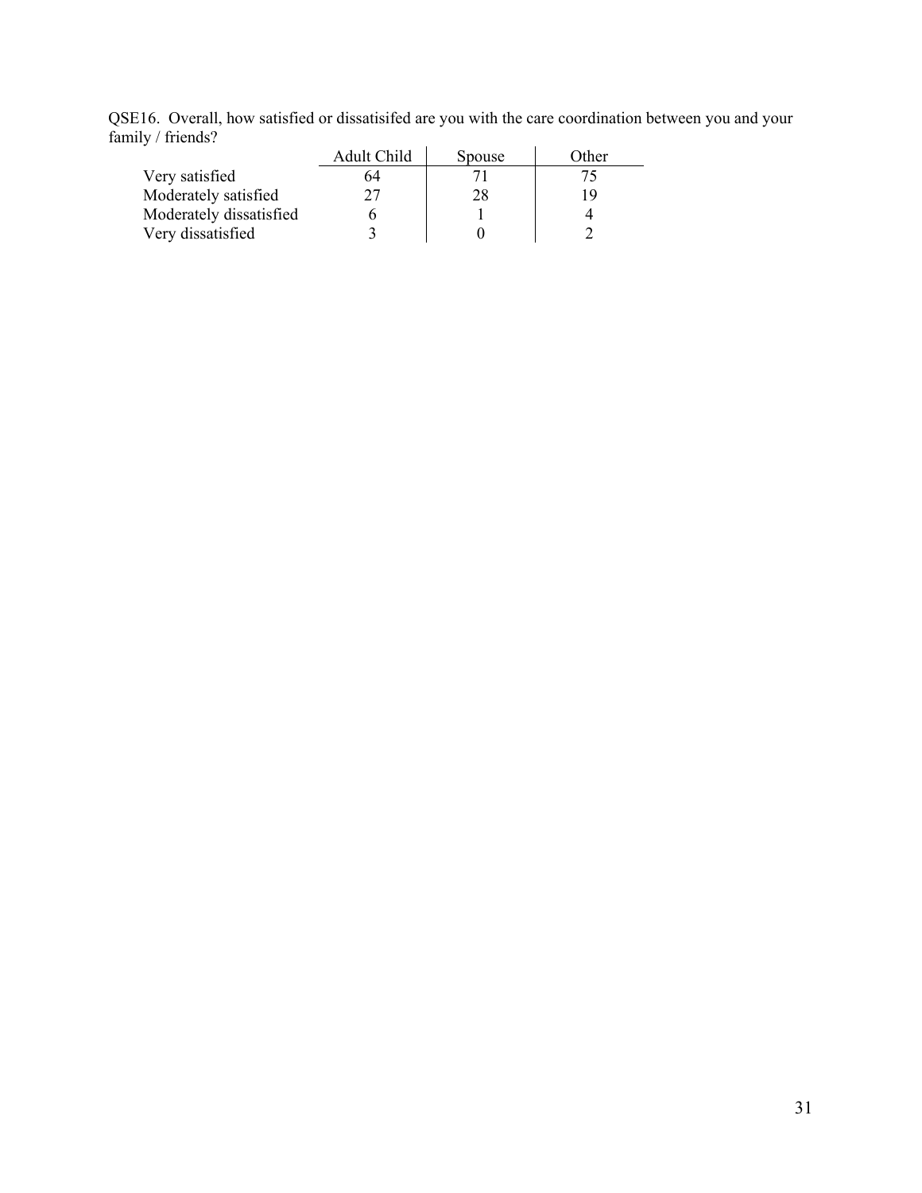QSE16. Overall, how satisfied or dissatisifed are you with the care coordination between you and your family / friends?

| | Adult Child | Spouse | Other |
|---|---|---|---|
| Very satisfied | 64 | 71 | 75 |
| Moderately satisfied | 27 | 28 | 19 |
| Moderately dissatisfied | 6 | 1 | 4 |
| Very dissatisfied | 3 | 0 | 2 |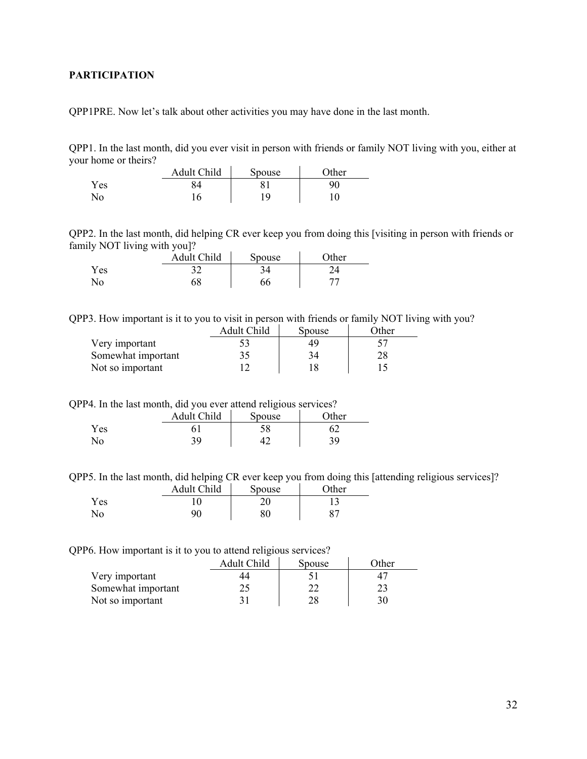## PARTICIPATION

QPP1PRE. Now let's talk about other activities you may have done in the last month.

QPP1. In the last month, did you ever visit in person with friends or family NOT living with you, either at your home or theirs?

| | Adult Child | Spouse | Other |
|---|---|---|---|
| Yes | 84 | 81 | 90 |
| No | 16 | 19 | 10 |

QPP2. In the last month, did helping CR ever keep you from doing this [visiting in person with friends or family NOT living with you]?

| | Adult Child | Spouse | Other |
|---|---|---|---|
| Yes | 32 | 34 | 24 |
| No | 68 | 66 | 77 |

QPP3. How important is it to you to visit in person with friends or family NOT living with you?

| | Adult Child | Spouse | Other |
|---|---|---|---|
| Very important | 53 | 49 | 57 |
| Somewhat important | 35 | 34 | 28 |
| Not so important | 12 | 18 | 15 |

QPP4. In the last month, did you ever attend religious services?

| | Adult Child | Spouse | Other |
|---|---|---|---|
| Yes | 61 | 58 | 62 |
| No | 39 | 42 | 39 |

QPP5. In the last month, did helping CR ever keep you from doing this [attending religious services]?

| | Adult Child | Spouse | Other |
|---|---|---|---|
| Yes | 10 | 20 | 13 |
| No | 90 | 80 | 87 |

QPP6. How important is it to you to attend religious services?

| | Adult Child | Spouse | Other |
|---|---|---|---|
| Very important | 44 | 51 | 47 |
| Somewhat important | 25 | 22 | 23 |
| Not so important | 31 | 28 | 30 |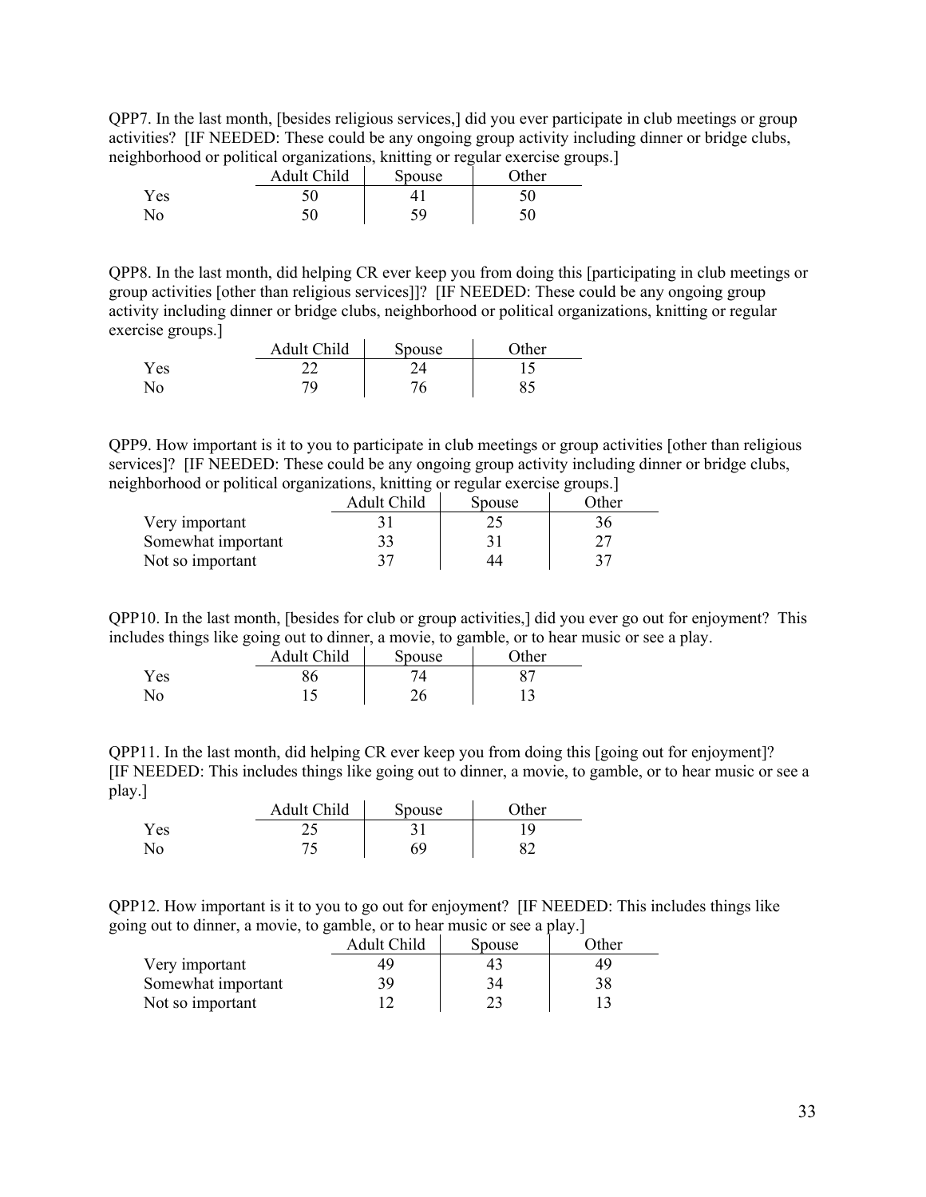QPP7. In the last month, [besides religious services,] did you ever participate in club meetings or group activities? [IF NEEDED: These could be any ongoing group activity including dinner or bridge clubs, neighborhood or political organizations, knitting or regular exercise groups.]

| | Adult Child | Spouse | Other |
|---|---|---|---|
| Yes | 50 | 41 | 50 |
| No | 50 | 59 | 50 |

QPP8. In the last month, did helping CR ever keep you from doing this [participating in club meetings or group activities [other than religious services]]? [IF NEEDED: These could be any ongoing group activity including dinner or bridge clubs, neighborhood or political organizations, knitting or regular exercise groups.]

| | Adult Child | Spouse | Other |
|---|---|---|---|
| Yes | 22 | 24 | 15 |
| No | 79 | 76 | 85 |

QPP9. How important is it to you to participate in club meetings or group activities [other than religious services]? [IF NEEDED: These could be any ongoing group activity including dinner or bridge clubs, neighborhood or political organizations, knitting or regular exercise groups.]

| | Adult Child | Spouse | Other |
|---|---|---|---|
| Very important | 31 | 25 | 36 |
| Somewhat important | 33 | 31 | 27 |
| Not so important | 37 | 44 | 37 |

QPP10. In the last month, [besides for club or group activities,] did you ever go out for enjoyment? This includes things like going out to dinner, a movie, to gamble, or to hear music or see a play.

| | Adult Child | Spouse | Other |
|---|---|---|---|
| Yes | 86 | 74 | 87 |
| No | 15 | 26 | 13 |

QPP11. In the last month, did helping CR ever keep you from doing this [going out for enjoyment]? [IF NEEDED: This includes things like going out to dinner, a movie, to gamble, or to hear music or see a play.]

| | Adult Child | Spouse | Other |
|---|---|---|---|
| Yes | 25 | 31 | 19 |
| No | 75 | 69 | 82 |

QPP12. How important is it to you to go out for enjoyment? [IF NEEDED: This includes things like going out to dinner, a movie, to gamble, or to hear music or see a play.]

| | Adult Child | Spouse | Other |
|---|---|---|---|
| Very important | 49 | 43 | 49 |
| Somewhat important | 39 | 34 | 38 |
| Not so important | 12 | 23 | 13 |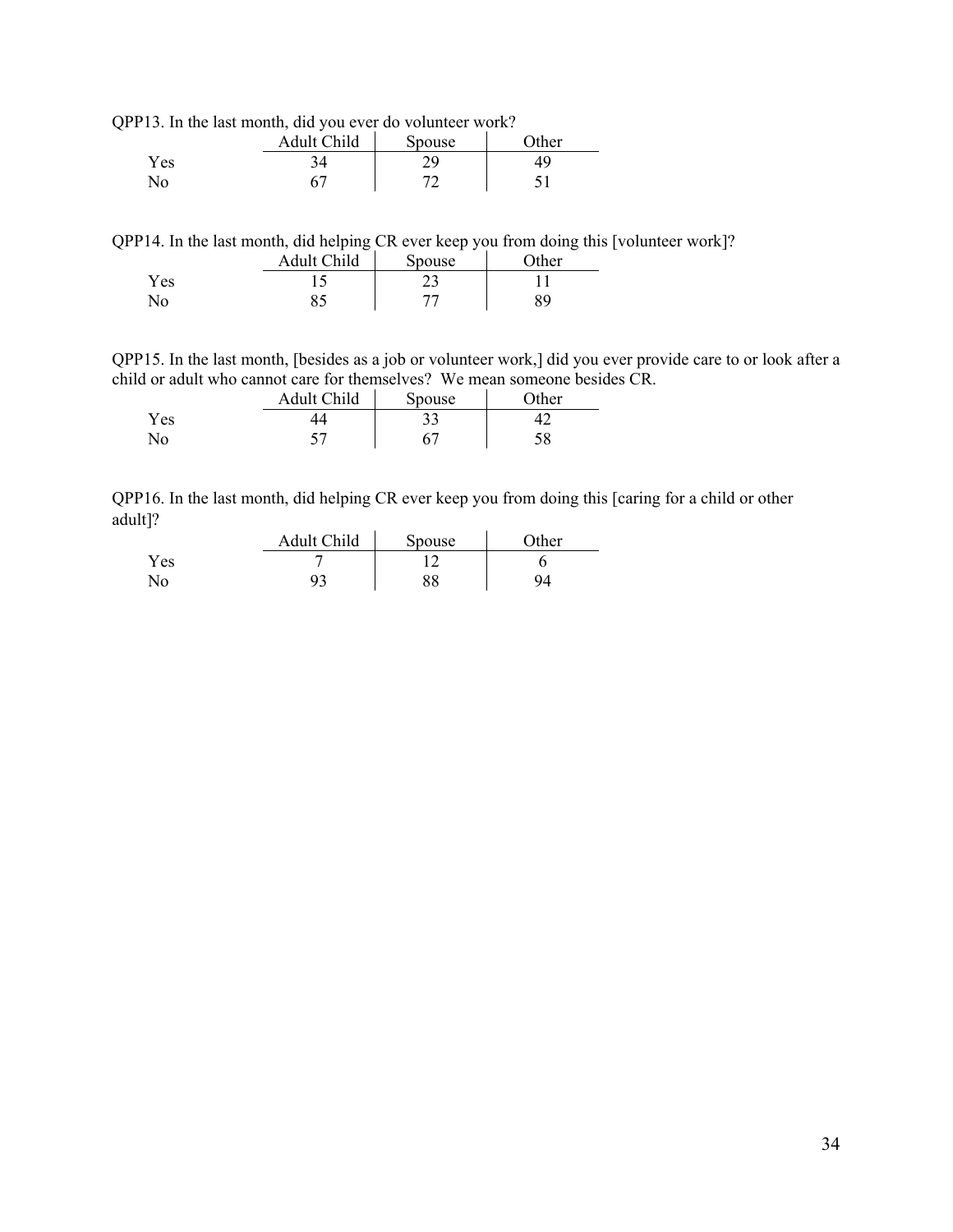QPP13. In the last month, did you ever do volunteer work?

| | Adult Child | Spouse | Other |
|---|---|---|---|
| Yes | 34 | 29 | 49 |
| No | 67 | 72 | 51 |

QPP14. In the last month, did helping CR ever keep you from doing this [volunteer work]?

| | Adult Child | Spouse | Other |
|---|---|---|---|
| Yes | 15 | 23 | 11 |
| No | 85 | 77 | 89 |

QPP15. In the last month, [besides as a job or volunteer work,] did you ever provide care to or look after a child or adult who cannot care for themselves? We mean someone besides CR.

| | Adult Child | Spouse | Other |
|---|---|---|---|
| Yes | 44 | 33 | 42 |
| No | 57 | 67 | 58 |

QPP16. In the last month, did helping CR ever keep you from doing this [caring for a child or other adult]?

| | Adult Child | Spouse | Other |
|---|---|---|---|
| Yes | 7 | 12 | 6 |
| No | 93 | 88 | 94 |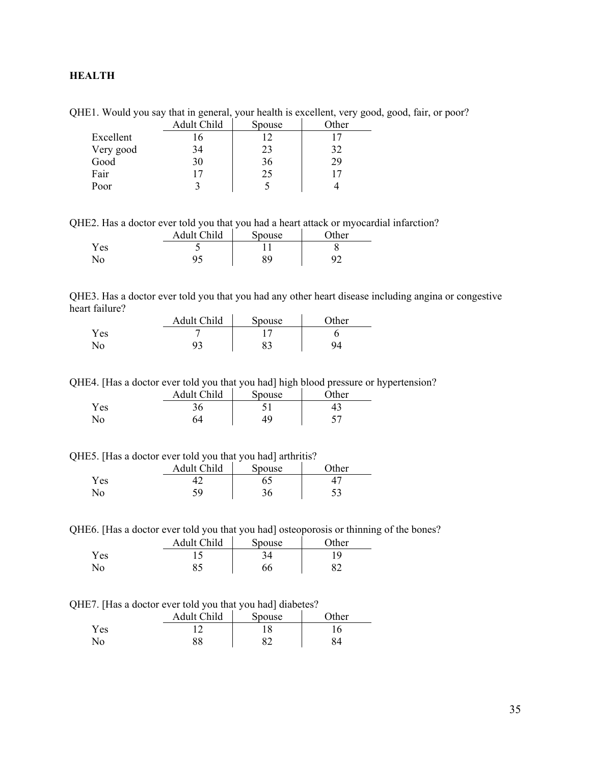**HEALTH**

QHE1. Would you say that in general, your health is excellent, very good, good, fair, or poor?

| | Adult Child | Spouse | Other |
|---|---|---|---|
| Excellent | 16 | 12 | 17 |
| Very good | 34 | 23 | 32 |
| Good | 30 | 36 | 29 |
| Fair | 17 | 25 | 17 |
| Poor | 3 | 5 | 4 |

QHE2. Has a doctor ever told you that you had a heart attack or myocardial infarction?

| | Adult Child | Spouse | Other |
|---|---|---|---|
| Yes | 5 | 11 | 8 |
| No | 95 | 89 | 92 |

QHE3. Has a doctor ever told you that you had any other heart disease including angina or congestive heart failure?

| | Adult Child | Spouse | Other |
|---|---|---|---|
| Yes | 7 | 17 | 6 |
| No | 93 | 83 | 94 |

QHE4. [Has a doctor ever told you that you had] high blood pressure or hypertension?

| | Adult Child | Spouse | Other |
|---|---|---|---|
| Yes | 36 | 51 | 43 |
| No | 64 | 49 | 57 |

QHE5. [Has a doctor ever told you that you had] arthritis?

| | Adult Child | Spouse | Other |
|---|---|---|---|
| Yes | 42 | 65 | 47 |
| No | 59 | 36 | 53 |

QHE6. [Has a doctor ever told you that you had] osteoporosis or thinning of the bones?

| | Adult Child | Spouse | Other |
|---|---|---|---|
| Yes | 15 | 34 | 19 |
| No | 85 | 66 | 82 |

QHE7. [Has a doctor ever told you that you had] diabetes?

| | Adult Child | Spouse | Other |
|---|---|---|---|
| Yes | 12 | 18 | 16 |
| No | 88 | 82 | 84 |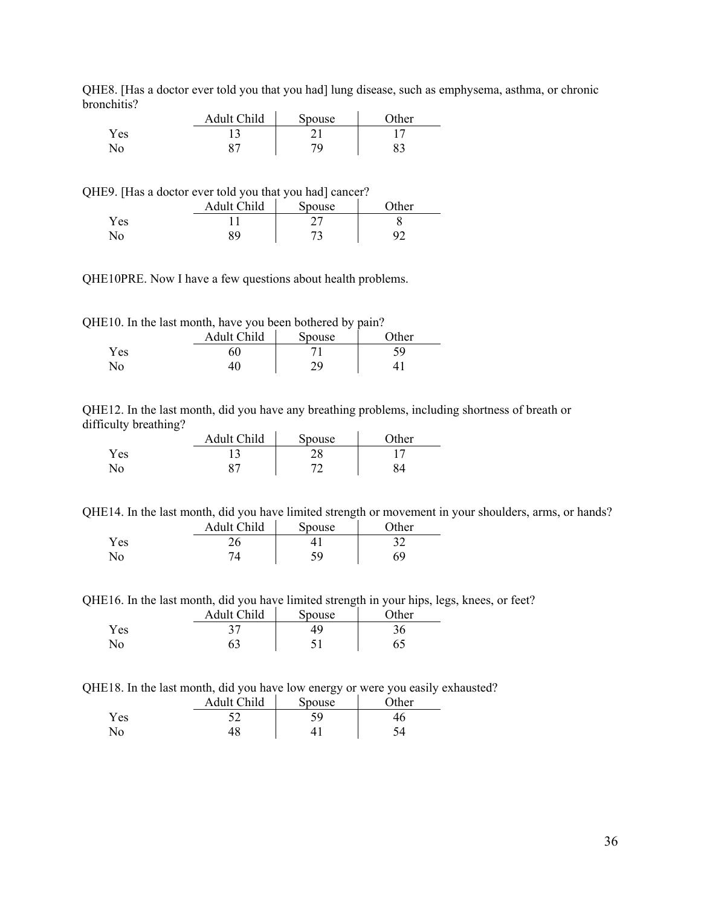QHE8. [Has a doctor ever told you that you had] lung disease, such as emphysema, asthma, or chronic bronchitis?

| | Adult Child | Spouse | Other |
|---|---|---|---|
| Yes | 13 | 21 | 17 |
| No | 87 | 79 | 83 |

QHE9. [Has a doctor ever told you that you had] cancer?

| | Adult Child | Spouse | Other |
|---|---|---|---|
| Yes | 11 | 27 | 8 |
| No | 89 | 73 | 92 |

QHE10PRE. Now I have a few questions about health problems.

QHE10. In the last month, have you been bothered by pain?

| | Adult Child | Spouse | Other |
|---|---|---|---|
| Yes | 60 | 71 | 59 |
| No | 40 | 29 | 41 |

QHE12. In the last month, did you have any breathing problems, including shortness of breath or difficulty breathing?

| | Adult Child | Spouse | Other |
|---|---|---|---|
| Yes | 13 | 28 | 17 |
| No | 87 | 72 | 84 |

QHE14. In the last month, did you have limited strength or movement in your shoulders, arms, or hands?

| | Adult Child | Spouse | Other |
|---|---|---|---|
| Yes | 26 | 41 | 32 |
| No | 74 | 59 | 69 |

QHE16. In the last month, did you have limited strength in your hips, legs, knees, or feet?

| | Adult Child | Spouse | Other |
|---|---|---|---|
| Yes | 37 | 49 | 36 |
| No | 63 | 51 | 65 |

QHE18. In the last month, did you have low energy or were you easily exhausted?

| | Adult Child | Spouse | Other |
|---|---|---|---|
| Yes | 52 | 59 | 46 |
| No | 48 | 41 | 54 |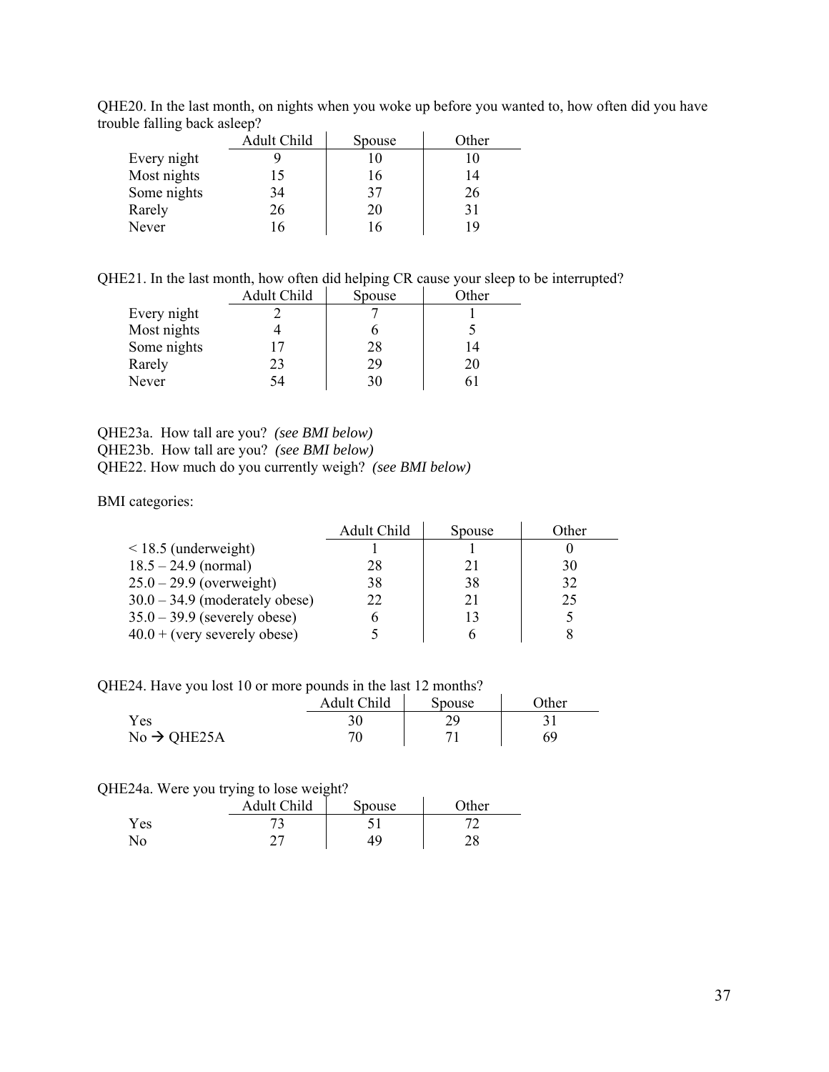QHE20. In the last month, on nights when you woke up before you wanted to, how often did you have trouble falling back asleep?

| | Adult Child | Spouse | Other |
|---|---|---|---|
| Every night | 9 | 10 | 10 |
| Most nights | 15 | 16 | 14 |
| Some nights | 34 | 37 | 26 |
| Rarely | 26 | 20 | 31 |
| Never | 16 | 16 | 19 |

QHE21. In the last month, how often did helping CR cause your sleep to be interrupted?

| | Adult Child | Spouse | Other |
|---|---|---|---|
| Every night | 2 | 7 | 1 |
| Most nights | 4 | 6 | 5 |
| Some nights | 17 | 28 | 14 |
| Rarely | 23 | 29 | 20 |
| Never | 54 | 30 | 61 |

QHE23a. How tall are you? *(see BMI below)*
QHE23b. How tall are you? *(see BMI below)*
QHE22. How much do you currently weigh? *(see BMI below)*

BMI categories:

| | Adult Child | Spouse | Other |
|---|---|---|---|
| < 18.5 (underweight) | 1 | 1 | 0 |
| 18.5 – 24.9 (normal) | 28 | 21 | 30 |
| 25.0 – 29.9 (overweight) | 38 | 38 | 32 |
| 30.0 – 34.9 (moderately obese) | 22 | 21 | 25 |
| 35.0 – 39.9 (severely obese) | 6 | 13 | 5 |
| 40.0 + (very severely obese) | 5 | 6 | 8 |

QHE24. Have you lost 10 or more pounds in the last 12 months?

| | Adult Child | Spouse | Other |
|---|---|---|---|
| Yes | 30 | 29 | 31 |
| No → QHE25A | 70 | 71 | 69 |

QHE24a. Were you trying to lose weight?

| | Adult Child | Spouse | Other |
|---|---|---|---|
| Yes | 73 | 51 | 72 |
| No | 27 | 49 | 28 |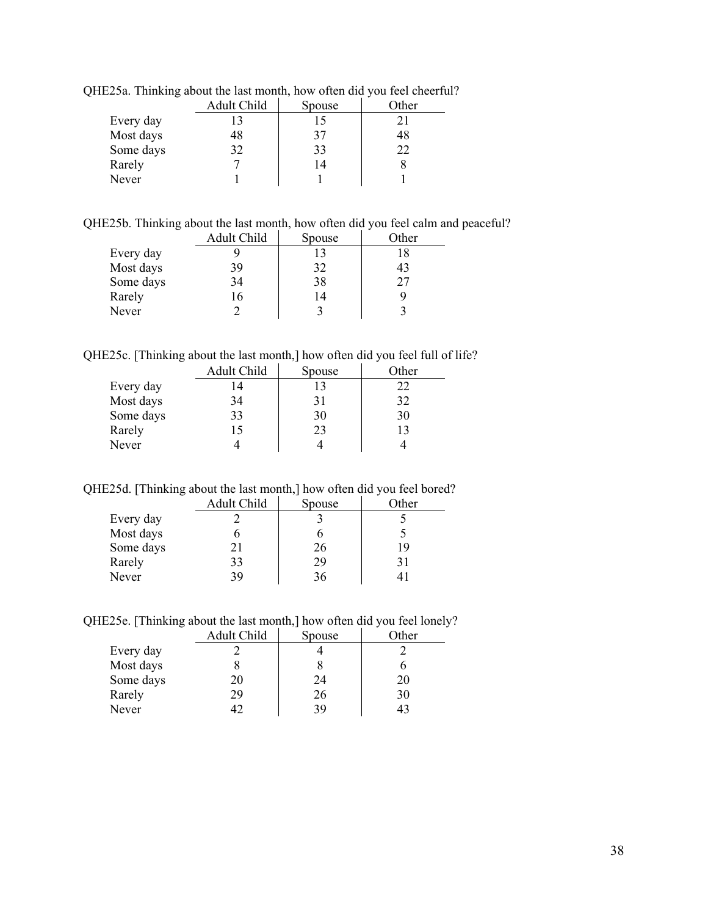QHE25a. Thinking about the last month, how often did you feel cheerful?

| | Adult Child | Spouse | Other |
|---|---|---|---|
| Every day | 13 | 15 | 21 |
| Most days | 48 | 37 | 48 |
| Some days | 32 | 33 | 22 |
| Rarely | 7 | 14 | 8 |
| Never | 1 | 1 | 1 |

QHE25b. Thinking about the last month, how often did you feel calm and peaceful?

| | Adult Child | Spouse | Other |
|---|---|---|---|
| Every day | 9 | 13 | 18 |
| Most days | 39 | 32 | 43 |
| Some days | 34 | 38 | 27 |
| Rarely | 16 | 14 | 9 |
| Never | 2 | 3 | 3 |

QHE25c. [Thinking about the last month,] how often did you feel full of life?

| | Adult Child | Spouse | Other |
|---|---|---|---|
| Every day | 14 | 13 | 22 |
| Most days | 34 | 31 | 32 |
| Some days | 33 | 30 | 30 |
| Rarely | 15 | 23 | 13 |
| Never | 4 | 4 | 4 |

QHE25d. [Thinking about the last month,] how often did you feel bored?

| | Adult Child | Spouse | Other |
|---|---|---|---|
| Every day | 2 | 3 | 5 |
| Most days | 6 | 6 | 5 |
| Some days | 21 | 26 | 19 |
| Rarely | 33 | 29 | 31 |
| Never | 39 | 36 | 41 |

QHE25e. [Thinking about the last month,] how often did you feel lonely?

| | Adult Child | Spouse | Other |
|---|---|---|---|
| Every day | 2 | 4 | 2 |
| Most days | 8 | 8 | 6 |
| Some days | 20 | 24 | 20 |
| Rarely | 29 | 26 | 30 |
| Never | 42 | 39 | 43 |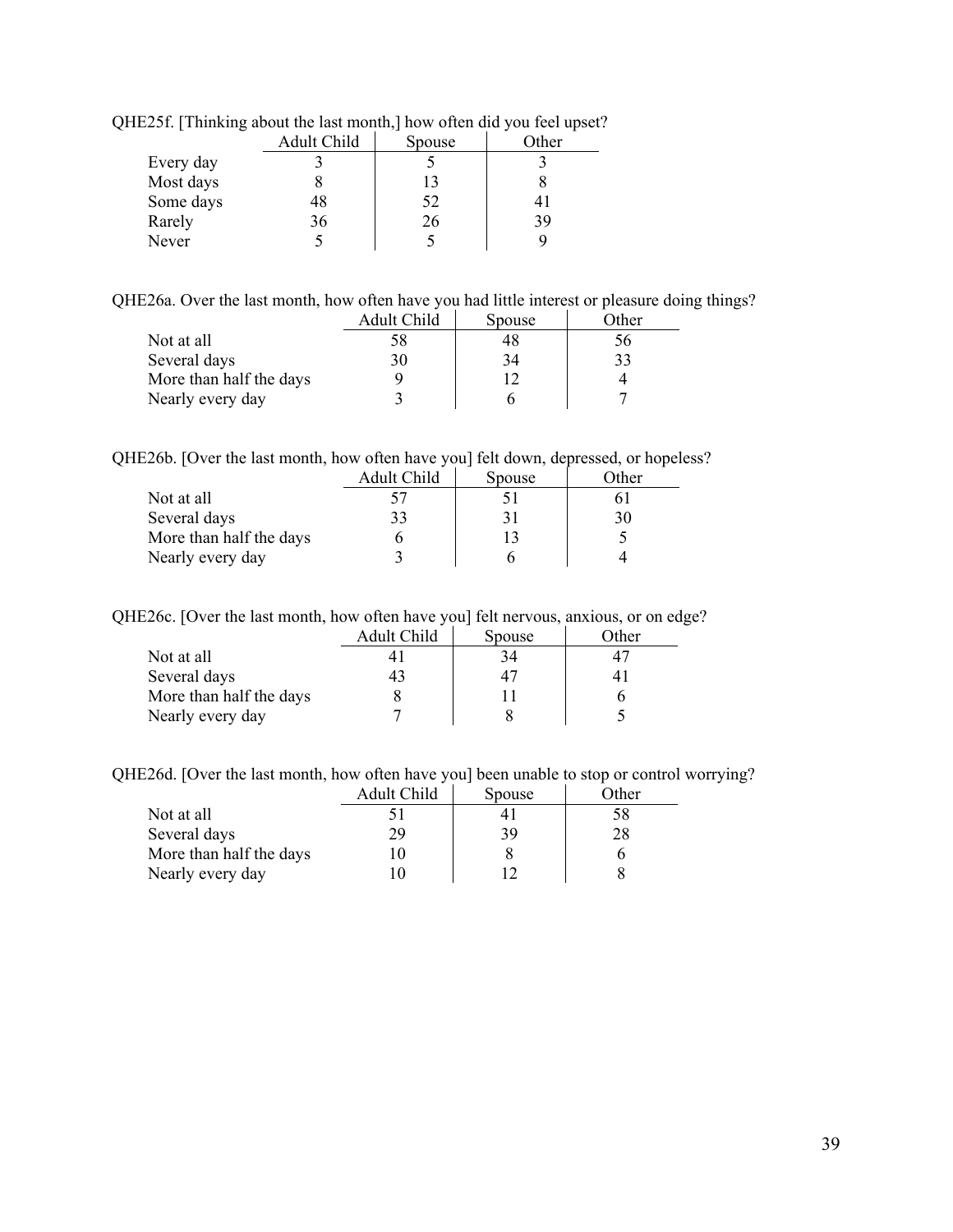QHE25f. [Thinking about the last month,] how often did you feel upset?

| | Adult Child | Spouse | Other |
|---|---|---|---|
| Every day | 3 | 5 | 3 |
| Most days | 8 | 13 | 8 |
| Some days | 48 | 52 | 41 |
| Rarely | 36 | 26 | 39 |
| Never | 5 | 5 | 9 |

QHE26a. Over the last month, how often have you had little interest or pleasure doing things?

| | Adult Child | Spouse | Other |
|---|---|---|---|
| Not at all | 58 | 48 | 56 |
| Several days | 30 | 34 | 33 |
| More than half the days | 9 | 12 | 4 |
| Nearly every day | 3 | 6 | 7 |

QHE26b. [Over the last month, how often have you] felt down, depressed, or hopeless?

| | Adult Child | Spouse | Other |
|---|---|---|---|
| Not at all | 57 | 51 | 61 |
| Several days | 33 | 31 | 30 |
| More than half the days | 6 | 13 | 5 |
| Nearly every day | 3 | 6 | 4 |

QHE26c. [Over the last month, how often have you] felt nervous, anxious, or on edge?

| | Adult Child | Spouse | Other |
|---|---|---|---|
| Not at all | 41 | 34 | 47 |
| Several days | 43 | 47 | 41 |
| More than half the days | 8 | 11 | 6 |
| Nearly every day | 7 | 8 | 5 |

QHE26d. [Over the last month, how often have you] been unable to stop or control worrying?

| | Adult Child | Spouse | Other |
|---|---|---|---|
| Not at all | 51 | 41 | 58 |
| Several days | 29 | 39 | 28 |
| More than half the days | 10 | 8 | 6 |
| Nearly every day | 10 | 12 | 8 |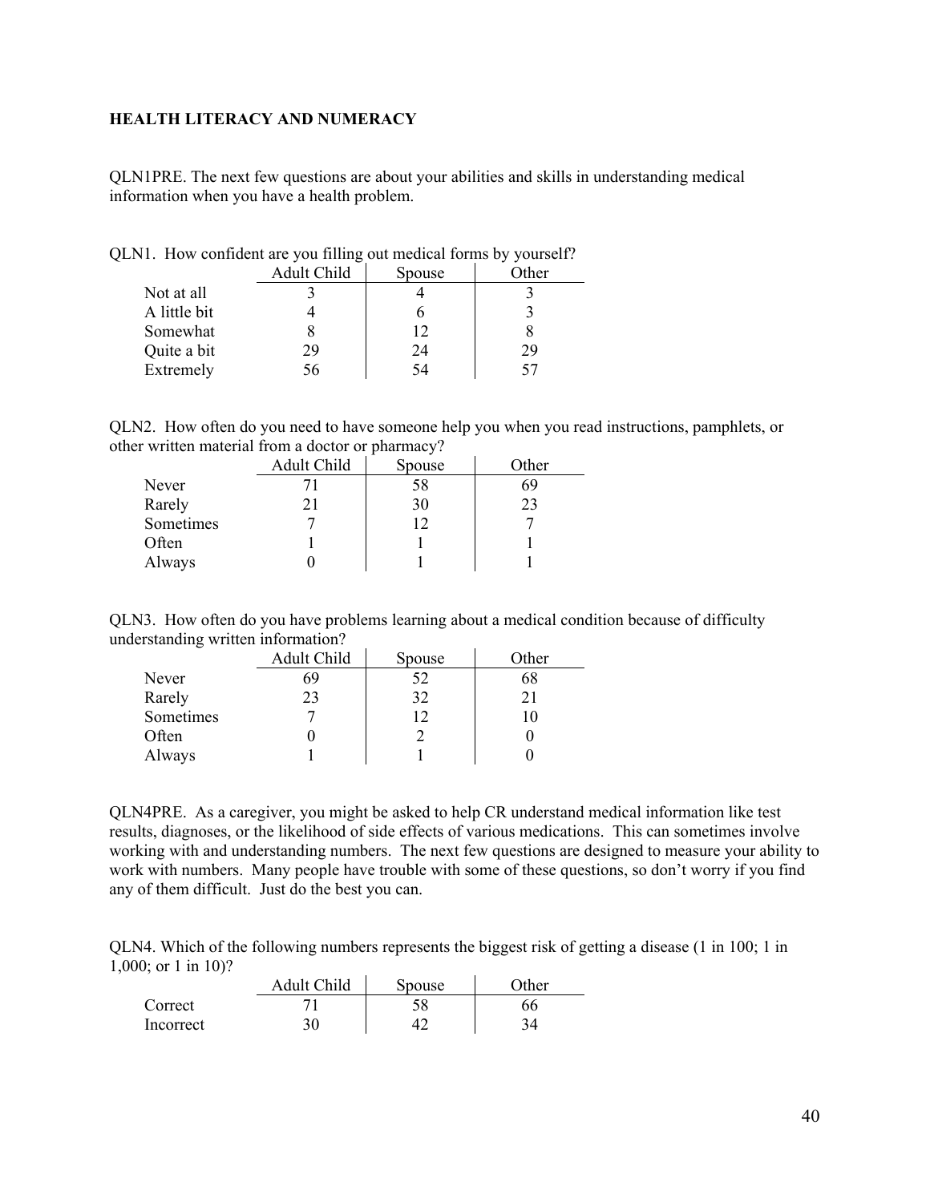**HEALTH LITERACY AND NUMERACY**

QLN1PRE. The next few questions are about your abilities and skills in understanding medical information when you have a health problem.

QLN1. How confident are you filling out medical forms by yourself?

| | Adult Child | Spouse | Other |
|---|---|---|---|
| Not at all | 3 | 4 | 3 |
| A little bit | 4 | 6 | 3 |
| Somewhat | 8 | 12 | 8 |
| Quite a bit | 29 | 24 | 29 |
| Extremely | 56 | 54 | 57 |

QLN2. How often do you need to have someone help you when you read instructions, pamphlets, or other written material from a doctor or pharmacy?

| | Adult Child | Spouse | Other |
|---|---|---|---|
| Never | 71 | 58 | 69 |
| Rarely | 21 | 30 | 23 |
| Sometimes | 7 | 12 | 7 |
| Often | 1 | 1 | 1 |
| Always | 0 | 1 | 1 |

QLN3. How often do you have problems learning about a medical condition because of difficulty understanding written information?

| | Adult Child | Spouse | Other |
|---|---|---|---|
| Never | 69 | 52 | 68 |
| Rarely | 23 | 32 | 21 |
| Sometimes | 7 | 12 | 10 |
| Often | 0 | 2 | 0 |
| Always | 1 | 1 | 0 |

QLN4PRE. As a caregiver, you might be asked to help CR understand medical information like test results, diagnoses, or the likelihood of side effects of various medications. This can sometimes involve working with and understanding numbers. The next few questions are designed to measure your ability to work with numbers. Many people have trouble with some of these questions, so don't worry if you find any of them difficult. Just do the best you can.

QLN4. Which of the following numbers represents the biggest risk of getting a disease (1 in 100; 1 in 1,000; or 1 in 10)?

| | Adult Child | Spouse | Other |
|---|---|---|---|
| Correct | 71 | 58 | 66 |
| Incorrect | 30 | 42 | 34 |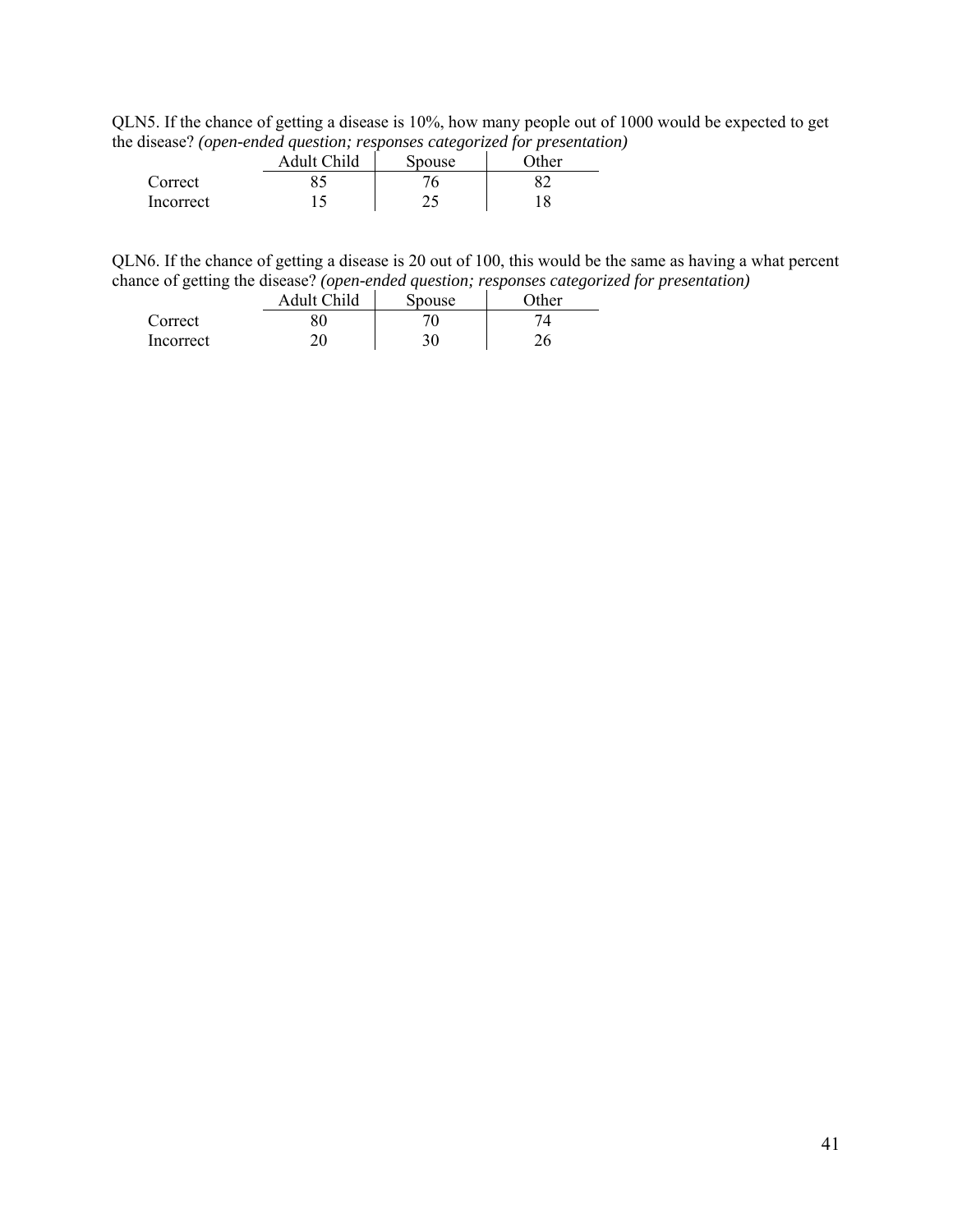QLN5. If the chance of getting a disease is 10%, how many people out of 1000 would be expected to get the disease? *(open-ended question; responses categorized for presentation)*

| | Adult Child | Spouse | Other |
|---|---|---|---|
| Correct | 85 | 76 | 82 |
| Incorrect | 15 | 25 | 18 |

QLN6. If the chance of getting a disease is 20 out of 100, this would be the same as having a what percent chance of getting the disease? *(open-ended question; responses categorized for presentation)*

| | Adult Child | Spouse | Other |
|---|---|---|---|
| Correct | 80 | 70 | 74 |
| Incorrect | 20 | 30 | 26 |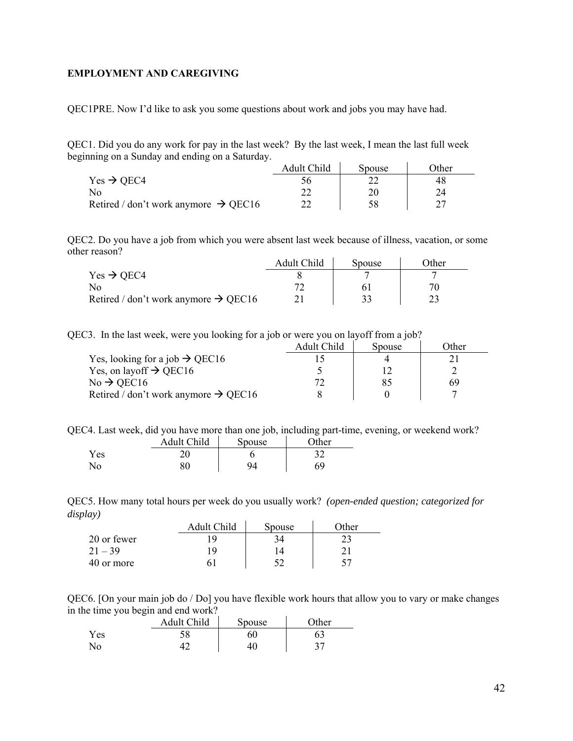**EMPLOYMENT AND CAREGIVING**

QEC1PRE. Now I'd like to ask you some questions about work and jobs you may have had.

QEC1. Did you do any work for pay in the last week? By the last week, I mean the last full week beginning on a Sunday and ending on a Saturday.

| | Adult Child | Spouse | Other |
|---|---|---|---|
| Yes → QEC4 | 56 | 22 | 48 |
| No | 22 | 20 | 24 |
| Retired / don't work anymore → QEC16 | 22 | 58 | 27 |

QEC2. Do you have a job from which you were absent last week because of illness, vacation, or some other reason?

| | Adult Child | Spouse | Other |
|---|---|---|---|
| Yes → QEC4 | 8 | 7 | 7 |
| No | 72 | 61 | 70 |
| Retired / don't work anymore → QEC16 | 21 | 33 | 23 |

QEC3. In the last week, were you looking for a job or were you on layoff from a job?

| | Adult Child | Spouse | Other |
|---|---|---|---|
| Yes, looking for a job → QEC16 | 15 | 4 | 21 |
| Yes, on layoff → QEC16 | 5 | 12 | 2 |
| No → QEC16 | 72 | 85 | 69 |
| Retired / don't work anymore → QEC16 | 8 | 0 | 7 |

QEC4. Last week, did you have more than one job, including part-time, evening, or weekend work?

| | Adult Child | Spouse | Other |
|---|---|---|---|
| Yes | 20 | 6 | 32 |
| No | 80 | 94 | 69 |

QEC5. How many total hours per week do you usually work? *(open-ended question; categorized for display)*

| | Adult Child | Spouse | Other |
|---|---|---|---|
| 20 or fewer | 19 | 34 | 23 |
| 21 – 39 | 19 | 14 | 21 |
| 40 or more | 61 | 52 | 57 |

QEC6. [On your main job do / Do] you have flexible work hours that allow you to vary or make changes in the time you begin and end work?

| | Adult Child | Spouse | Other |
|---|---|---|---|
| Yes | 58 | 60 | 63 |
| No | 42 | 40 | 37 |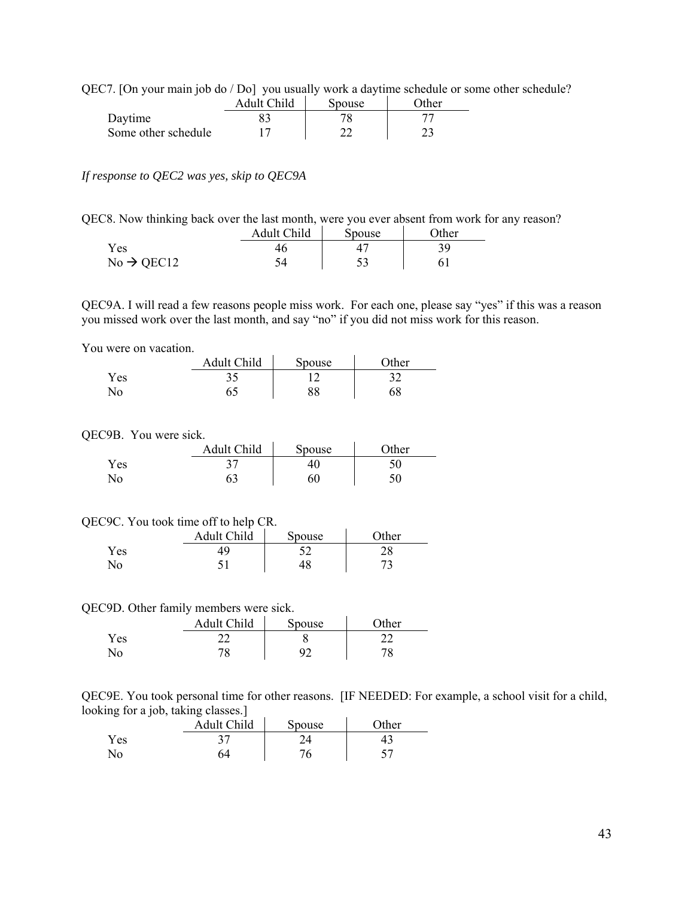QEC7. [On your main job do / Do]  you usually work a daytime schedule or some other schedule?

| | Adult Child | Spouse | Other |
|---|---|---|---|
| Daytime | 83 | 78 | 77 |
| Some other schedule | 17 | 22 | 23 |

*If response to QEC2 was yes, skip to QEC9A*

QEC8. Now thinking back over the last month, were you ever absent from work for any reason?

| | Adult Child | Spouse | Other |
|---|---|---|---|
| Yes | 46 | 47 | 39 |
| No → QEC12 | 54 | 53 | 61 |

QEC9A. I will read a few reasons people miss work.  For each one, please say "yes" if this was a reason you missed work over the last month, and say "no" if you did not miss work for this reason.

You were on vacation.

| | Adult Child | Spouse | Other |
|---|---|---|---|
| Yes | 35 | 12 | 32 |
| No | 65 | 88 | 68 |

QEC9B.  You were sick.

| | Adult Child | Spouse | Other |
|---|---|---|---|
| Yes | 37 | 40 | 50 |
| No | 63 | 60 | 50 |

QEC9C. You took time off to help CR.

| | Adult Child | Spouse | Other |
|---|---|---|---|
| Yes | 49 | 52 | 28 |
| No | 51 | 48 | 73 |

QEC9D. Other family members were sick.

| | Adult Child | Spouse | Other |
|---|---|---|---|
| Yes | 22 | 8 | 22 |
| No | 78 | 92 | 78 |

QEC9E. You took personal time for other reasons.  [IF NEEDED: For example, a school visit for a child, looking for a job, taking classes.]

| | Adult Child | Spouse | Other |
|---|---|---|---|
| Yes | 37 | 24 | 43 |
| No | 64 | 76 | 57 |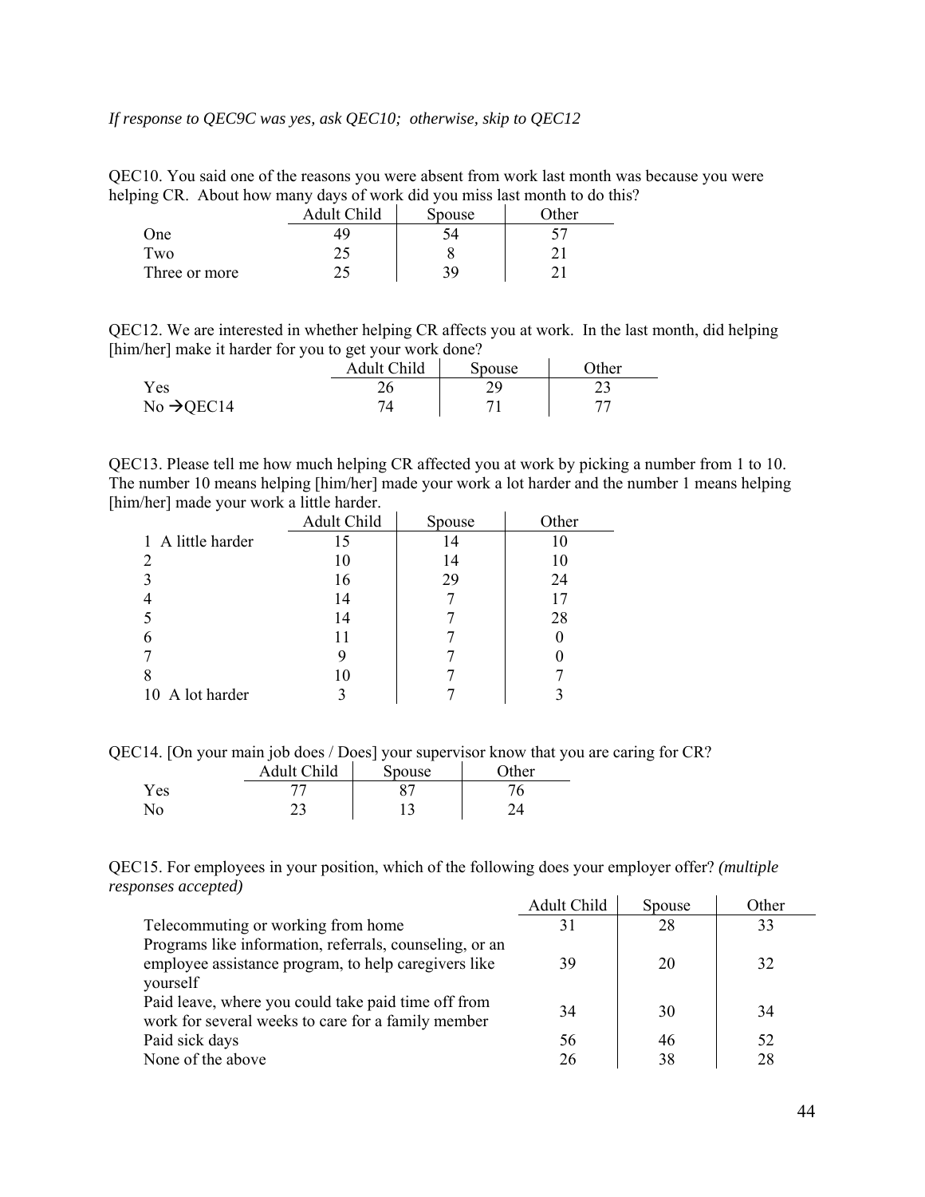*If response to QEC9C was yes, ask QEC10; otherwise, skip to QEC12*

QEC10. You said one of the reasons you were absent from work last month was because you were helping CR. About how many days of work did you miss last month to do this?

| | Adult Child | Spouse | Other |
|---|---|---|---|
| One | 49 | 54 | 57 |
| Two | 25 | 8 | 21 |
| Three or more | 25 | 39 | 21 |

QEC12. We are interested in whether helping CR affects you at work. In the last month, did helping [him/her] make it harder for you to get your work done?

| | Adult Child | Spouse | Other |
|---|---|---|---|
| Yes | 26 | 29 | 23 |
| No →QEC14 | 74 | 71 | 77 |

QEC13. Please tell me how much helping CR affected you at work by picking a number from 1 to 10. The number 10 means helping [him/her] made your work a lot harder and the number 1 means helping [him/her] made your work a little harder.

| | Adult Child | Spouse | Other |
|---|---|---|---|
| 1 A little harder | 15 | 14 | 10 |
| 2 | 10 | 14 | 10 |
| 3 | 16 | 29 | 24 |
| 4 | 14 | 7 | 17 |
| 5 | 14 | 7 | 28 |
| 6 | 11 | 7 | 0 |
| 7 | 9 | 7 | 0 |
| 8 | 10 | 7 | 7 |
| 10 A lot harder | 3 | 7 | 3 |

QEC14. [On your main job does / Does] your supervisor know that you are caring for CR?

| | Adult Child | Spouse | Other |
|---|---|---|---|
| Yes | 77 | 87 | 76 |
| No | 23 | 13 | 24 |

QEC15. For employees in your position, which of the following does your employer offer? *(multiple responses accepted)*

| | Adult Child | Spouse | Other |
|---|---|---|---|
| Telecommuting or working from home | 31 | 28 | 33 |
| Programs like information, referrals, counseling, or an employee assistance program, to help caregivers like yourself | 39 | 20 | 32 |
| Paid leave, where you could take paid time off from work for several weeks to care for a family member | 34 | 30 | 34 |
| Paid sick days | 56 | 46 | 52 |
| None of the above | 26 | 38 | 28 |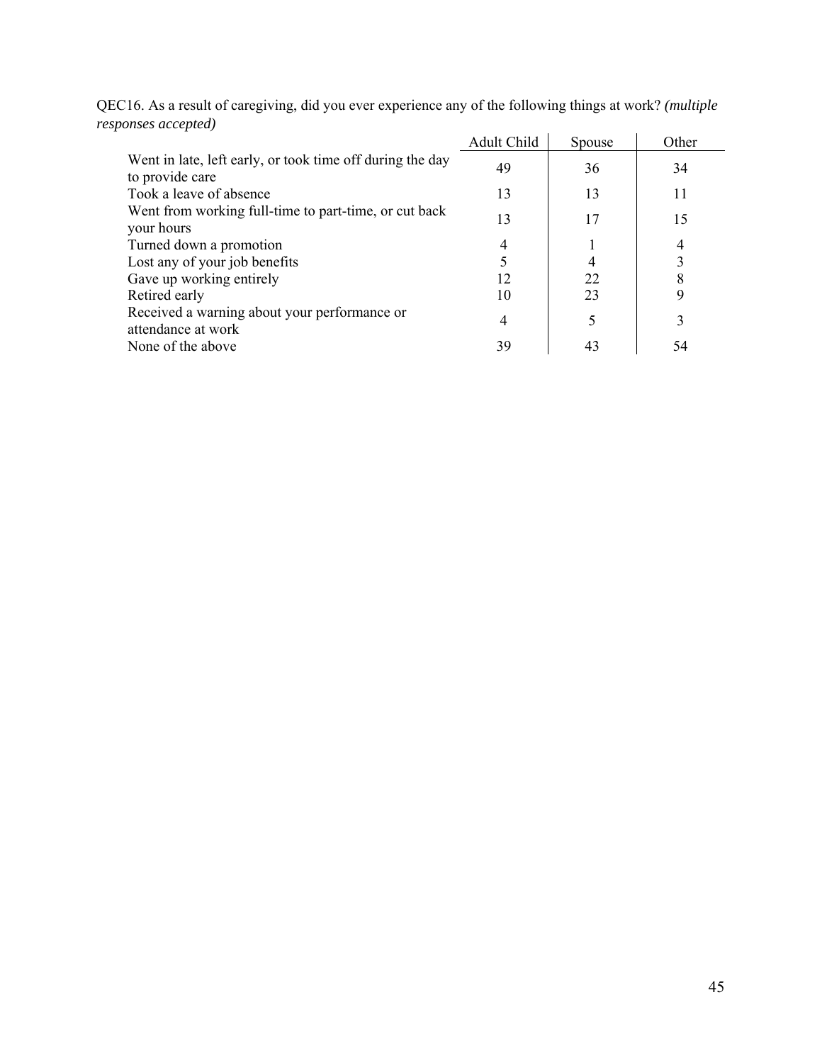QEC16. As a result of caregiving, did you ever experience any of the following things at work? *(multiple responses accepted)*

| | Adult Child | Spouse | Other |
|---|---|---|---|
| Went in late, left early, or took time off during the day to provide care | 49 | 36 | 34 |
| Took a leave of absence | 13 | 13 | 11 |
| Went from working full-time to part-time, or cut back your hours | 13 | 17 | 15 |
| Turned down a promotion | 4 | 1 | 4 |
| Lost any of your job benefits | 5 | 4 | 3 |
| Gave up working entirely | 12 | 22 | 8 |
| Retired early | 10 | 23 | 9 |
| Received a warning about your performance or attendance at work | 4 | 5 | 3 |
| None of the above | 39 | 43 | 54 |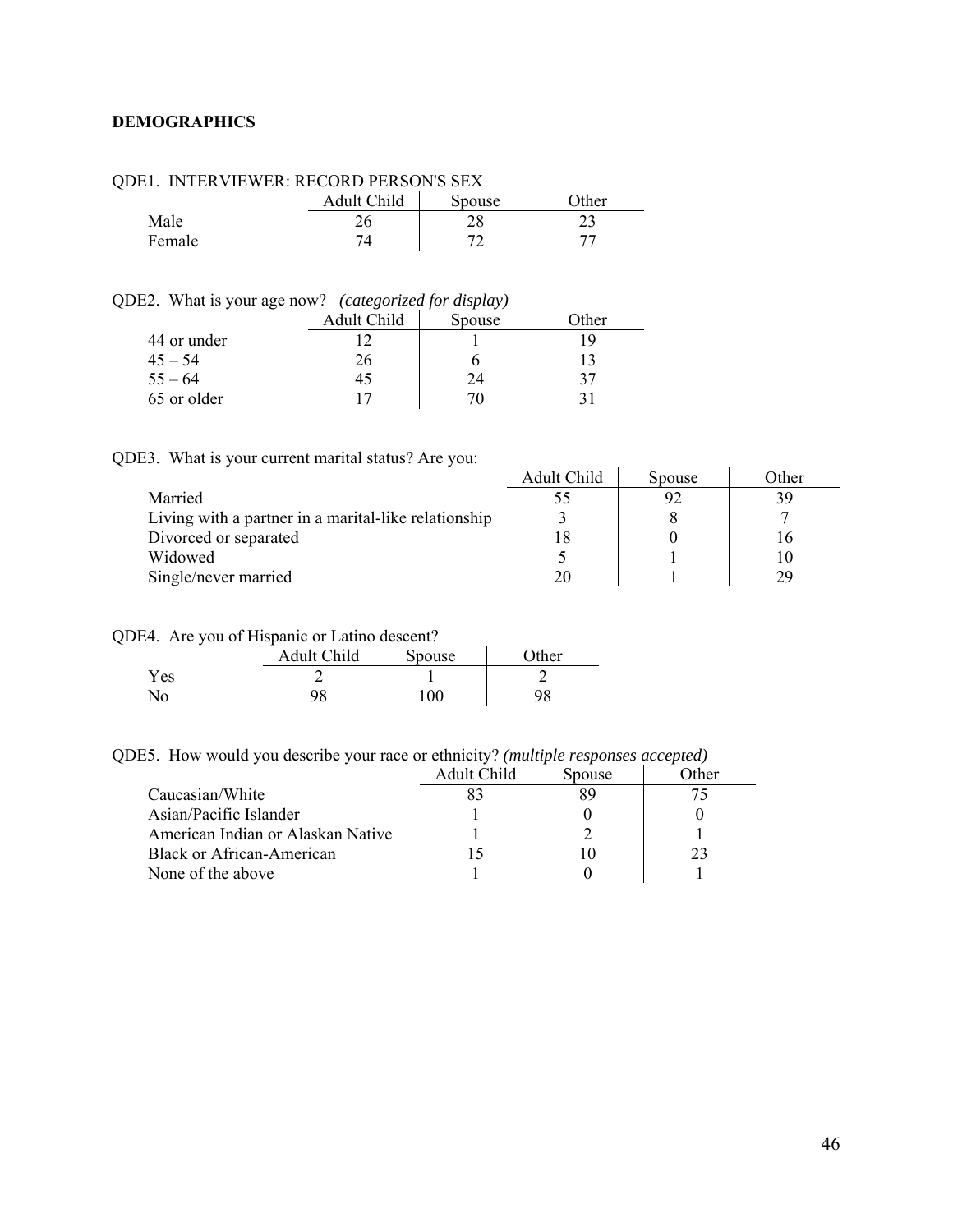**DEMOGRAPHICS**

QDE1. INTERVIEWER: RECORD PERSON'S SEX

| | Adult Child | Spouse | Other |
|---|---|---|---|
| Male | 26 | 28 | 23 |
| Female | 74 | 72 | 77 |

QDE2. What is your age now? *(categorized for display)*

| | Adult Child | Spouse | Other |
|---|---|---|---|
| 44 or under | 12 | 1 | 19 |
| 45 – 54 | 26 | 6 | 13 |
| 55 – 64 | 45 | 24 | 37 |
| 65 or older | 17 | 70 | 31 |

QDE3. What is your current marital status? Are you:

| | Adult Child | Spouse | Other |
|---|---|---|---|
| Married | 55 | 92 | 39 |
| Living with a partner in a marital-like relationship | 3 | 8 | 7 |
| Divorced or separated | 18 | 0 | 16 |
| Widowed | 5 | 1 | 10 |
| Single/never married | 20 | 1 | 29 |

QDE4. Are you of Hispanic or Latino descent?

| | Adult Child | Spouse | Other |
|---|---|---|---|
| Yes | 2 | 1 | 2 |
| No | 98 | 100 | 98 |

QDE5. How would you describe your race or ethnicity? *(multiple responses accepted)*

| | Adult Child | Spouse | Other |
|---|---|---|---|
| Caucasian/White | 83 | 89 | 75 |
| Asian/Pacific Islander | 1 | 0 | 0 |
| American Indian or Alaskan Native | 1 | 2 | 1 |
| Black or African-American | 15 | 10 | 23 |
| None of the above | 1 | 0 | 1 |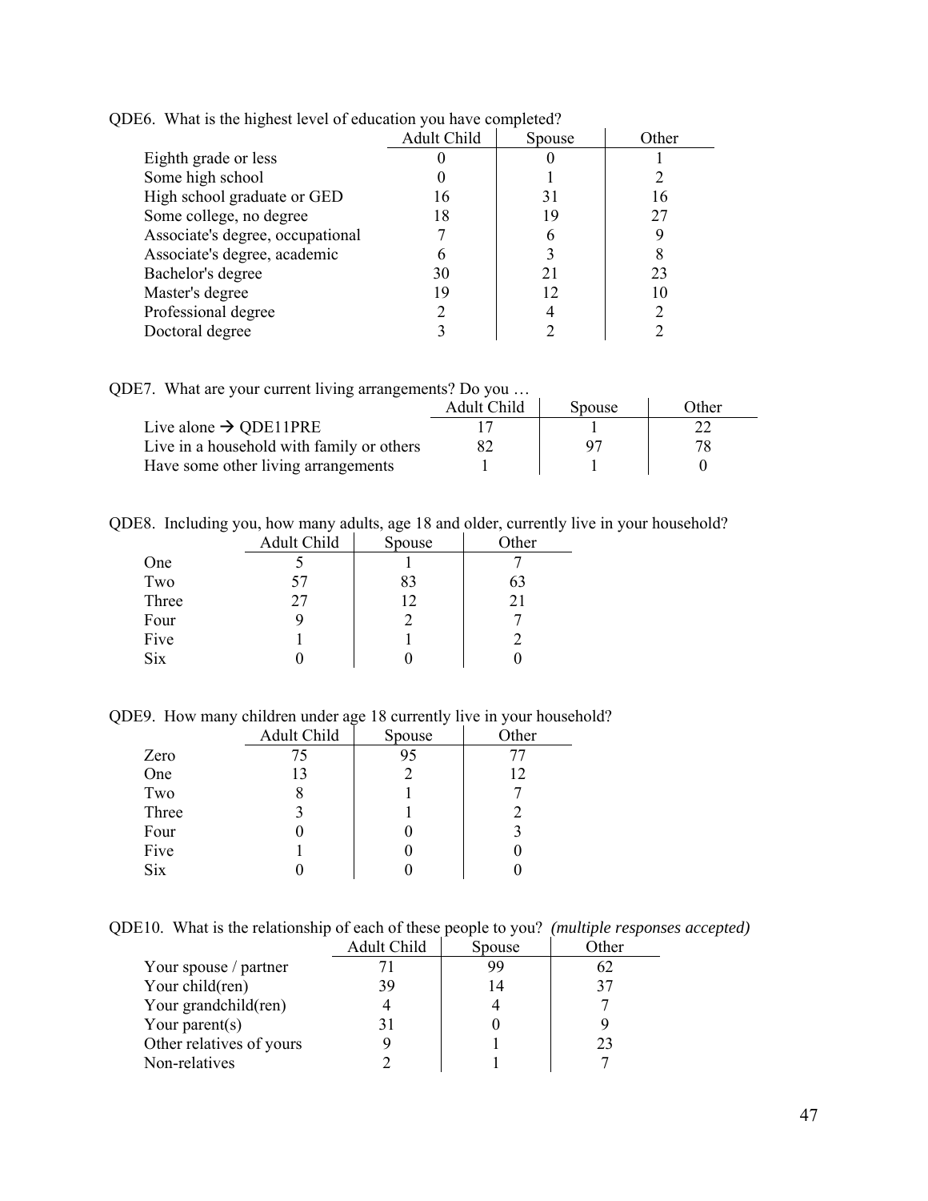QDE6. What is the highest level of education you have completed?

| | Adult Child | Spouse | Other |
|---|---|---|---|
| Eighth grade or less | 0 | 0 | 1 |
| Some high school | 0 | 1 | 2 |
| High school graduate or GED | 16 | 31 | 16 |
| Some college, no degree | 18 | 19 | 27 |
| Associate's degree, occupational | 7 | 6 | 9 |
| Associate's degree, academic | 6 | 3 | 8 |
| Bachelor's degree | 30 | 21 | 23 |
| Master's degree | 19 | 12 | 10 |
| Professional degree | 2 | 4 | 2 |
| Doctoral degree | 3 | 2 | 2 |

QDE7. What are your current living arrangements? Do you …

| | Adult Child | Spouse | Other |
|---|---|---|---|
| Live alone → QDE11PRE | 17 | 1 | 22 |
| Live in a household with family or others | 82 | 97 | 78 |
| Have some other living arrangements | 1 | 1 | 0 |

QDE8. Including you, how many adults, age 18 and older, currently live in your household?

| | Adult Child | Spouse | Other |
|---|---|---|---|
| One | 5 | 1 | 7 |
| Two | 57 | 83 | 63 |
| Three | 27 | 12 | 21 |
| Four | 9 | 2 | 7 |
| Five | 1 | 1 | 2 |
| Six | 0 | 0 | 0 |

QDE9. How many children under age 18 currently live in your household?

| | Adult Child | Spouse | Other |
|---|---|---|---|
| Zero | 75 | 95 | 77 |
| One | 13 | 2 | 12 |
| Two | 8 | 1 | 7 |
| Three | 3 | 1 | 2 |
| Four | 0 | 0 | 3 |
| Five | 1 | 0 | 0 |
| Six | 0 | 0 | 0 |

QDE10. What is the relationship of each of these people to you? *(multiple responses accepted)*

| | Adult Child | Spouse | Other |
|---|---|---|---|
| Your spouse / partner | 71 | 99 | 62 |
| Your child(ren) | 39 | 14 | 37 |
| Your grandchild(ren) | 4 | 4 | 7 |
| Your parent(s) | 31 | 0 | 9 |
| Other relatives of yours | 9 | 1 | 23 |
| Non-relatives | 2 | 1 | 7 |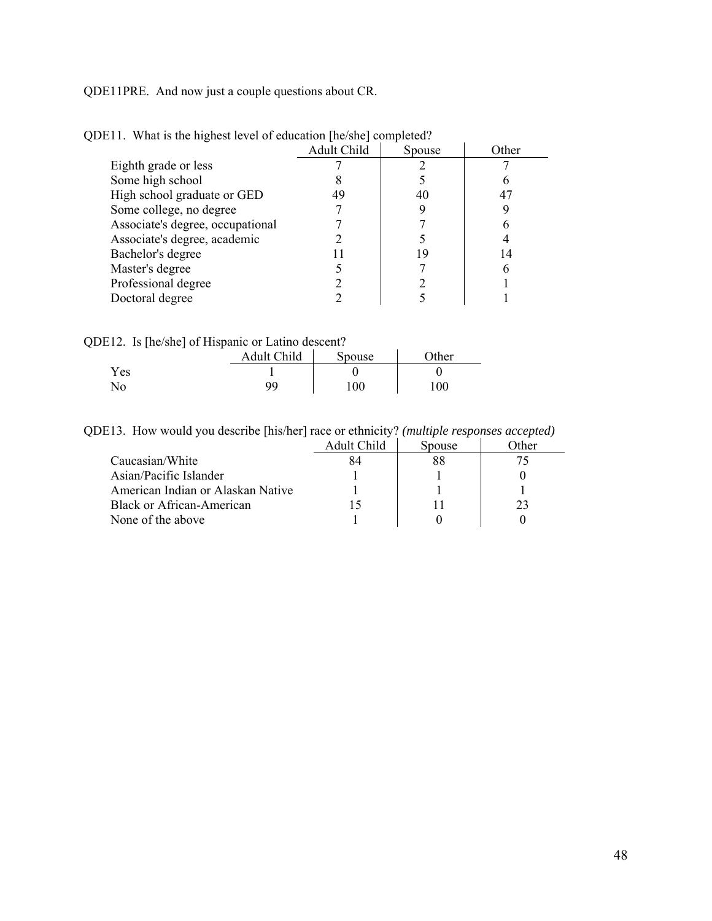QDE11PRE. And now just a couple questions about CR.

QDE11. What is the highest level of education [he/she] completed?

| | Adult Child | Spouse | Other |
|---|---|---|---|
| Eighth grade or less | 7 | 2 | 7 |
| Some high school | 8 | 5 | 6 |
| High school graduate or GED | 49 | 40 | 47 |
| Some college, no degree | 7 | 9 | 9 |
| Associate's degree, occupational | 7 | 7 | 6 |
| Associate's degree, academic | 2 | 5 | 4 |
| Bachelor's degree | 11 | 19 | 14 |
| Master's degree | 5 | 7 | 6 |
| Professional degree | 2 | 2 | 1 |
| Doctoral degree | 2 | 5 | 1 |

QDE12. Is [he/she] of Hispanic or Latino descent?

| | Adult Child | Spouse | Other |
|---|---|---|---|
| Yes | 1 | 0 | 0 |
| No | 99 | 100 | 100 |

QDE13. How would you describe [his/her] race or ethnicity? *(multiple responses accepted)*

| | Adult Child | Spouse | Other |
|---|---|---|---|
| Caucasian/White | 84 | 88 | 75 |
| Asian/Pacific Islander | 1 | 1 | 0 |
| American Indian or Alaskan Native | 1 | 1 | 1 |
| Black or African-American | 15 | 11 | 23 |
| None of the above | 1 | 0 | 0 |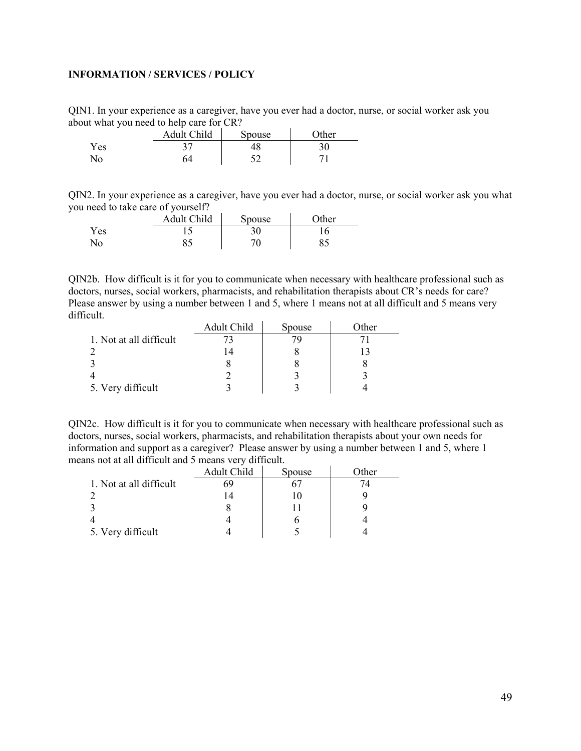**INFORMATION / SERVICES / POLICY**

QIN1. In your experience as a caregiver, have you ever had a doctor, nurse, or social worker ask you about what you need to help care for CR?

| | Adult Child | Spouse | Other |
|---|---|---|---|
| Yes | 37 | 48 | 30 |
| No | 64 | 52 | 71 |

QIN2. In your experience as a caregiver, have you ever had a doctor, nurse, or social worker ask you what you need to take care of yourself?

| | Adult Child | Spouse | Other |
|---|---|---|---|
| Yes | 15 | 30 | 16 |
| No | 85 | 70 | 85 |

QIN2b. How difficult is it for you to communicate when necessary with healthcare professional such as doctors, nurses, social workers, pharmacists, and rehabilitation therapists about CR's needs for care? Please answer by using a number between 1 and 5, where 1 means not at all difficult and 5 means very difficult.

| | Adult Child | Spouse | Other |
|---|---|---|---|
| 1. Not at all difficult | 73 | 79 | 71 |
| 2 | 14 | 8 | 13 |
| 3 | 8 | 8 | 8 |
| 4 | 2 | 3 | 3 |
| 5. Very difficult | 3 | 3 | 4 |

QIN2c. How difficult is it for you to communicate when necessary with healthcare professional such as doctors, nurses, social workers, pharmacists, and rehabilitation therapists about your own needs for information and support as a caregiver? Please answer by using a number between 1 and 5, where 1 means not at all difficult and 5 means very difficult.

| | Adult Child | Spouse | Other |
|---|---|---|---|
| 1. Not at all difficult | 69 | 67 | 74 |
| 2 | 14 | 10 | 9 |
| 3 | 8 | 11 | 9 |
| 4 | 4 | 6 | 4 |
| 5. Very difficult | 4 | 5 | 4 |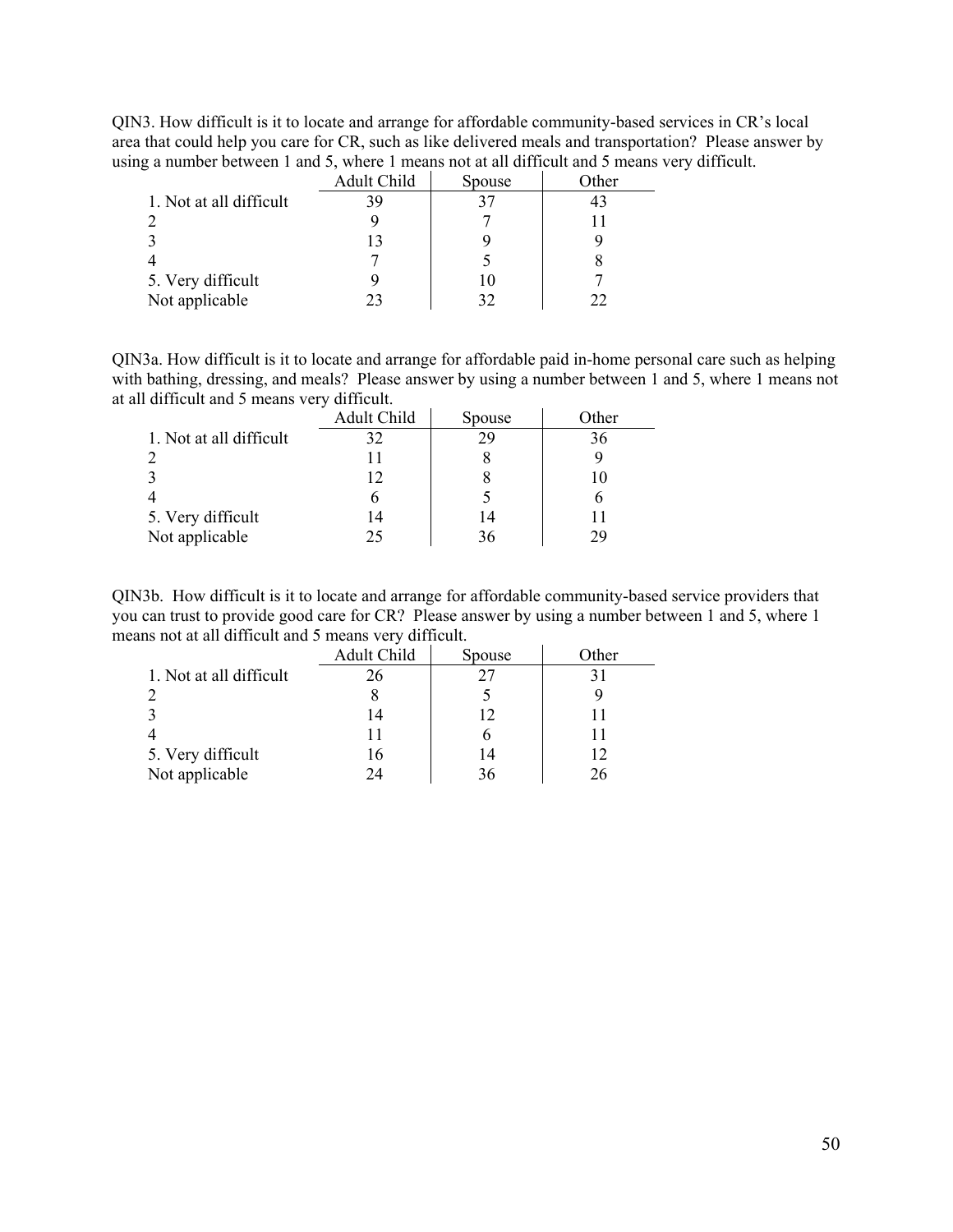QIN3. How difficult is it to locate and arrange for affordable community-based services in CR's local area that could help you care for CR, such as like delivered meals and transportation? Please answer by using a number between 1 and 5, where 1 means not at all difficult and 5 means very difficult.

| | Adult Child | Spouse | Other |
|---|---|---|---|
| 1. Not at all difficult | 39 | 37 | 43 |
| 2 | 9 | 7 | 11 |
| 3 | 13 | 9 | 9 |
| 4 | 7 | 5 | 8 |
| 5. Very difficult | 9 | 10 | 7 |
| Not applicable | 23 | 32 | 22 |

QIN3a. How difficult is it to locate and arrange for affordable paid in-home personal care such as helping with bathing, dressing, and meals? Please answer by using a number between 1 and 5, where 1 means not at all difficult and 5 means very difficult.

| | Adult Child | Spouse | Other |
|---|---|---|---|
| 1. Not at all difficult | 32 | 29 | 36 |
| 2 | 11 | 8 | 9 |
| 3 | 12 | 8 | 10 |
| 4 | 6 | 5 | 6 |
| 5. Very difficult | 14 | 14 | 11 |
| Not applicable | 25 | 36 | 29 |

QIN3b. How difficult is it to locate and arrange for affordable community-based service providers that you can trust to provide good care for CR? Please answer by using a number between 1 and 5, where 1 means not at all difficult and 5 means very difficult.

| | Adult Child | Spouse | Other |
|---|---|---|---|
| 1. Not at all difficult | 26 | 27 | 31 |
| 2 | 8 | 5 | 9 |
| 3 | 14 | 12 | 11 |
| 4 | 11 | 6 | 11 |
| 5. Very difficult | 16 | 14 | 12 |
| Not applicable | 24 | 36 | 26 |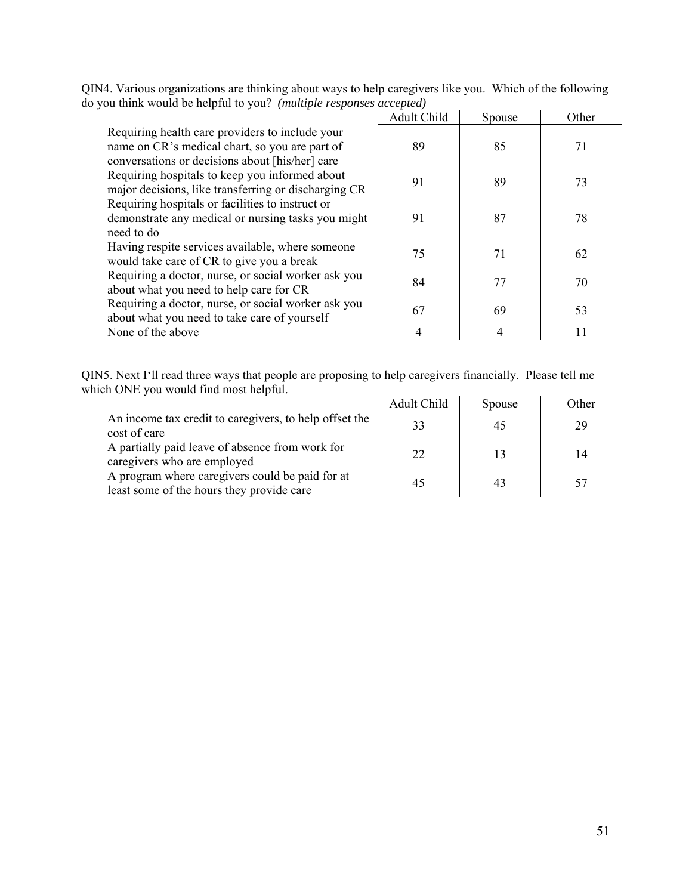QIN4. Various organizations are thinking about ways to help caregivers like you. Which of the following do you think would be helpful to you? *(multiple responses accepted)*

| | Adult Child | Spouse | Other |
|---|---|---|---|
| Requiring health care providers to include your name on CR's medical chart, so you are part of conversations or decisions about [his/her] care | 89 | 85 | 71 |
| Requiring hospitals to keep you informed about major decisions, like transferring or discharging CR | 91 | 89 | 73 |
| Requiring hospitals or facilities to instruct or demonstrate any medical or nursing tasks you might need to do | 91 | 87 | 78 |
| Having respite services available, where someone would take care of CR to give you a break | 75 | 71 | 62 |
| Requiring a doctor, nurse, or social worker ask you about what you need to help care for CR | 84 | 77 | 70 |
| Requiring a doctor, nurse, or social worker ask you about what you need to take care of yourself | 67 | 69 | 53 |
| None of the above | 4 | 4 | 11 |

QIN5. Next I'll read three ways that people are proposing to help caregivers financially. Please tell me which ONE you would find most helpful.

| | Adult Child | Spouse | Other |
|---|---|---|---|
| An income tax credit to caregivers, to help offset the cost of care | 33 | 45 | 29 |
| A partially paid leave of absence from work for caregivers who are employed | 22 | 13 | 14 |
| A program where caregivers could be paid for at least some of the hours they provide care | 45 | 43 | 57 |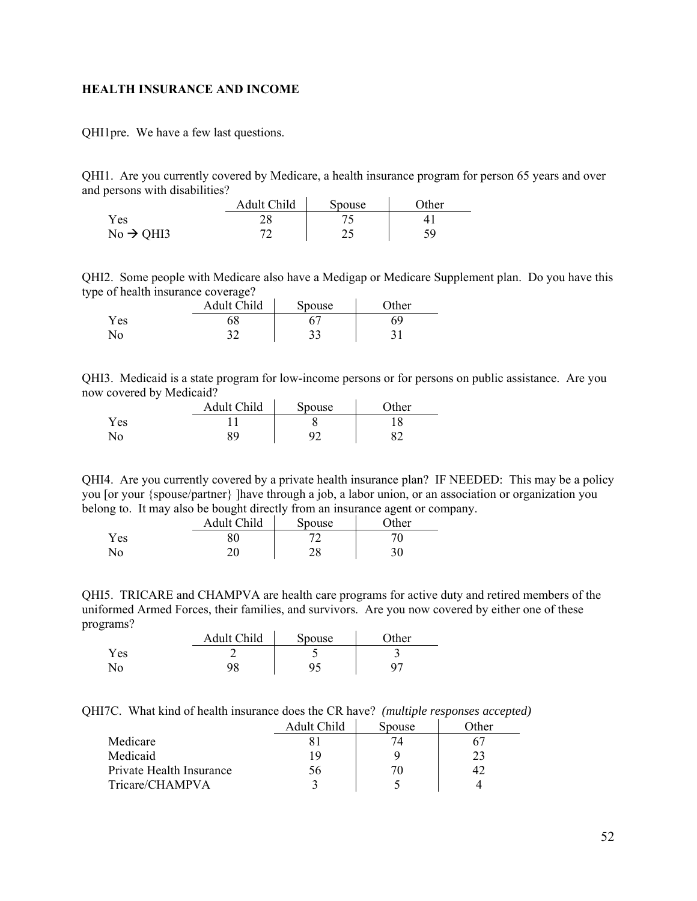**HEALTH INSURANCE AND INCOME**

QHI1pre. We have a few last questions.

QHI1. Are you currently covered by Medicare, a health insurance program for person 65 years and over and persons with disabilities?

| | Adult Child | Spouse | Other |
|---|---|---|---|
| Yes | 28 | 75 | 41 |
| No → QHI3 | 72 | 25 | 59 |

QHI2. Some people with Medicare also have a Medigap or Medicare Supplement plan. Do you have this type of health insurance coverage?

| | Adult Child | Spouse | Other |
|---|---|---|---|
| Yes | 68 | 67 | 69 |
| No | 32 | 33 | 31 |

QHI3. Medicaid is a state program for low-income persons or for persons on public assistance. Are you now covered by Medicaid?

| | Adult Child | Spouse | Other |
|---|---|---|---|
| Yes | 11 | 8 | 18 |
| No | 89 | 92 | 82 |

QHI4. Are you currently covered by a private health insurance plan? IF NEEDED: This may be a policy you [or your {spouse/partner} ]have through a job, a labor union, or an association or organization you belong to. It may also be bought directly from an insurance agent or company.

| | Adult Child | Spouse | Other |
|---|---|---|---|
| Yes | 80 | 72 | 70 |
| No | 20 | 28 | 30 |

QHI5. TRICARE and CHAMPVA are health care programs for active duty and retired members of the uniformed Armed Forces, their families, and survivors. Are you now covered by either one of these programs?

| | Adult Child | Spouse | Other |
|---|---|---|---|
| Yes | 2 | 5 | 3 |
| No | 98 | 95 | 97 |

QHI7C. What kind of health insurance does the CR have? *(multiple responses accepted)*

| | Adult Child | Spouse | Other |
|---|---|---|---|
| Medicare | 81 | 74 | 67 |
| Medicaid | 19 | 9 | 23 |
| Private Health Insurance | 56 | 70 | 42 |
| Tricare/CHAMPVA | 3 | 5 | 4 |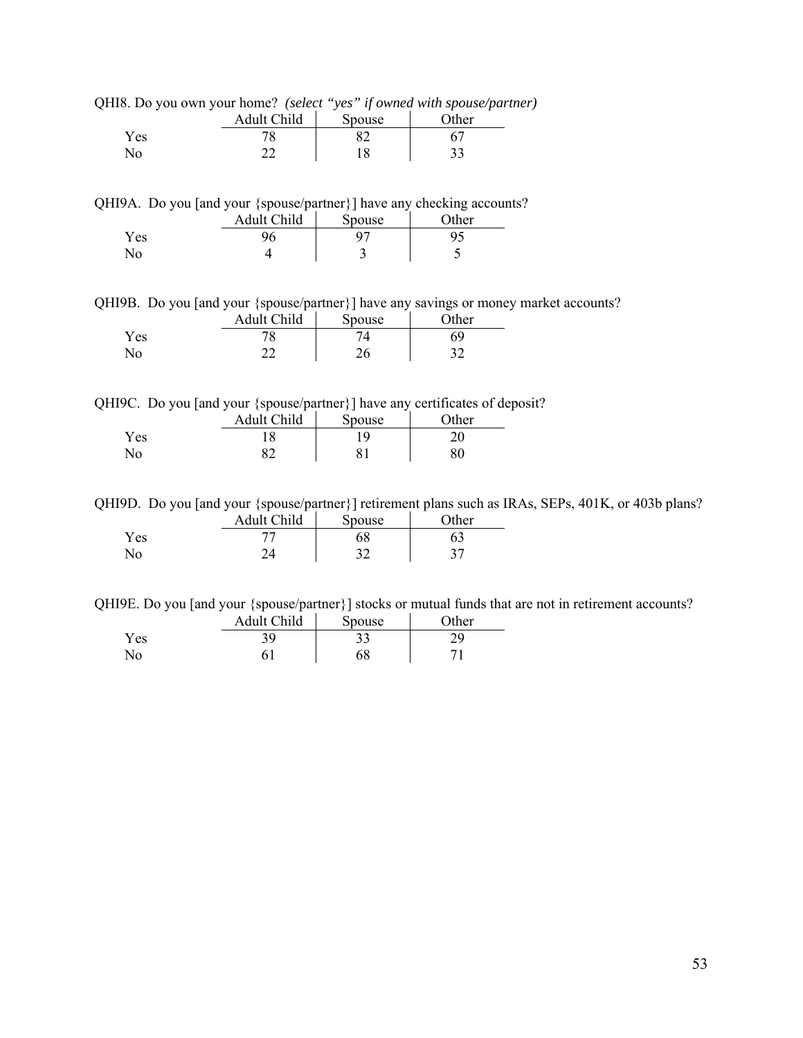QHI8. Do you own your home? *(select "yes" if owned with spouse/partner)*

| | Adult Child | Spouse | Other |
|---|---|---|---|
| Yes | 78 | 82 | 67 |
| No | 22 | 18 | 33 |

QHI9A. Do you [and your {spouse/partner}] have any checking accounts?

| | Adult Child | Spouse | Other |
|---|---|---|---|
| Yes | 96 | 97 | 95 |
| No | 4 | 3 | 5 |

QHI9B. Do you [and your {spouse/partner}] have any savings or money market accounts?

| | Adult Child | Spouse | Other |
|---|---|---|---|
| Yes | 78 | 74 | 69 |
| No | 22 | 26 | 32 |

QHI9C. Do you [and your {spouse/partner}] have any certificates of deposit?

| | Adult Child | Spouse | Other |
|---|---|---|---|
| Yes | 18 | 19 | 20 |
| No | 82 | 81 | 80 |

QHI9D. Do you [and your {spouse/partner}] retirement plans such as IRAs, SEPs, 401K, or 403b plans?

| | Adult Child | Spouse | Other |
|---|---|---|---|
| Yes | 77 | 68 | 63 |
| No | 24 | 32 | 37 |

QHI9E. Do you [and your {spouse/partner}] stocks or mutual funds that are not in retirement accounts?

| | Adult Child | Spouse | Other |
|---|---|---|---|
| Yes | 39 | 33 | 29 |
| No | 61 | 68 | 71 |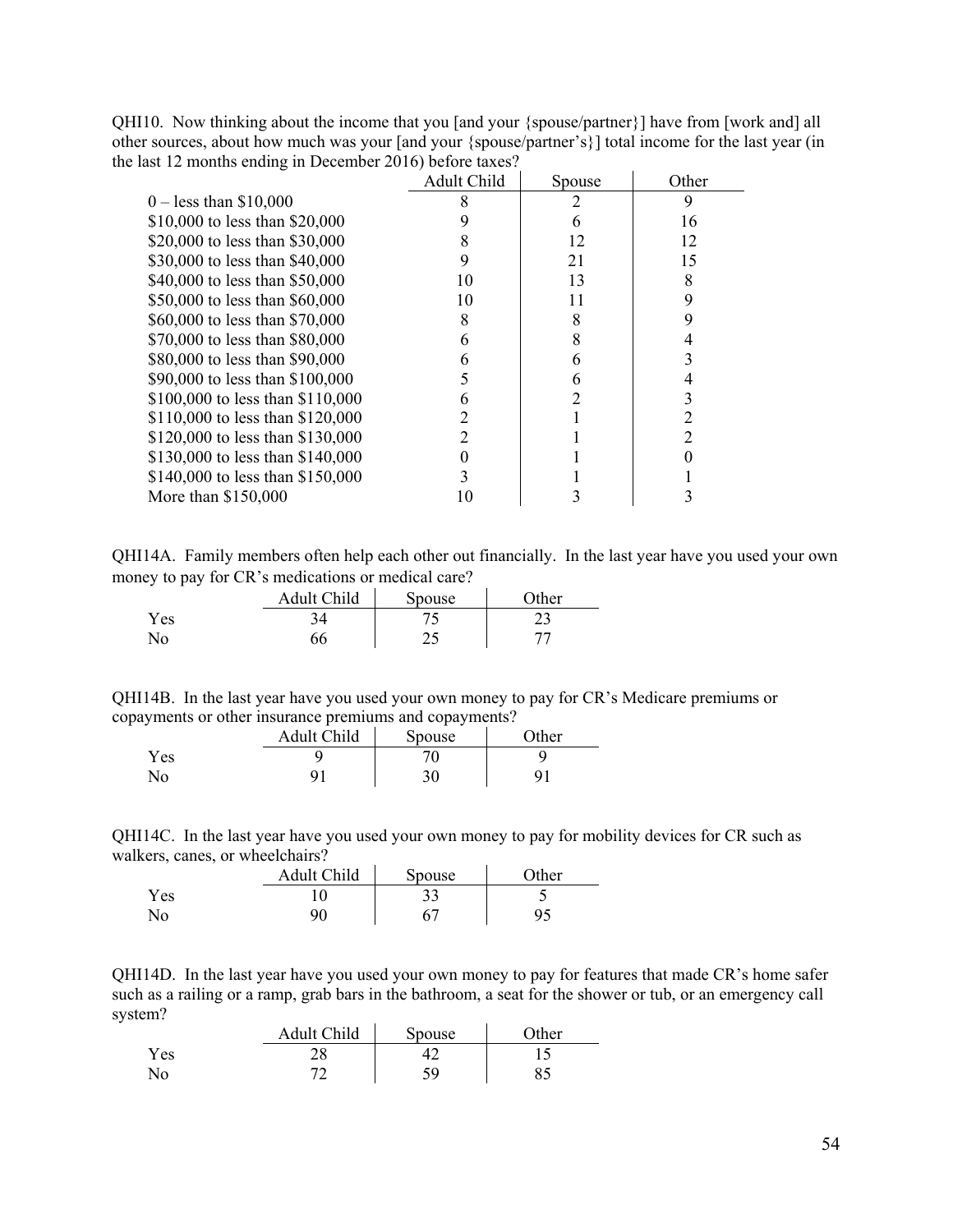QHI10. Now thinking about the income that you [and your {spouse/partner}] have from [work and] all other sources, about how much was your [and your {spouse/partner's}] total income for the last year (in the last 12 months ending in December 2016) before taxes?

| | Adult Child | Spouse | Other |
|---|---|---|---|
| 0 – less than $10,000 | 8 | 2 | 9 |
| $10,000 to less than $20,000 | 9 | 6 | 16 |
| $20,000 to less than $30,000 | 8 | 12 | 12 |
| $30,000 to less than $40,000 | 9 | 21 | 15 |
| $40,000 to less than $50,000 | 10 | 13 | 8 |
| $50,000 to less than $60,000 | 10 | 11 | 9 |
| $60,000 to less than $70,000 | 8 | 8 | 9 |
| $70,000 to less than $80,000 | 6 | 8 | 4 |
| $80,000 to less than $90,000 | 6 | 6 | 3 |
| $90,000 to less than $100,000 | 5 | 6 | 4 |
| $100,000 to less than $110,000 | 6 | 2 | 3 |
| $110,000 to less than $120,000 | 2 | 1 | 2 |
| $120,000 to less than $130,000 | 2 | 1 | 2 |
| $130,000 to less than $140,000 | 0 | 1 | 0 |
| $140,000 to less than $150,000 | 3 | 1 | 1 |
| More than $150,000 | 10 | 3 | 3 |

QHI14A. Family members often help each other out financially. In the last year have you used your own money to pay for CR's medications or medical care?

| | Adult Child | Spouse | Other |
|---|---|---|---|
| Yes | 34 | 75 | 23 |
| No | 66 | 25 | 77 |

QHI14B. In the last year have you used your own money to pay for CR's Medicare premiums or copayments or other insurance premiums and copayments?

| | Adult Child | Spouse | Other |
|---|---|---|---|
| Yes | 9 | 70 | 9 |
| No | 91 | 30 | 91 |

QHI14C. In the last year have you used your own money to pay for mobility devices for CR such as walkers, canes, or wheelchairs?

| | Adult Child | Spouse | Other |
|---|---|---|---|
| Yes | 10 | 33 | 5 |
| No | 90 | 67 | 95 |

QHI14D. In the last year have you used your own money to pay for features that made CR's home safer such as a railing or a ramp, grab bars in the bathroom, a seat for the shower or tub, or an emergency call system?

| | Adult Child | Spouse | Other |
|---|---|---|---|
| Yes | 28 | 42 | 15 |
| No | 72 | 59 | 85 |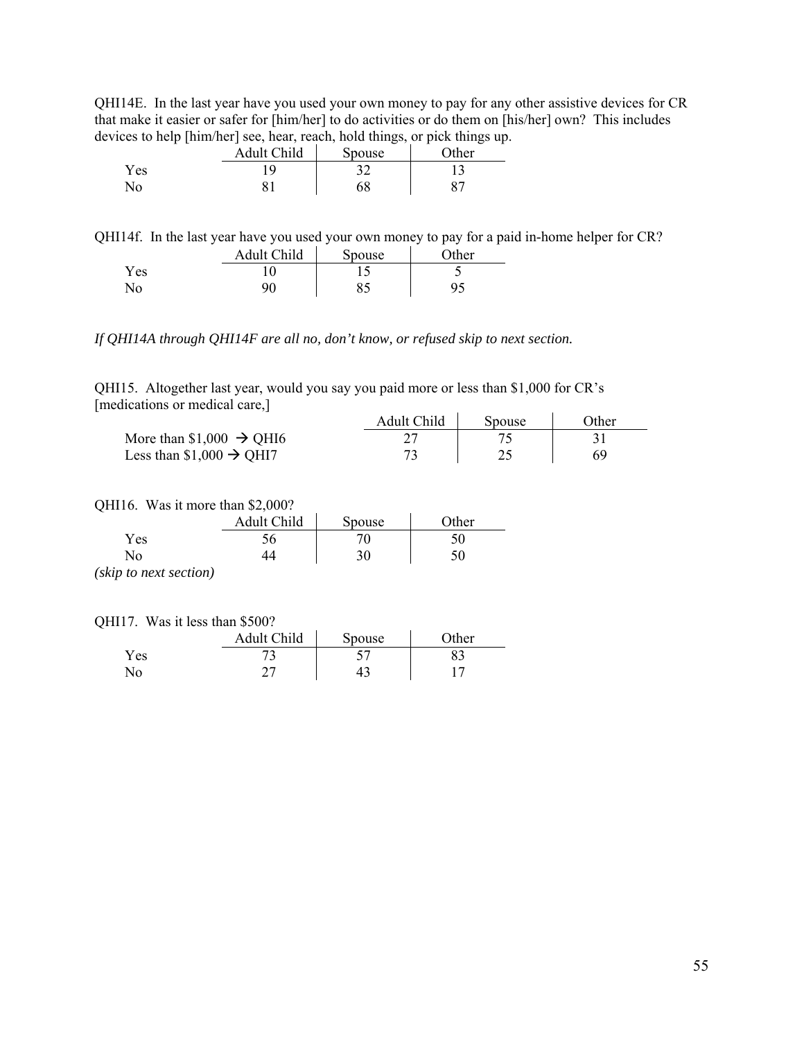QHI14E. In the last year have you used your own money to pay for any other assistive devices for CR that make it easier or safer for [him/her] to do activities or do them on [his/her] own? This includes devices to help [him/her] see, hear, reach, hold things, or pick things up.

| | Adult Child | Spouse | Other |
|---|---|---|---|
| Yes | 19 | 32 | 13 |
| No | 81 | 68 | 87 |

QHI14f. In the last year have you used your own money to pay for a paid in-home helper for CR?

| | Adult Child | Spouse | Other |
|---|---|---|---|
| Yes | 10 | 15 | 5 |
| No | 90 | 85 | 95 |

*If QHI14A through QHI14F are all no, don't know, or refused skip to next section.*

QHI15. Altogether last year, would you say you paid more or less than $1,000 for CR's [medications or medical care,]

| | Adult Child | Spouse | Other |
|---|---|---|---|
| More than $1,000 → QHI6 | 27 | 75 | 31 |
| Less than $1,000 → QHI7 | 73 | 25 | 69 |

QHI16. Was it more than $2,000?

| | Adult Child | Spouse | Other |
|---|---|---|---|
| Yes | 56 | 70 | 50 |
| No | 44 | 30 | 50 |

*(skip to next section)*

QHI17. Was it less than $500?

| | Adult Child | Spouse | Other |
|---|---|---|---|
| Yes | 73 | 57 | 83 |
| No | 27 | 43 | 17 |